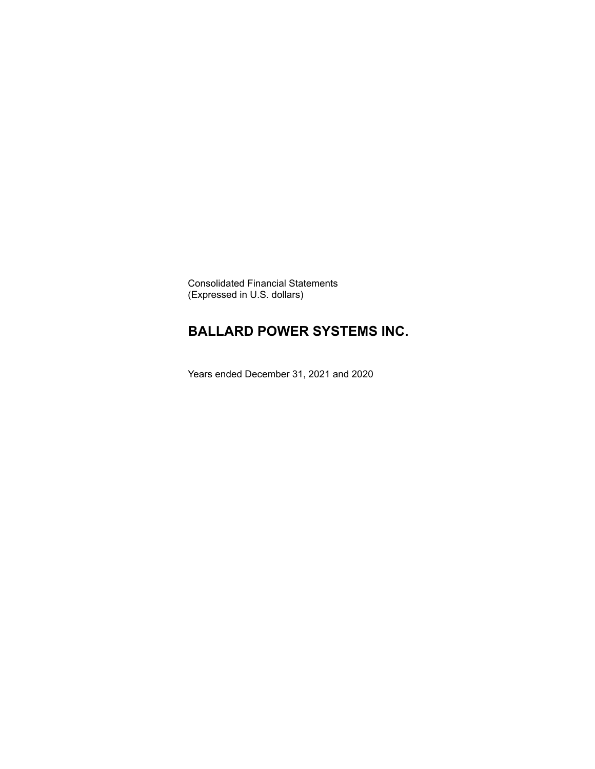Consolidated Financial Statements
(Expressed in U.S. dollars)

# BALLARD POWER SYSTEMS INC.

Years ended December 31, 2021 and 2020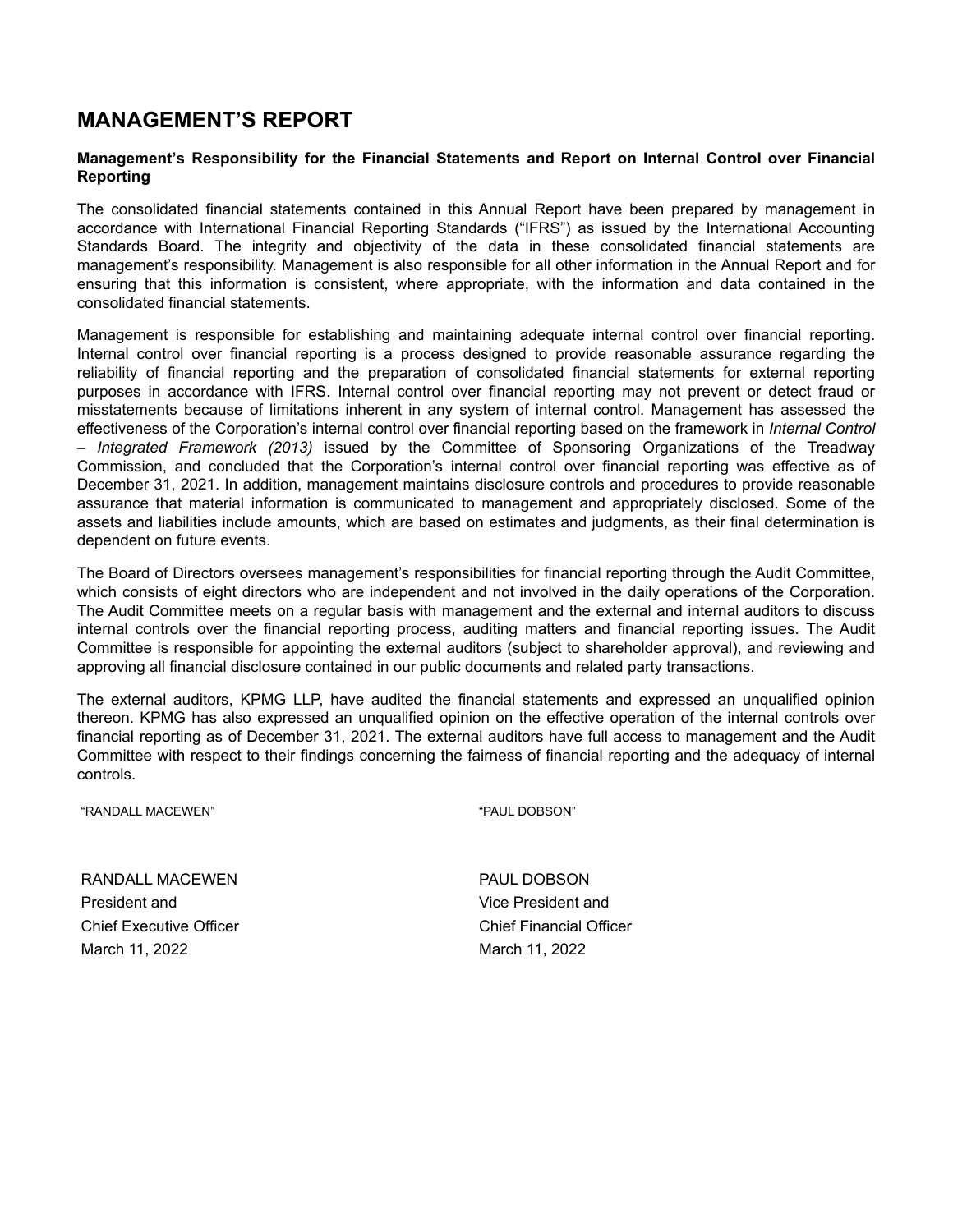# MANAGEMENT'S REPORT

**Management's Responsibility for the Financial Statements and Report on Internal Control over Financial Reporting**

The consolidated financial statements contained in this Annual Report have been prepared by management in accordance with International Financial Reporting Standards ("IFRS") as issued by the International Accounting Standards Board. The integrity and objectivity of the data in these consolidated financial statements are management's responsibility. Management is also responsible for all other information in the Annual Report and for ensuring that this information is consistent, where appropriate, with the information and data contained in the consolidated financial statements.

Management is responsible for establishing and maintaining adequate internal control over financial reporting. Internal control over financial reporting is a process designed to provide reasonable assurance regarding the reliability of financial reporting and the preparation of consolidated financial statements for external reporting purposes in accordance with IFRS. Internal control over financial reporting may not prevent or detect fraud or misstatements because of limitations inherent in any system of internal control. Management has assessed the effectiveness of the Corporation's internal control over financial reporting based on the framework in *Internal Control – Integrated Framework (2013)* issued by the Committee of Sponsoring Organizations of the Treadway Commission, and concluded that the Corporation's internal control over financial reporting was effective as of December 31, 2021. In addition, management maintains disclosure controls and procedures to provide reasonable assurance that material information is communicated to management and appropriately disclosed. Some of the assets and liabilities include amounts, which are based on estimates and judgments, as their final determination is dependent on future events.

The Board of Directors oversees management's responsibilities for financial reporting through the Audit Committee, which consists of eight directors who are independent and not involved in the daily operations of the Corporation. The Audit Committee meets on a regular basis with management and the external and internal auditors to discuss internal controls over the financial reporting process, auditing matters and financial reporting issues. The Audit Committee is responsible for appointing the external auditors (subject to shareholder approval), and reviewing and approving all financial disclosure contained in our public documents and related party transactions.

The external auditors, KPMG LLP, have audited the financial statements and expressed an unqualified opinion thereon. KPMG has also expressed an unqualified opinion on the effective operation of the internal controls over financial reporting as of December 31, 2021. The external auditors have full access to management and the Audit Committee with respect to their findings concerning the fairness of financial reporting and the adequacy of internal controls.

"RANDALL MACEWEN"

RANDALL MACEWEN
President and
Chief Executive Officer
March 11, 2022

"PAUL DOBSON"

PAUL DOBSON
Vice President and
Chief Financial Officer
March 11, 2022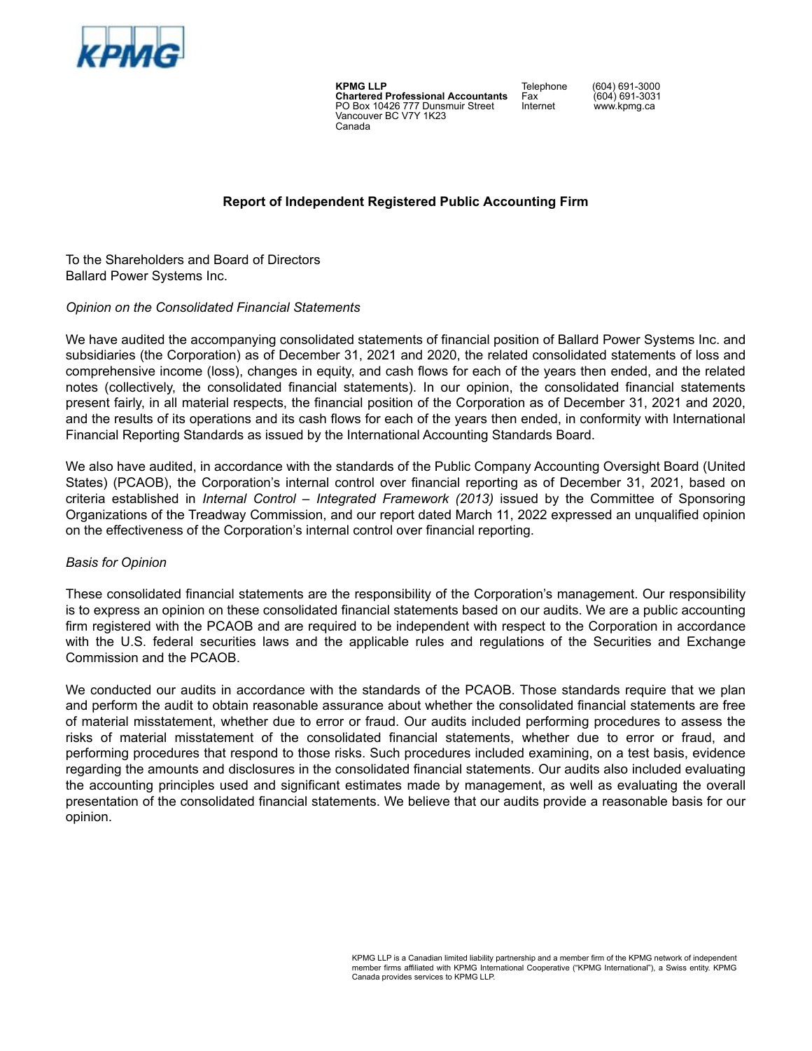KPMG

**KPMG LLP**
**Chartered Professional Accountants**
PO Box 10426 777 Dunsmuir Street
Vancouver BC V7Y 1K23
Canada

Telephone (604) 691-3000
Fax (604) 691-3031
Internet www.kpmg.ca

## Report of Independent Registered Public Accounting Firm

To the Shareholders and Board of Directors
Ballard Power Systems Inc.

*Opinion on the Consolidated Financial Statements*

We have audited the accompanying consolidated statements of financial position of Ballard Power Systems Inc. and subsidiaries (the Corporation) as of December 31, 2021 and 2020, the related consolidated statements of loss and comprehensive income (loss), changes in equity, and cash flows for each of the years then ended, and the related notes (collectively, the consolidated financial statements). In our opinion, the consolidated financial statements present fairly, in all material respects, the financial position of the Corporation as of December 31, 2021 and 2020, and the results of its operations and its cash flows for each of the years then ended, in conformity with International Financial Reporting Standards as issued by the International Accounting Standards Board.

We also have audited, in accordance with the standards of the Public Company Accounting Oversight Board (United States) (PCAOB), the Corporation's internal control over financial reporting as of December 31, 2021, based on criteria established in *Internal Control – Integrated Framework (2013)* issued by the Committee of Sponsoring Organizations of the Treadway Commission, and our report dated March 11, 2022 expressed an unqualified opinion on the effectiveness of the Corporation's internal control over financial reporting.

*Basis for Opinion*

These consolidated financial statements are the responsibility of the Corporation's management. Our responsibility is to express an opinion on these consolidated financial statements based on our audits. We are a public accounting firm registered with the PCAOB and are required to be independent with respect to the Corporation in accordance with the U.S. federal securities laws and the applicable rules and regulations of the Securities and Exchange Commission and the PCAOB.

We conducted our audits in accordance with the standards of the PCAOB. Those standards require that we plan and perform the audit to obtain reasonable assurance about whether the consolidated financial statements are free of material misstatement, whether due to error or fraud. Our audits included performing procedures to assess the risks of material misstatement of the consolidated financial statements, whether due to error or fraud, and performing procedures that respond to those risks. Such procedures included examining, on a test basis, evidence regarding the amounts and disclosures in the consolidated financial statements. Our audits also included evaluating the accounting principles used and significant estimates made by management, as well as evaluating the overall presentation of the consolidated financial statements. We believe that our audits provide a reasonable basis for our opinion.

KPMG LLP is a Canadian limited liability partnership and a member firm of the KPMG network of independent member firms affiliated with KPMG International Cooperative ("KPMG International"), a Swiss entity. KPMG Canada provides services to KPMG LLP.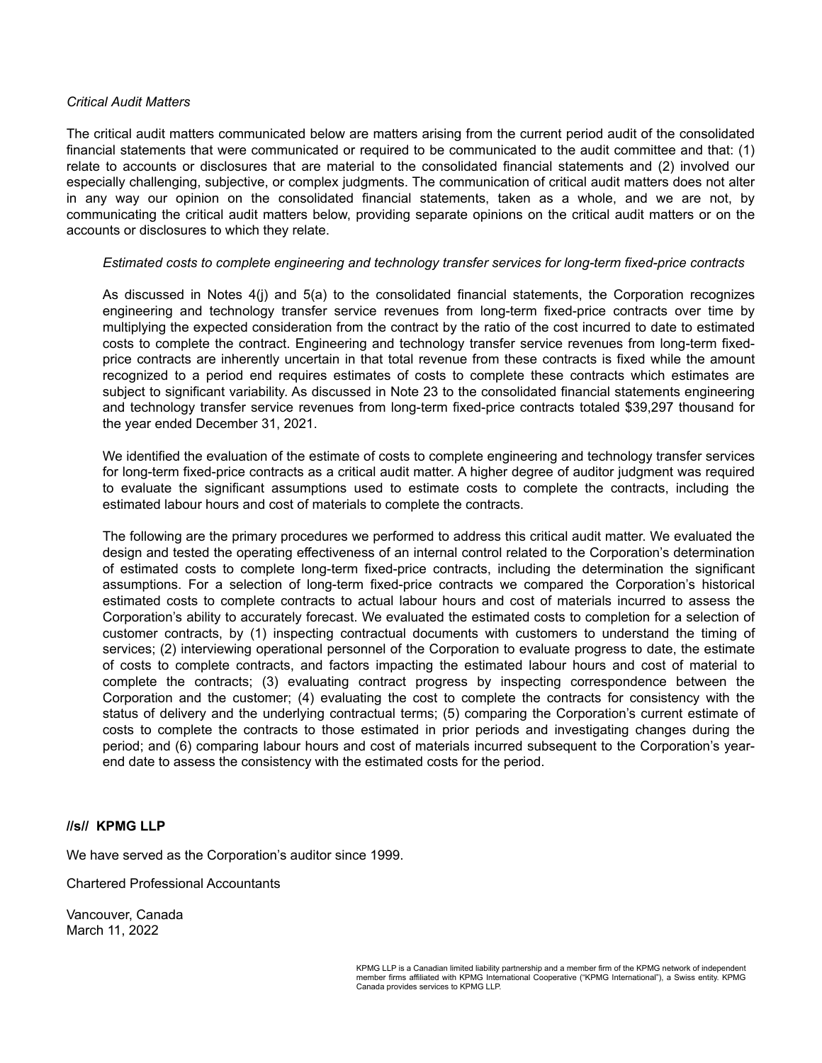*Critical Audit Matters*

The critical audit matters communicated below are matters arising from the current period audit of the consolidated financial statements that were communicated or required to be communicated to the audit committee and that: (1) relate to accounts or disclosures that are material to the consolidated financial statements and (2) involved our especially challenging, subjective, or complex judgments. The communication of critical audit matters does not alter in any way our opinion on the consolidated financial statements, taken as a whole, and we are not, by communicating the critical audit matters below, providing separate opinions on the critical audit matters or on the accounts or disclosures to which they relate.

*Estimated costs to complete engineering and technology transfer services for long-term fixed-price contracts*

As discussed in Notes 4(j) and 5(a) to the consolidated financial statements, the Corporation recognizes engineering and technology transfer service revenues from long-term fixed-price contracts over time by multiplying the expected consideration from the contract by the ratio of the cost incurred to date to estimated costs to complete the contract. Engineering and technology transfer service revenues from long-term fixed-price contracts are inherently uncertain in that total revenue from these contracts is fixed while the amount recognized to a period end requires estimates of costs to complete these contracts which estimates are subject to significant variability. As discussed in Note 23 to the consolidated financial statements engineering and technology transfer service revenues from long-term fixed-price contracts totaled $39,297 thousand for the year ended December 31, 2021.

We identified the evaluation of the estimate of costs to complete engineering and technology transfer services for long-term fixed-price contracts as a critical audit matter. A higher degree of auditor judgment was required to evaluate the significant assumptions used to estimate costs to complete the contracts, including the estimated labour hours and cost of materials to complete the contracts.

The following are the primary procedures we performed to address this critical audit matter. We evaluated the design and tested the operating effectiveness of an internal control related to the Corporation's determination of estimated costs to complete long-term fixed-price contracts, including the determination the significant assumptions. For a selection of long-term fixed-price contracts we compared the Corporation's historical estimated costs to complete contracts to actual labour hours and cost of materials incurred to assess the Corporation's ability to accurately forecast. We evaluated the estimated costs to completion for a selection of customer contracts, by (1) inspecting contractual documents with customers to understand the timing of services; (2) interviewing operational personnel of the Corporation to evaluate progress to date, the estimate of costs to complete contracts, and factors impacting the estimated labour hours and cost of material to complete the contracts; (3) evaluating contract progress by inspecting correspondence between the Corporation and the customer; (4) evaluating the cost to complete the contracts for consistency with the status of delivery and the underlying contractual terms; (5) comparing the Corporation's current estimate of costs to complete the contracts to those estimated in prior periods and investigating changes during the period; and (6) comparing labour hours and cost of materials incurred subsequent to the Corporation's year-end date to assess the consistency with the estimated costs for the period.

**//s// KPMG LLP**

We have served as the Corporation's auditor since 1999.

Chartered Professional Accountants

Vancouver, Canada
March 11, 2022

KPMG LLP is a Canadian limited liability partnership and a member firm of the KPMG network of independent member firms affiliated with KPMG International Cooperative ("KPMG International"), a Swiss entity. KPMG Canada provides services to KPMG LLP.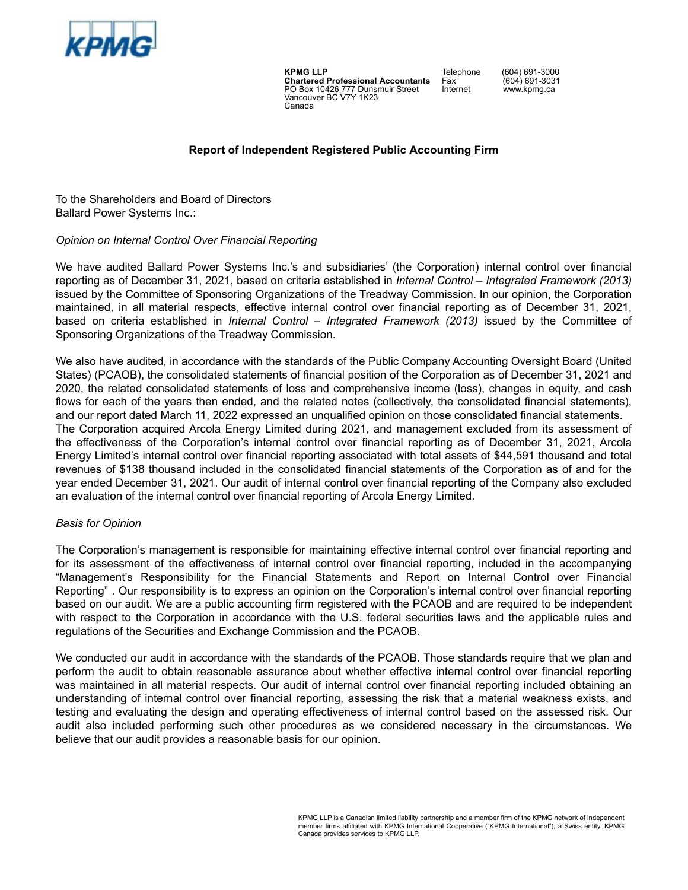KPMG

**KPMG LLP**
**Chartered Professional Accountants**
PO Box 10426 777 Dunsmuir Street
Vancouver BC V7Y 1K23
Canada

Telephone (604) 691-3000
Fax (604) 691-3031
Internet www.kpmg.ca

## Report of Independent Registered Public Accounting Firm

To the Shareholders and Board of Directors
Ballard Power Systems Inc.:

*Opinion on Internal Control Over Financial Reporting*

We have audited Ballard Power Systems Inc.'s and subsidiaries' (the Corporation) internal control over financial reporting as of December 31, 2021, based on criteria established in *Internal Control – Integrated Framework (2013)* issued by the Committee of Sponsoring Organizations of the Treadway Commission. In our opinion, the Corporation maintained, in all material respects, effective internal control over financial reporting as of December 31, 2021, based on criteria established in *Internal Control – Integrated Framework (2013)* issued by the Committee of Sponsoring Organizations of the Treadway Commission.

We also have audited, in accordance with the standards of the Public Company Accounting Oversight Board (United States) (PCAOB), the consolidated statements of financial position of the Corporation as of December 31, 2021 and 2020, the related consolidated statements of loss and comprehensive income (loss), changes in equity, and cash flows for each of the years then ended, and the related notes (collectively, the consolidated financial statements), and our report dated March 11, 2022 expressed an unqualified opinion on those consolidated financial statements. The Corporation acquired Arcola Energy Limited during 2021, and management excluded from its assessment of the effectiveness of the Corporation's internal control over financial reporting as of December 31, 2021, Arcola Energy Limited's internal control over financial reporting associated with total assets of $44,591 thousand and total revenues of $138 thousand included in the consolidated financial statements of the Corporation as of and for the year ended December 31, 2021. Our audit of internal control over financial reporting of the Company also excluded an evaluation of the internal control over financial reporting of Arcola Energy Limited.

*Basis for Opinion*

The Corporation's management is responsible for maintaining effective internal control over financial reporting and for its assessment of the effectiveness of internal control over financial reporting, included in the accompanying "Management's Responsibility for the Financial Statements and Report on Internal Control over Financial Reporting" . Our responsibility is to express an opinion on the Corporation's internal control over financial reporting based on our audit. We are a public accounting firm registered with the PCAOB and are required to be independent with respect to the Corporation in accordance with the U.S. federal securities laws and the applicable rules and regulations of the Securities and Exchange Commission and the PCAOB.

We conducted our audit in accordance with the standards of the PCAOB. Those standards require that we plan and perform the audit to obtain reasonable assurance about whether effective internal control over financial reporting was maintained in all material respects. Our audit of internal control over financial reporting included obtaining an understanding of internal control over financial reporting, assessing the risk that a material weakness exists, and testing and evaluating the design and operating effectiveness of internal control based on the assessed risk. Our audit also included performing such other procedures as we considered necessary in the circumstances. We believe that our audit provides a reasonable basis for our opinion.

KPMG LLP is a Canadian limited liability partnership and a member firm of the KPMG network of independent member firms affiliated with KPMG International Cooperative ("KPMG International"), a Swiss entity. KPMG Canada provides services to KPMG LLP.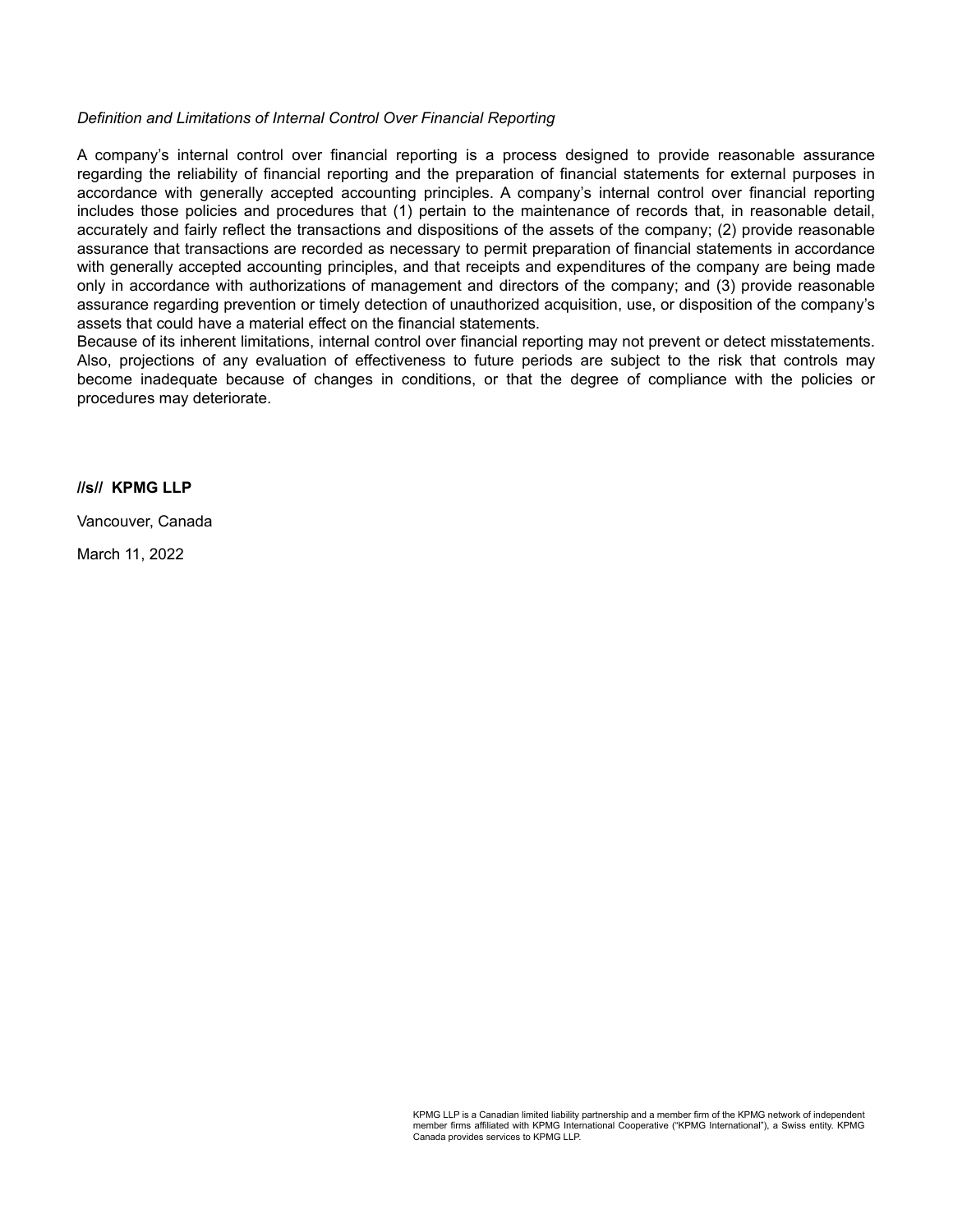*Definition and Limitations of Internal Control Over Financial Reporting*

A company's internal control over financial reporting is a process designed to provide reasonable assurance regarding the reliability of financial reporting and the preparation of financial statements for external purposes in accordance with generally accepted accounting principles. A company's internal control over financial reporting includes those policies and procedures that (1) pertain to the maintenance of records that, in reasonable detail, accurately and fairly reflect the transactions and dispositions of the assets of the company; (2) provide reasonable assurance that transactions are recorded as necessary to permit preparation of financial statements in accordance with generally accepted accounting principles, and that receipts and expenditures of the company are being made only in accordance with authorizations of management and directors of the company; and (3) provide reasonable assurance regarding prevention or timely detection of unauthorized acquisition, use, or disposition of the company's assets that could have a material effect on the financial statements.

Because of its inherent limitations, internal control over financial reporting may not prevent or detect misstatements. Also, projections of any evaluation of effectiveness to future periods are subject to the risk that controls may become inadequate because of changes in conditions, or that the degree of compliance with the policies or procedures may deteriorate.

**//s// KPMG LLP**

Vancouver, Canada

March 11, 2022

KPMG LLP is a Canadian limited liability partnership and a member firm of the KPMG network of independent member firms affiliated with KPMG International Cooperative ("KPMG International"), a Swiss entity. KPMG Canada provides services to KPMG LLP.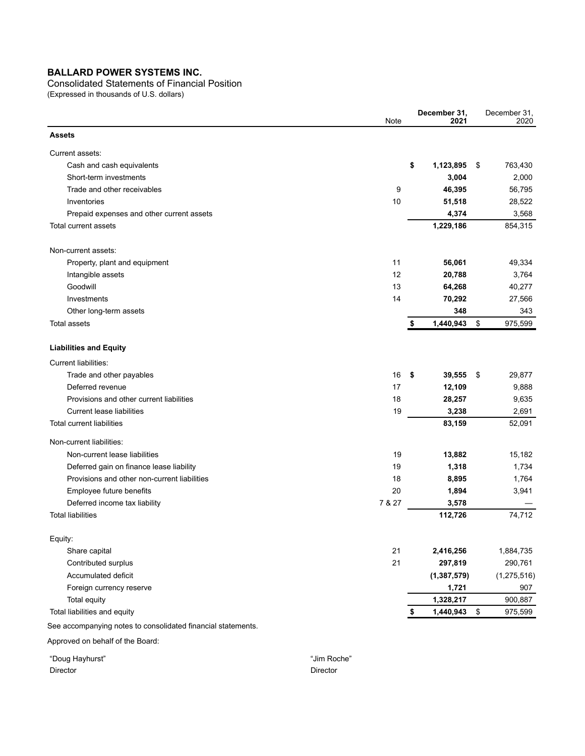# BALLARD POWER SYSTEMS INC.

Consolidated Statements of Financial Position

(Expressed in thousands of U.S. dollars)

| | Note | **December 31, 2021** | December 31, 2020 |
|---|---|---|---|
| **Assets** | | | |
| Current assets: | | | |
| Cash and cash equivalents | | **$ 1,123,895** | $ 763,430 |
| Short-term investments | | **3,004** | 2,000 |
| Trade and other receivables | 9 | **46,395** | 56,795 |
| Inventories | 10 | **51,518** | 28,522 |
| Prepaid expenses and other current assets | | **4,374** | 3,568 |
| Total current assets | | **1,229,186** | 854,315 |
| Non-current assets: | | | |
| Property, plant and equipment | 11 | **56,061** | 49,334 |
| Intangible assets | 12 | **20,788** | 3,764 |
| Goodwill | 13 | **64,268** | 40,277 |
| Investments | 14 | **70,292** | 27,566 |
| Other long-term assets | | **348** | 343 |
| Total assets | | **$ 1,440,943** | $ 975,599 |
| **Liabilities and Equity** | | | |
| Current liabilities: | | | |
| Trade and other payables | 16 | **$ 39,555** | $ 29,877 |
| Deferred revenue | 17 | **12,109** | 9,888 |
| Provisions and other current liabilities | 18 | **28,257** | 9,635 |
| Current lease liabilities | 19 | **3,238** | 2,691 |
| Total current liabilities | | **83,159** | 52,091 |
| Non-current liabilities: | | | |
| Non-current lease liabilities | 19 | **13,882** | 15,182 |
| Deferred gain on finance lease liability | 19 | **1,318** | 1,734 |
| Provisions and other non-current liabilities | 18 | **8,895** | 1,764 |
| Employee future benefits | 20 | **1,894** | 3,941 |
| Deferred income tax liability | 7 & 27 | **3,578** | — |
| Total liabilities | | **112,726** | 74,712 |
| Equity: | | | |
| Share capital | 21 | **2,416,256** | 1,884,735 |
| Contributed surplus | 21 | **297,819** | 290,761 |
| Accumulated deficit | | **(1,387,579)** | (1,275,516) |
| Foreign currency reserve | | **1,721** | 907 |
| Total equity | | **1,328,217** | 900,887 |
| Total liabilities and equity | | **$ 1,440,943** | $ 975,599 |

See accompanying notes to consolidated financial statements.

Approved on behalf of the Board:

"Doug Hayhurst"
Director

"Jim Roche"
Director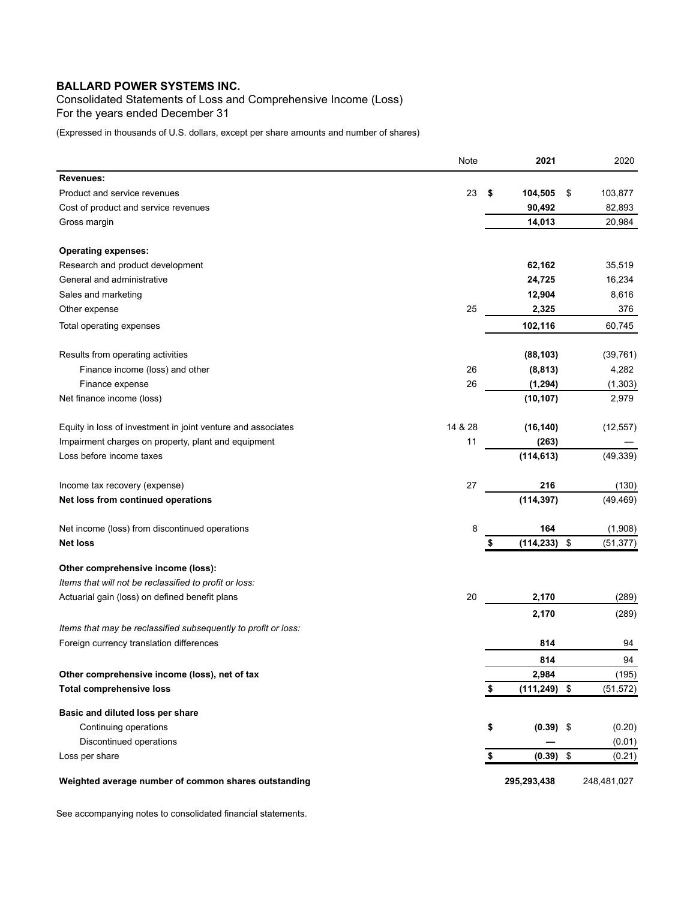# BALLARD POWER SYSTEMS INC.

Consolidated Statements of Loss and Comprehensive Income (Loss)
For the years ended December 31

(Expressed in thousands of U.S. dollars, except per share amounts and number of shares)

| | Note | 2021 | 2020 |
|---|---|---|---|
| **Revenues:** | | | |
| Product and service revenues | 23 | **$ 104,505** | $ 103,877 |
| Cost of product and service revenues | | **90,492** | 82,893 |
| Gross margin | | **14,013** | 20,984 |
| | | | |
| **Operating expenses:** | | | |
| Research and product development | | **62,162** | 35,519 |
| General and administrative | | **24,725** | 16,234 |
| Sales and marketing | | **12,904** | 8,616 |
| Other expense | 25 | **2,325** | 376 |
| Total operating expenses | | **102,116** | 60,745 |
| | | | |
| Results from operating activities | | **(88,103)** | (39,761) |
| Finance income (loss) and other | 26 | **(8,813)** | 4,282 |
| Finance expense | 26 | **(1,294)** | (1,303) |
| Net finance income (loss) | | **(10,107)** | 2,979 |
| | | | |
| Equity in loss of investment in joint venture and associates | 14 & 28 | **(16,140)** | (12,557) |
| Impairment charges on property, plant and equipment | 11 | **(263)** | — |
| Loss before income taxes | | **(114,613)** | (49,339) |
| | | | |
| Income tax recovery (expense) | 27 | **216** | (130) |
| **Net loss from continued operations** | | **(114,397)** | (49,469) |
| | | | |
| Net income (loss) from discontinued operations | 8 | **164** | (1,908) |
| **Net loss** | | **$ (114,233)** | $ (51,377) |
| | | | |
| **Other comprehensive income (loss):** | | | |
| *Items that will not be reclassified to profit or loss:* | | | |
| Actuarial gain (loss) on defined benefit plans | 20 | **2,170** | (289) |
| | | **2,170** | (289) |
| *Items that may be reclassified subsequently to profit or loss:* | | | |
| Foreign currency translation differences | | **814** | 94 |
| | | **814** | 94 |
| **Other comprehensive income (loss), net of tax** | | **2,984** | (195) |
| **Total comprehensive loss** | | **$ (111,249)** | $ (51,572) |
| | | | |
| **Basic and diluted loss per share** | | | |
| Continuing operations | | **$ (0.39)** | $ (0.20) |
| Discontinued operations | | **—** | (0.01) |
| Loss per share | | **$ (0.39)** | $ (0.21) |
| | | | |
| **Weighted average number of common shares outstanding** | | **295,293,438** | 248,481,027 |

See accompanying notes to consolidated financial statements.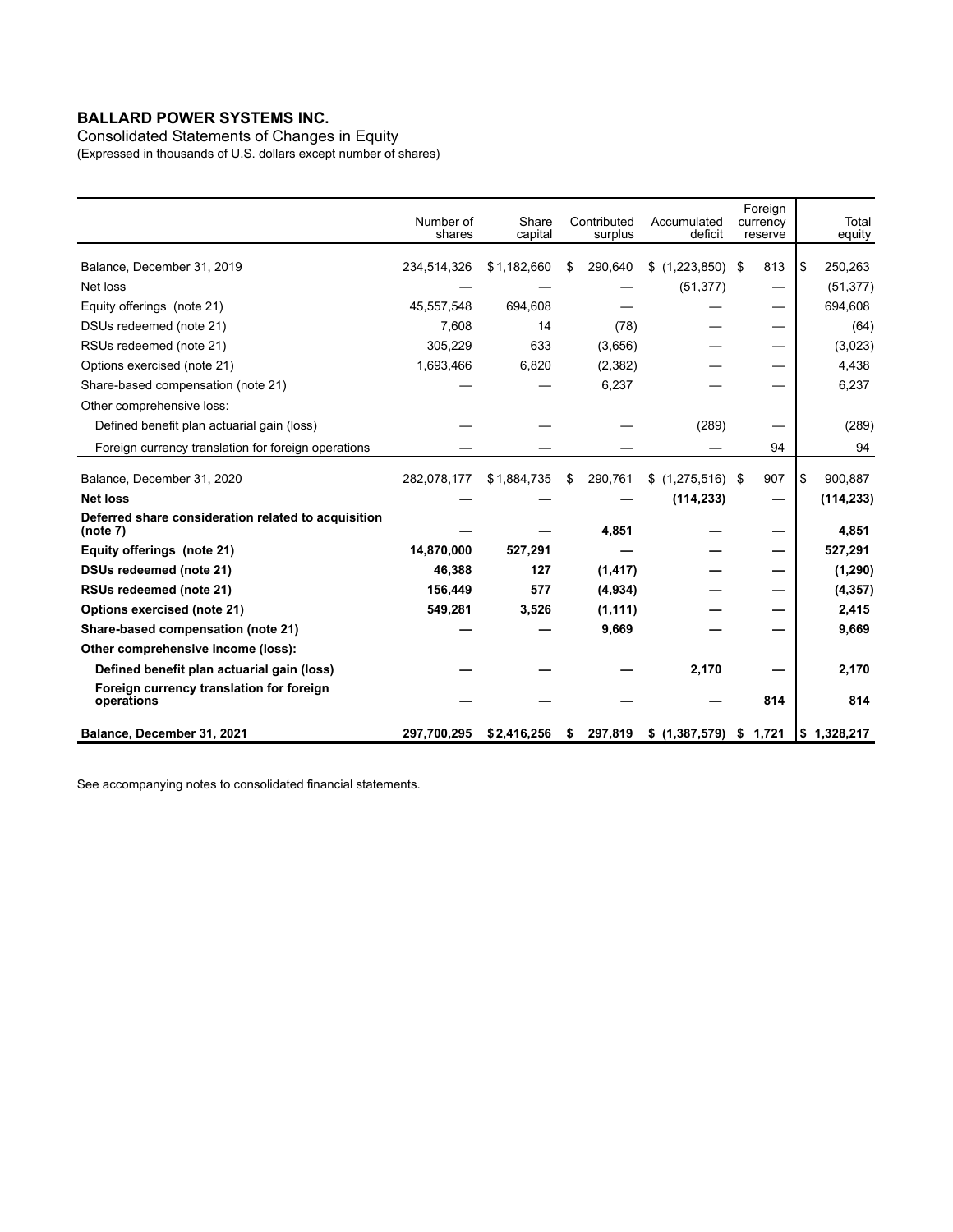**BALLARD POWER SYSTEMS INC.**

Consolidated Statements of Changes in Equity

(Expressed in thousands of U.S. dollars except number of shares)

| | Number of shares | Share capital | Contributed surplus | Accumulated deficit | Foreign currency reserve | Total equity |
|---|---|---|---|---|---|---|
| Balance, December 31, 2019 | 234,514,326 | $ 1,182,660 | $ 290,640 | $ (1,223,850) | $ 813 | $ 250,263 |
| Net loss | — | — | — | (51,377) | — | (51,377) |
| Equity offerings (note 21) | 45,557,548 | 694,608 | — | — | — | 694,608 |
| DSUs redeemed (note 21) | 7,608 | 14 | (78) | — | — | (64) |
| RSUs redeemed (note 21) | 305,229 | 633 | (3,656) | — | — | (3,023) |
| Options exercised (note 21) | 1,693,466 | 6,820 | (2,382) | — | — | 4,438 |
| Share-based compensation (note 21) | — | — | 6,237 | — | — | 6,237 |
| Other comprehensive loss: | | | | | | |
| Defined benefit plan actuarial gain (loss) | — | — | — | (289) | — | (289) |
| Foreign currency translation for foreign operations | — | — | — | — | 94 | 94 |
| Balance, December 31, 2020 | 282,078,177 | $ 1,884,735 | $ 290,761 | $ (1,275,516) | $ 907 | $ 900,887 |
| **Net loss** | **—** | **—** | **—** | **(114,233)** | **—** | **(114,233)** |
| **Deferred share consideration related to acquisition (note 7)** | **—** | **—** | **4,851** | **—** | **—** | **4,851** |
| **Equity offerings (note 21)** | **14,870,000** | **527,291** | **—** | **—** | **—** | **527,291** |
| **DSUs redeemed (note 21)** | **46,388** | **127** | **(1,417)** | **—** | **—** | **(1,290)** |
| **RSUs redeemed (note 21)** | **156,449** | **577** | **(4,934)** | **—** | **—** | **(4,357)** |
| **Options exercised (note 21)** | **549,281** | **3,526** | **(1,111)** | **—** | **—** | **2,415** |
| **Share-based compensation (note 21)** | **—** | **—** | **9,669** | **—** | **—** | **9,669** |
| **Other comprehensive income (loss):** | | | | | | |
| **Defined benefit plan actuarial gain (loss)** | **—** | **—** | **—** | **2,170** | **—** | **2,170** |
| **Foreign currency translation for foreign operations** | **—** | **—** | **—** | **—** | **814** | **814** |
| **Balance, December 31, 2021** | **297,700,295** | **$ 2,416,256** | **$ 297,819** | **$ (1,387,579)** | **$ 1,721** | **$ 1,328,217** |

See accompanying notes to consolidated financial statements.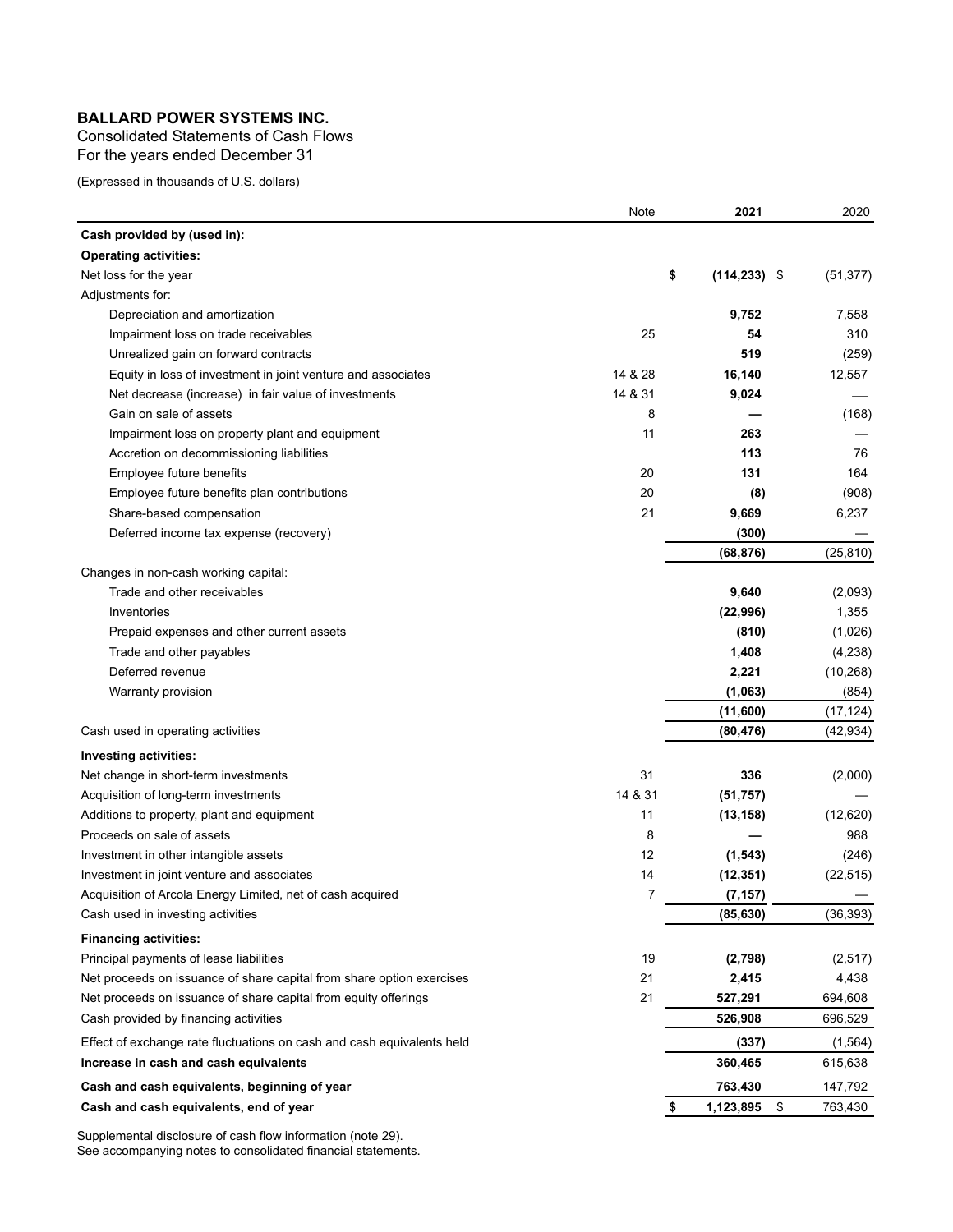**BALLARD POWER SYSTEMS INC.**

Consolidated Statements of Cash Flows

For the years ended December 31

(Expressed in thousands of U.S. dollars)

| | Note | **2021** | 2020 |
|---|---|---|---|
| **Cash provided by (used in):** | | | |
| **Operating activities:** | | | |
| Net loss for the year | | **$ (114,233)** | $ (51,377) |
| Adjustments for: | | | |
| Depreciation and amortization | | **9,752** | 7,558 |
| Impairment loss on trade receivables | 25 | **54** | 310 |
| Unrealized gain on forward contracts | | **519** | (259) |
| Equity in loss of investment in joint venture and associates | 14 & 28 | **16,140** | 12,557 |
| Net decrease (increase) in fair value of investments | 14 & 31 | **9,024** | — |
| Gain on sale of assets | 8 | **—** | (168) |
| Impairment loss on property plant and equipment | 11 | **263** | — |
| Accretion on decommissioning liabilities | | **113** | 76 |
| Employee future benefits | 20 | **131** | 164 |
| Employee future benefits plan contributions | 20 | **(8)** | (908) |
| Share-based compensation | 21 | **9,669** | 6,237 |
| Deferred income tax expense (recovery) | | **(300)** | — |
| | | **(68,876)** | (25,810) |
| Changes in non-cash working capital: | | | |
| Trade and other receivables | | **9,640** | (2,093) |
| Inventories | | **(22,996)** | 1,355 |
| Prepaid expenses and other current assets | | **(810)** | (1,026) |
| Trade and other payables | | **1,408** | (4,238) |
| Deferred revenue | | **2,221** | (10,268) |
| Warranty provision | | **(1,063)** | (854) |
| | | **(11,600)** | (17,124) |
| Cash used in operating activities | | **(80,476)** | (42,934) |
| **Investing activities:** | | | |
| Net change in short-term investments | 31 | **336** | (2,000) |
| Acquisition of long-term investments | 14 & 31 | **(51,757)** | — |
| Additions to property, plant and equipment | 11 | **(13,158)** | (12,620) |
| Proceeds on sale of assets | 8 | **—** | 988 |
| Investment in other intangible assets | 12 | **(1,543)** | (246) |
| Investment in joint venture and associates | 14 | **(12,351)** | (22,515) |
| Acquisition of Arcola Energy Limited, net of cash acquired | 7 | **(7,157)** | — |
| Cash used in investing activities | | **(85,630)** | (36,393) |
| **Financing activities:** | | | |
| Principal payments of lease liabilities | 19 | **(2,798)** | (2,517) |
| Net proceeds on issuance of share capital from share option exercises | 21 | **2,415** | 4,438 |
| Net proceeds on issuance of share capital from equity offerings | 21 | **527,291** | 694,608 |
| Cash provided by financing activities | | **526,908** | 696,529 |
| Effect of exchange rate fluctuations on cash and cash equivalents held | | **(337)** | (1,564) |
| **Increase in cash and cash equivalents** | | **360,465** | 615,638 |
| **Cash and cash equivalents, beginning of year** | | **763,430** | 147,792 |
| **Cash and cash equivalents, end of year** | | **$ 1,123,895** | $ 763,430 |

Supplemental disclosure of cash flow information (note 29).

See accompanying notes to consolidated financial statements.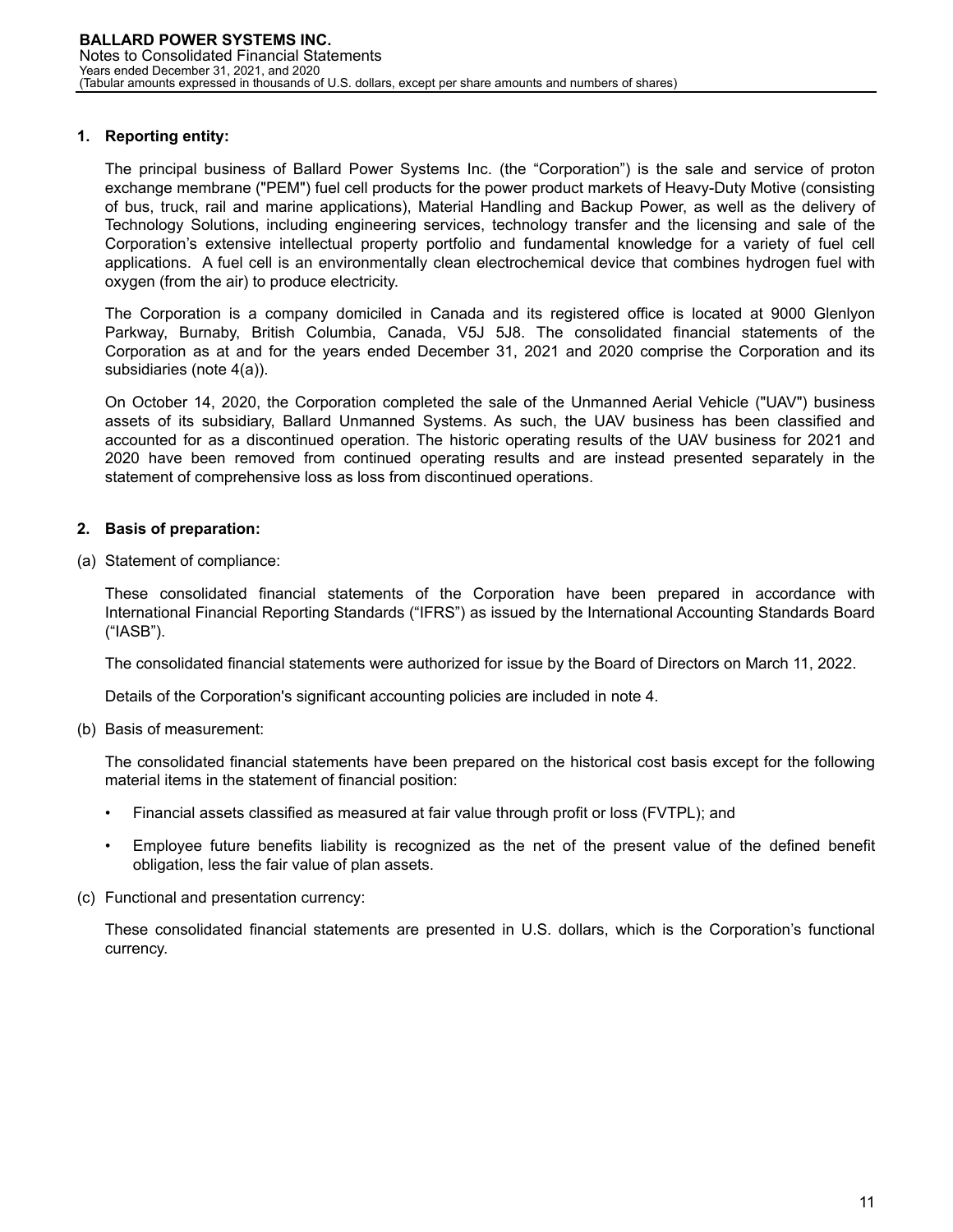## 1. Reporting entity:

The principal business of Ballard Power Systems Inc. (the "Corporation") is the sale and service of proton exchange membrane ("PEM") fuel cell products for the power product markets of Heavy-Duty Motive (consisting of bus, truck, rail and marine applications), Material Handling and Backup Power, as well as the delivery of Technology Solutions, including engineering services, technology transfer and the licensing and sale of the Corporation's extensive intellectual property portfolio and fundamental knowledge for a variety of fuel cell applications. A fuel cell is an environmentally clean electrochemical device that combines hydrogen fuel with oxygen (from the air) to produce electricity.

The Corporation is a company domiciled in Canada and its registered office is located at 9000 Glenlyon Parkway, Burnaby, British Columbia, Canada, V5J 5J8. The consolidated financial statements of the Corporation as at and for the years ended December 31, 2021 and 2020 comprise the Corporation and its subsidiaries (note 4(a)).

On October 14, 2020, the Corporation completed the sale of the Unmanned Aerial Vehicle ("UAV") business assets of its subsidiary, Ballard Unmanned Systems. As such, the UAV business has been classified and accounted for as a discontinued operation. The historic operating results of the UAV business for 2021 and 2020 have been removed from continued operating results and are instead presented separately in the statement of comprehensive loss as loss from discontinued operations.

## 2. Basis of preparation:

(a) Statement of compliance:

These consolidated financial statements of the Corporation have been prepared in accordance with International Financial Reporting Standards ("IFRS") as issued by the International Accounting Standards Board ("IASB").

The consolidated financial statements were authorized for issue by the Board of Directors on March 11, 2022.

Details of the Corporation's significant accounting policies are included in note 4.

(b) Basis of measurement:

The consolidated financial statements have been prepared on the historical cost basis except for the following material items in the statement of financial position:

- Financial assets classified as measured at fair value through profit or loss (FVTPL); and
- Employee future benefits liability is recognized as the net of the present value of the defined benefit obligation, less the fair value of plan assets.

(c) Functional and presentation currency:

These consolidated financial statements are presented in U.S. dollars, which is the Corporation's functional currency.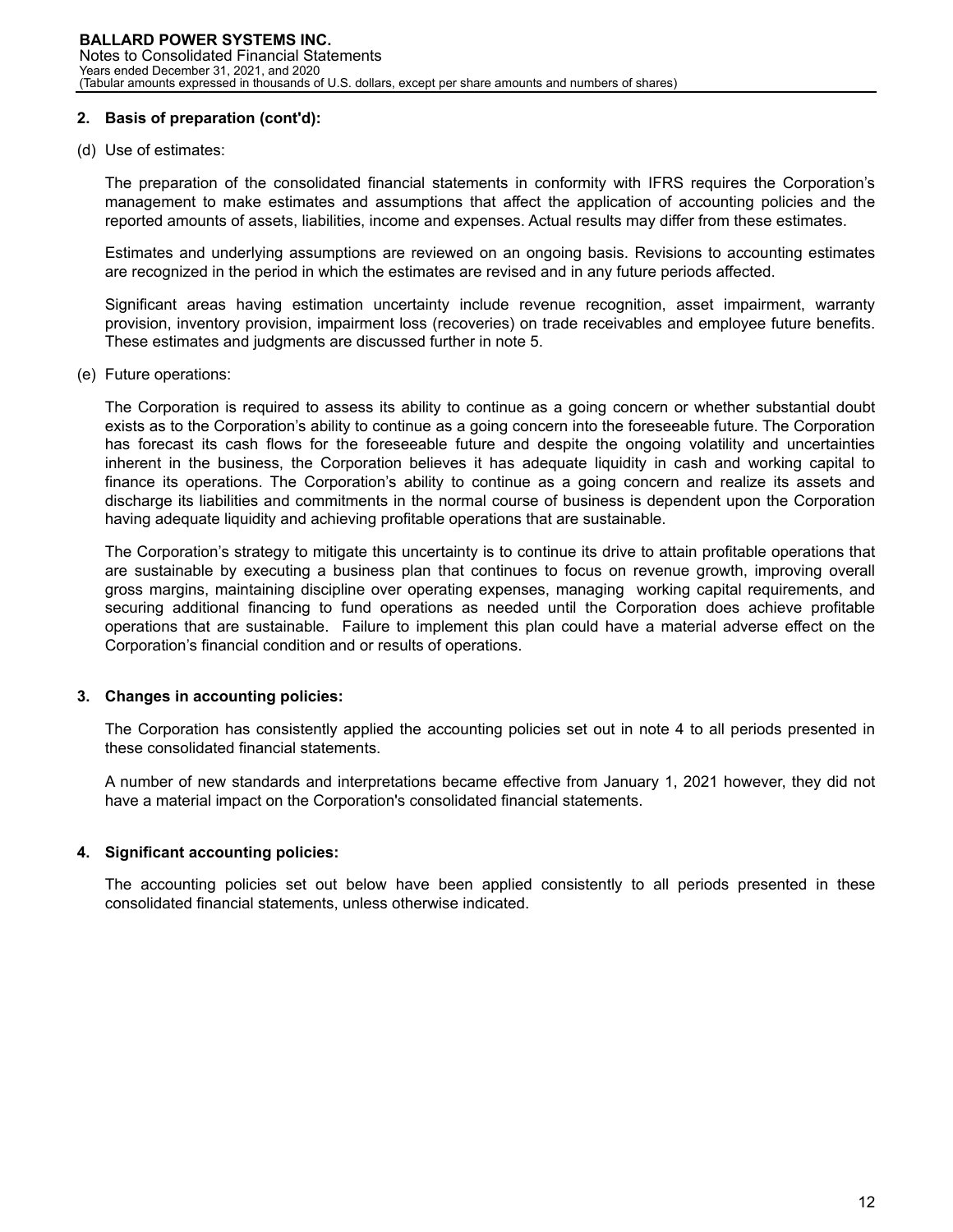## 2. Basis of preparation (cont'd):

(d) Use of estimates:

The preparation of the consolidated financial statements in conformity with IFRS requires the Corporation's management to make estimates and assumptions that affect the application of accounting policies and the reported amounts of assets, liabilities, income and expenses. Actual results may differ from these estimates.

Estimates and underlying assumptions are reviewed on an ongoing basis. Revisions to accounting estimates are recognized in the period in which the estimates are revised and in any future periods affected.

Significant areas having estimation uncertainty include revenue recognition, asset impairment, warranty provision, inventory provision, impairment loss (recoveries) on trade receivables and employee future benefits. These estimates and judgments are discussed further in note 5.

(e) Future operations:

The Corporation is required to assess its ability to continue as a going concern or whether substantial doubt exists as to the Corporation's ability to continue as a going concern into the foreseeable future. The Corporation has forecast its cash flows for the foreseeable future and despite the ongoing volatility and uncertainties inherent in the business, the Corporation believes it has adequate liquidity in cash and working capital to finance its operations. The Corporation's ability to continue as a going concern and realize its assets and discharge its liabilities and commitments in the normal course of business is dependent upon the Corporation having adequate liquidity and achieving profitable operations that are sustainable.

The Corporation's strategy to mitigate this uncertainty is to continue its drive to attain profitable operations that are sustainable by executing a business plan that continues to focus on revenue growth, improving overall gross margins, maintaining discipline over operating expenses, managing working capital requirements, and securing additional financing to fund operations as needed until the Corporation does achieve profitable operations that are sustainable. Failure to implement this plan could have a material adverse effect on the Corporation's financial condition and or results of operations.

## 3. Changes in accounting policies:

The Corporation has consistently applied the accounting policies set out in note 4 to all periods presented in these consolidated financial statements.

A number of new standards and interpretations became effective from January 1, 2021 however, they did not have a material impact on the Corporation's consolidated financial statements.

## 4. Significant accounting policies:

The accounting policies set out below have been applied consistently to all periods presented in these consolidated financial statements, unless otherwise indicated.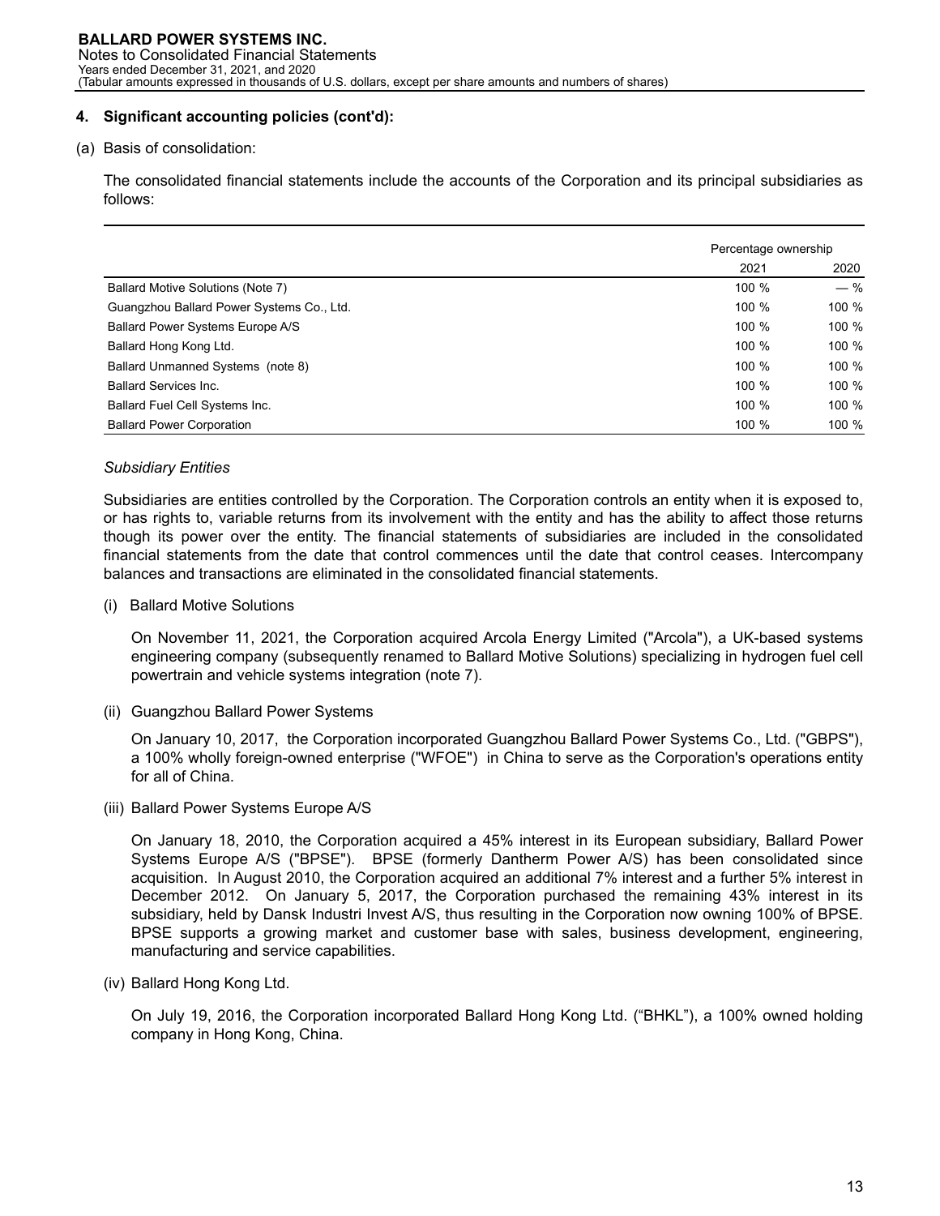### 4. Significant accounting policies (cont'd):

(a) Basis of consolidation:

The consolidated financial statements include the accounts of the Corporation and its principal subsidiaries as follows:

| | Percentage ownership | |
|---|---|---|
| | 2021 | 2020 |
| Ballard Motive Solutions (Note 7) | 100 % | — % |
| Guangzhou Ballard Power Systems Co., Ltd. | 100 % | 100 % |
| Ballard Power Systems Europe A/S | 100 % | 100 % |
| Ballard Hong Kong Ltd. | 100 % | 100 % |
| Ballard Unmanned Systems (note 8) | 100 % | 100 % |
| Ballard Services Inc. | 100 % | 100 % |
| Ballard Fuel Cell Systems Inc. | 100 % | 100 % |
| Ballard Power Corporation | 100 % | 100 % |

*Subsidiary Entities*

Subsidiaries are entities controlled by the Corporation. The Corporation controls an entity when it is exposed to, or has rights to, variable returns from its involvement with the entity and has the ability to affect those returns though its power over the entity. The financial statements of subsidiaries are included in the consolidated financial statements from the date that control commences until the date that control ceases. Intercompany balances and transactions are eliminated in the consolidated financial statements.

(i) Ballard Motive Solutions

On November 11, 2021, the Corporation acquired Arcola Energy Limited ("Arcola"), a UK-based systems engineering company (subsequently renamed to Ballard Motive Solutions) specializing in hydrogen fuel cell powertrain and vehicle systems integration (note 7).

(ii) Guangzhou Ballard Power Systems

On January 10, 2017, the Corporation incorporated Guangzhou Ballard Power Systems Co., Ltd. ("GBPS"), a 100% wholly foreign-owned enterprise ("WFOE") in China to serve as the Corporation's operations entity for all of China.

(iii) Ballard Power Systems Europe A/S

On January 18, 2010, the Corporation acquired a 45% interest in its European subsidiary, Ballard Power Systems Europe A/S ("BPSE"). BPSE (formerly Dantherm Power A/S) has been consolidated since acquisition. In August 2010, the Corporation acquired an additional 7% interest and a further 5% interest in December 2012. On January 5, 2017, the Corporation purchased the remaining 43% interest in its subsidiary, held by Dansk Industri Invest A/S, thus resulting in the Corporation now owning 100% of BPSE. BPSE supports a growing market and customer base with sales, business development, engineering, manufacturing and service capabilities.

(iv) Ballard Hong Kong Ltd.

On July 19, 2016, the Corporation incorporated Ballard Hong Kong Ltd. ("BHKL"), a 100% owned holding company in Hong Kong, China.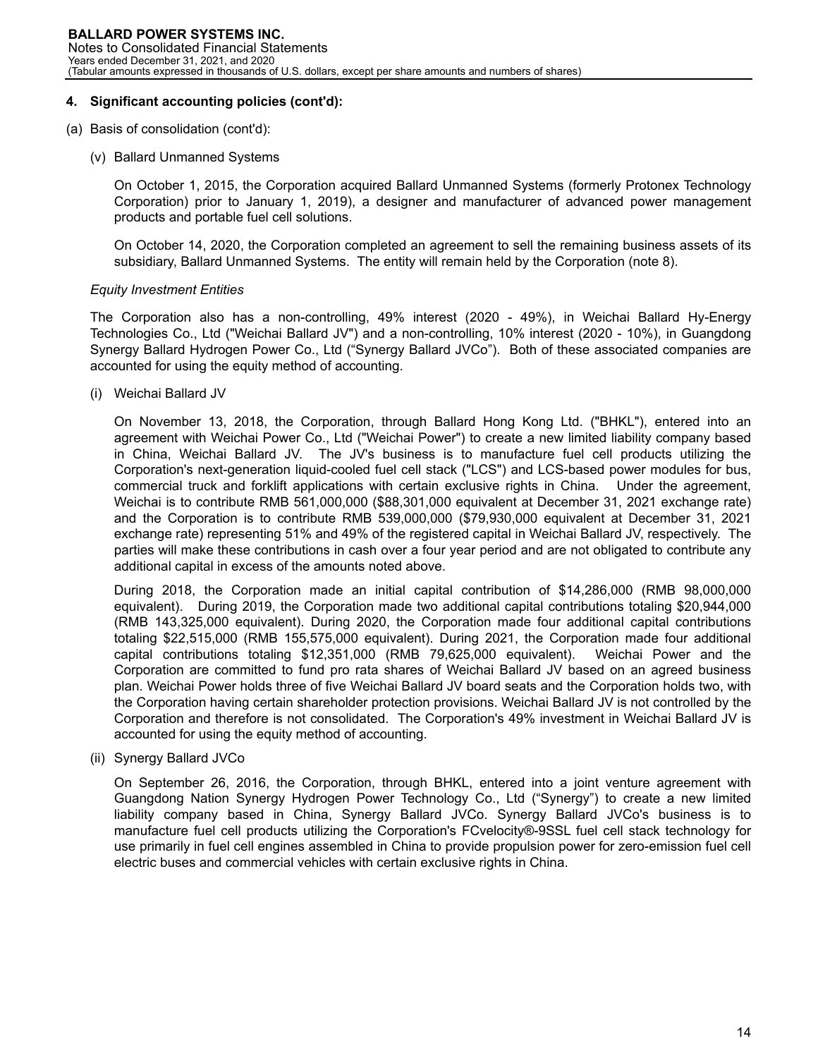### 4. Significant accounting policies (cont'd):

(a) Basis of consolidation (cont'd):

(v) Ballard Unmanned Systems

On October 1, 2015, the Corporation acquired Ballard Unmanned Systems (formerly Protonex Technology Corporation) prior to January 1, 2019), a designer and manufacturer of advanced power management products and portable fuel cell solutions.

On October 14, 2020, the Corporation completed an agreement to sell the remaining business assets of its subsidiary, Ballard Unmanned Systems. The entity will remain held by the Corporation (note 8).

*Equity Investment Entities*

The Corporation also has a non-controlling, 49% interest (2020 - 49%), in Weichai Ballard Hy-Energy Technologies Co., Ltd ("Weichai Ballard JV") and a non-controlling, 10% interest (2020 - 10%), in Guangdong Synergy Ballard Hydrogen Power Co., Ltd ("Synergy Ballard JVCo"). Both of these associated companies are accounted for using the equity method of accounting.

(i) Weichai Ballard JV

On November 13, 2018, the Corporation, through Ballard Hong Kong Ltd. ("BHKL"), entered into an agreement with Weichai Power Co., Ltd ("Weichai Power") to create a new limited liability company based in China, Weichai Ballard JV. The JV's business is to manufacture fuel cell products utilizing the Corporation's next-generation liquid-cooled fuel cell stack ("LCS") and LCS-based power modules for bus, commercial truck and forklift applications with certain exclusive rights in China. Under the agreement, Weichai is to contribute RMB 561,000,000 ($88,301,000 equivalent at December 31, 2021 exchange rate) and the Corporation is to contribute RMB 539,000,000 ($79,930,000 equivalent at December 31, 2021 exchange rate) representing 51% and 49% of the registered capital in Weichai Ballard JV, respectively. The parties will make these contributions in cash over a four year period and are not obligated to contribute any additional capital in excess of the amounts noted above.

During 2018, the Corporation made an initial capital contribution of $14,286,000 (RMB 98,000,000 equivalent). During 2019, the Corporation made two additional capital contributions totaling $20,944,000 (RMB 143,325,000 equivalent). During 2020, the Corporation made four additional capital contributions totaling $22,515,000 (RMB 155,575,000 equivalent). During 2021, the Corporation made four additional capital contributions totaling $12,351,000 (RMB 79,625,000 equivalent). Weichai Power and the Corporation are committed to fund pro rata shares of Weichai Ballard JV based on an agreed business plan. Weichai Power holds three of five Weichai Ballard JV board seats and the Corporation holds two, with the Corporation having certain shareholder protection provisions. Weichai Ballard JV is not controlled by the Corporation and therefore is not consolidated. The Corporation's 49% investment in Weichai Ballard JV is accounted for using the equity method of accounting.

(ii) Synergy Ballard JVCo

On September 26, 2016, the Corporation, through BHKL, entered into a joint venture agreement with Guangdong Nation Synergy Hydrogen Power Technology Co., Ltd ("Synergy") to create a new limited liability company based in China, Synergy Ballard JVCo. Synergy Ballard JVCo's business is to manufacture fuel cell products utilizing the Corporation's FCvelocity®-9SSL fuel cell stack technology for use primarily in fuel cell engines assembled in China to provide propulsion power for zero-emission fuel cell electric buses and commercial vehicles with certain exclusive rights in China.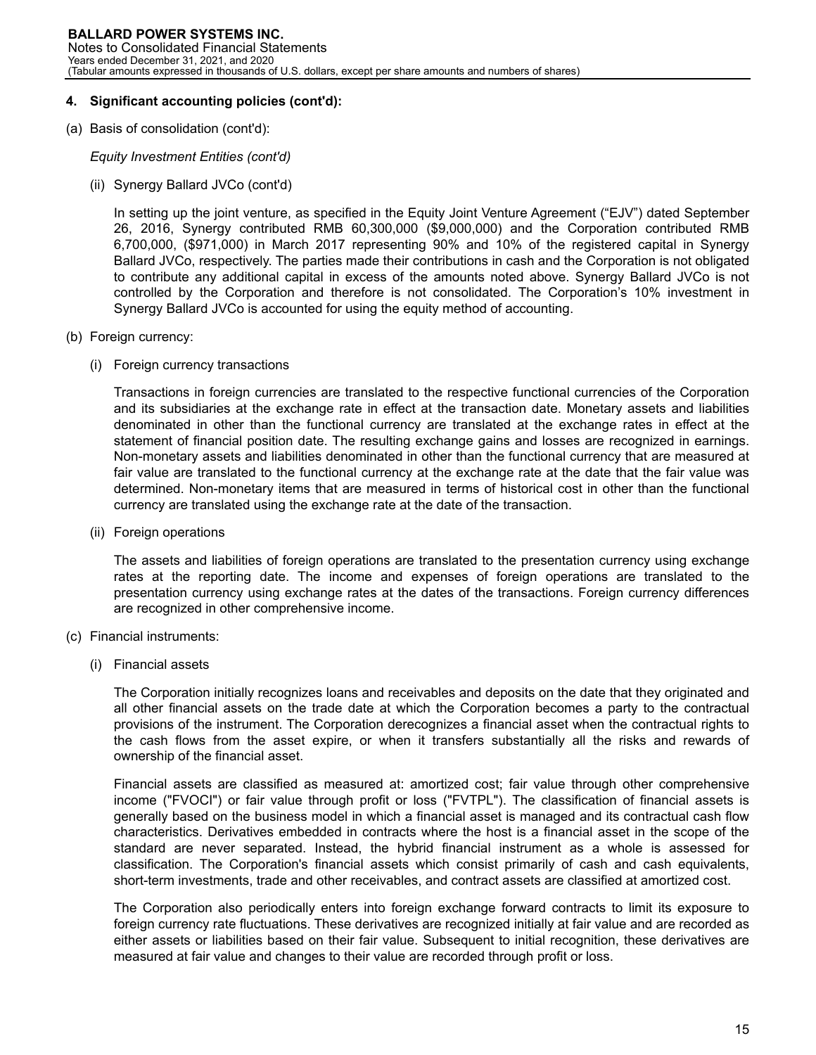## 4. Significant accounting policies (cont'd):

(a) Basis of consolidation (cont'd):

*Equity Investment Entities (cont'd)*

(ii) Synergy Ballard JVCo (cont'd)

In setting up the joint venture, as specified in the Equity Joint Venture Agreement ("EJV") dated September 26, 2016, Synergy contributed RMB 60,300,000 ($9,000,000) and the Corporation contributed RMB 6,700,000, ($971,000) in March 2017 representing 90% and 10% of the registered capital in Synergy Ballard JVCo, respectively. The parties made their contributions in cash and the Corporation is not obligated to contribute any additional capital in excess of the amounts noted above. Synergy Ballard JVCo is not controlled by the Corporation and therefore is not consolidated. The Corporation's 10% investment in Synergy Ballard JVCo is accounted for using the equity method of accounting.

(b) Foreign currency:

(i) Foreign currency transactions

Transactions in foreign currencies are translated to the respective functional currencies of the Corporation and its subsidiaries at the exchange rate in effect at the transaction date. Monetary assets and liabilities denominated in other than the functional currency are translated at the exchange rates in effect at the statement of financial position date. The resulting exchange gains and losses are recognized in earnings. Non-monetary assets and liabilities denominated in other than the functional currency that are measured at fair value are translated to the functional currency at the exchange rate at the date that the fair value was determined. Non-monetary items that are measured in terms of historical cost in other than the functional currency are translated using the exchange rate at the date of the transaction.

(ii) Foreign operations

The assets and liabilities of foreign operations are translated to the presentation currency using exchange rates at the reporting date. The income and expenses of foreign operations are translated to the presentation currency using exchange rates at the dates of the transactions. Foreign currency differences are recognized in other comprehensive income.

(c) Financial instruments:

(i) Financial assets

The Corporation initially recognizes loans and receivables and deposits on the date that they originated and all other financial assets on the trade date at which the Corporation becomes a party to the contractual provisions of the instrument. The Corporation derecognizes a financial asset when the contractual rights to the cash flows from the asset expire, or when it transfers substantially all the risks and rewards of ownership of the financial asset.

Financial assets are classified as measured at: amortized cost; fair value through other comprehensive income ("FVOCI") or fair value through profit or loss ("FVTPL"). The classification of financial assets is generally based on the business model in which a financial asset is managed and its contractual cash flow characteristics. Derivatives embedded in contracts where the host is a financial asset in the scope of the standard are never separated. Instead, the hybrid financial instrument as a whole is assessed for classification. The Corporation's financial assets which consist primarily of cash and cash equivalents, short-term investments, trade and other receivables, and contract assets are classified at amortized cost.

The Corporation also periodically enters into foreign exchange forward contracts to limit its exposure to foreign currency rate fluctuations. These derivatives are recognized initially at fair value and are recorded as either assets or liabilities based on their fair value. Subsequent to initial recognition, these derivatives are measured at fair value and changes to their value are recorded through profit or loss.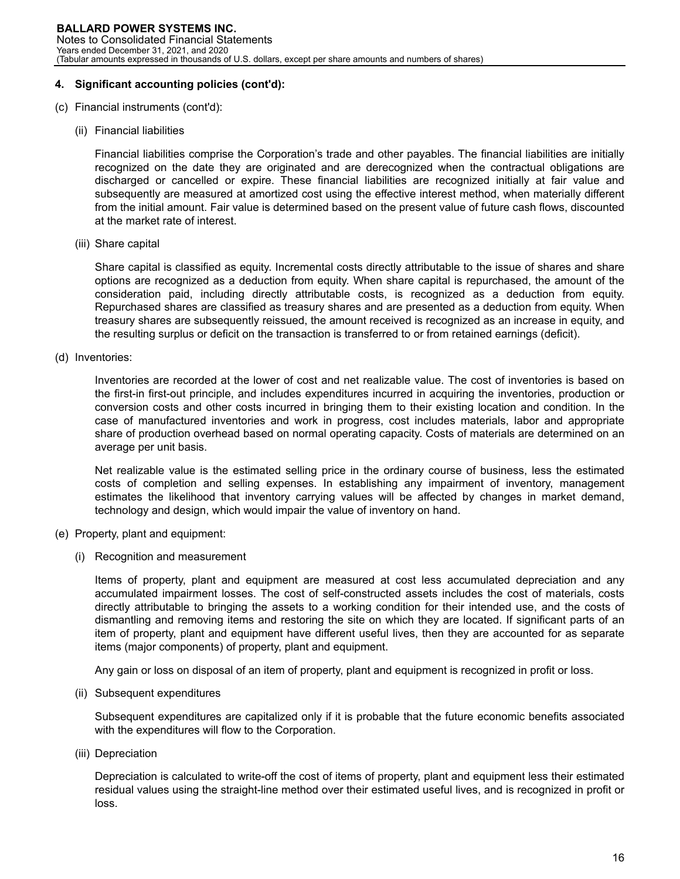## 4. Significant accounting policies (cont'd):

(c) Financial instruments (cont'd):

(ii) Financial liabilities

Financial liabilities comprise the Corporation's trade and other payables. The financial liabilities are initially recognized on the date they are originated and are derecognized when the contractual obligations are discharged or cancelled or expire. These financial liabilities are recognized initially at fair value and subsequently are measured at amortized cost using the effective interest method, when materially different from the initial amount. Fair value is determined based on the present value of future cash flows, discounted at the market rate of interest.

(iii) Share capital

Share capital is classified as equity. Incremental costs directly attributable to the issue of shares and share options are recognized as a deduction from equity. When share capital is repurchased, the amount of the consideration paid, including directly attributable costs, is recognized as a deduction from equity. Repurchased shares are classified as treasury shares and are presented as a deduction from equity. When treasury shares are subsequently reissued, the amount received is recognized as an increase in equity, and the resulting surplus or deficit on the transaction is transferred to or from retained earnings (deficit).

(d) Inventories:

Inventories are recorded at the lower of cost and net realizable value. The cost of inventories is based on the first-in first-out principle, and includes expenditures incurred in acquiring the inventories, production or conversion costs and other costs incurred in bringing them to their existing location and condition. In the case of manufactured inventories and work in progress, cost includes materials, labor and appropriate share of production overhead based on normal operating capacity. Costs of materials are determined on an average per unit basis.

Net realizable value is the estimated selling price in the ordinary course of business, less the estimated costs of completion and selling expenses. In establishing any impairment of inventory, management estimates the likelihood that inventory carrying values will be affected by changes in market demand, technology and design, which would impair the value of inventory on hand.

(e) Property, plant and equipment:

(i) Recognition and measurement

Items of property, plant and equipment are measured at cost less accumulated depreciation and any accumulated impairment losses. The cost of self-constructed assets includes the cost of materials, costs directly attributable to bringing the assets to a working condition for their intended use, and the costs of dismantling and removing items and restoring the site on which they are located. If significant parts of an item of property, plant and equipment have different useful lives, then they are accounted for as separate items (major components) of property, plant and equipment.

Any gain or loss on disposal of an item of property, plant and equipment is recognized in profit or loss.

(ii) Subsequent expenditures

Subsequent expenditures are capitalized only if it is probable that the future economic benefits associated with the expenditures will flow to the Corporation.

(iii) Depreciation

Depreciation is calculated to write-off the cost of items of property, plant and equipment less their estimated residual values using the straight-line method over their estimated useful lives, and is recognized in profit or loss.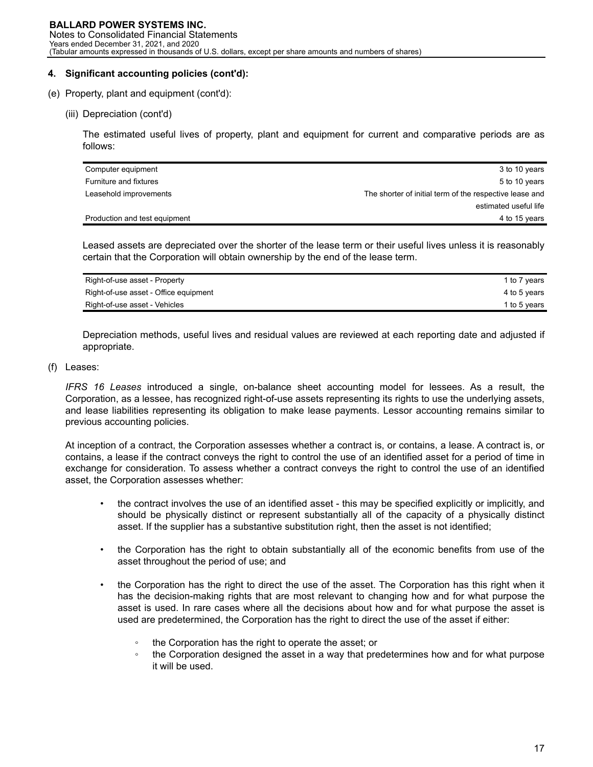### 4. Significant accounting policies (cont'd):

(e) Property, plant and equipment (cont'd):

(iii) Depreciation (cont'd)

The estimated useful lives of property, plant and equipment for current and comparative periods are as follows:

| | |
|---|---|
| Computer equipment | 3 to 10 years |
| Furniture and fixtures | 5 to 10 years |
| Leasehold improvements | The shorter of initial term of the respective lease and estimated useful life |
| Production and test equipment | 4 to 15 years |

Leased assets are depreciated over the shorter of the lease term or their useful lives unless it is reasonably certain that the Corporation will obtain ownership by the end of the lease term.

| | |
|---|---|
| Right-of-use asset - Property | 1 to 7 years |
| Right-of-use asset - Office equipment | 4 to 5 years |
| Right-of-use asset - Vehicles | 1 to 5 years |

Depreciation methods, useful lives and residual values are reviewed at each reporting date and adjusted if appropriate.

(f) Leases:

*IFRS 16 Leases* introduced a single, on-balance sheet accounting model for lessees. As a result, the Corporation, as a lessee, has recognized right-of-use assets representing its rights to use the underlying assets, and lease liabilities representing its obligation to make lease payments. Lessor accounting remains similar to previous accounting policies.

At inception of a contract, the Corporation assesses whether a contract is, or contains, a lease. A contract is, or contains, a lease if the contract conveys the right to control the use of an identified asset for a period of time in exchange for consideration. To assess whether a contract conveys the right to control the use of an identified asset, the Corporation assesses whether:

- the contract involves the use of an identified asset - this may be specified explicitly or implicitly, and should be physically distinct or represent substantially all of the capacity of a physically distinct asset. If the supplier has a substantive substitution right, then the asset is not identified;
- the Corporation has the right to obtain substantially all of the economic benefits from use of the asset throughout the period of use; and
- the Corporation has the right to direct the use of the asset. The Corporation has this right when it has the decision-making rights that are most relevant to changing how and for what purpose the asset is used. In rare cases where all the decisions about how and for what purpose the asset is used are predetermined, the Corporation has the right to direct the use of the asset if either:
  - the Corporation has the right to operate the asset; or
  - the Corporation designed the asset in a way that predetermines how and for what purpose it will be used.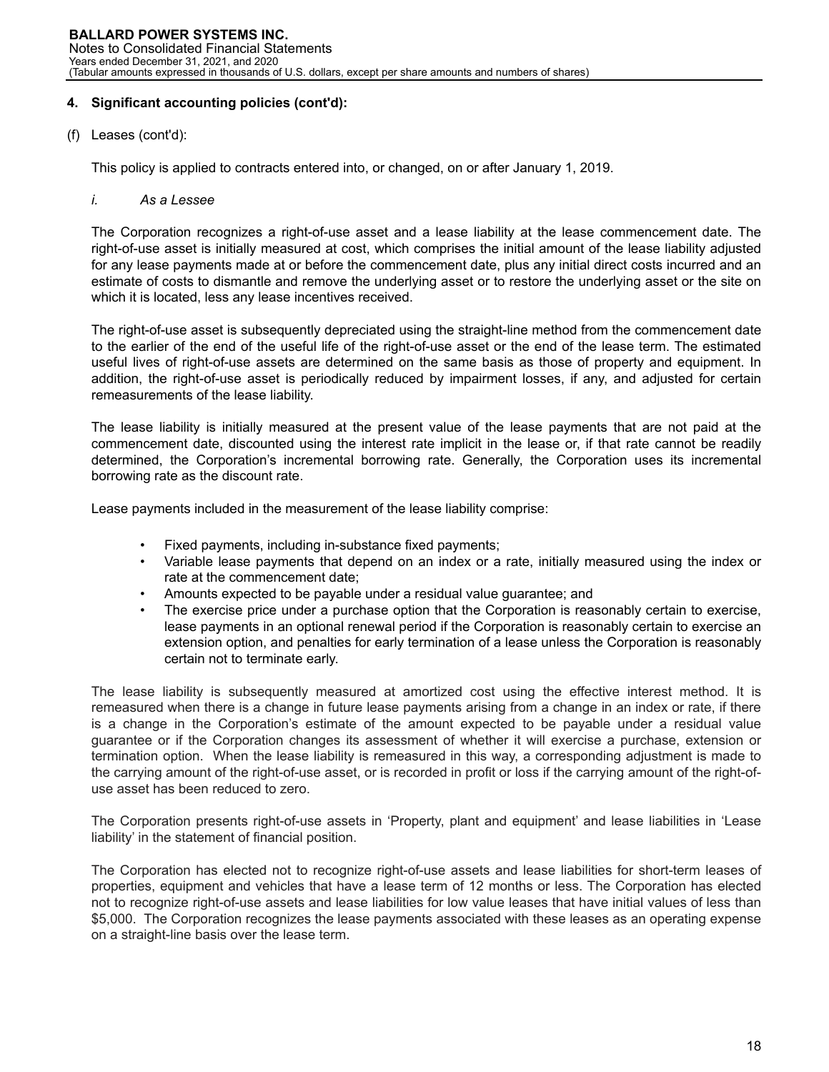## 4. Significant accounting policies (cont'd):

(f) Leases (cont'd):

This policy is applied to contracts entered into, or changed, on or after January 1, 2019.

*i. As a Lessee*

The Corporation recognizes a right-of-use asset and a lease liability at the lease commencement date. The right-of-use asset is initially measured at cost, which comprises the initial amount of the lease liability adjusted for any lease payments made at or before the commencement date, plus any initial direct costs incurred and an estimate of costs to dismantle and remove the underlying asset or to restore the underlying asset or the site on which it is located, less any lease incentives received.

The right-of-use asset is subsequently depreciated using the straight-line method from the commencement date to the earlier of the end of the useful life of the right-of-use asset or the end of the lease term. The estimated useful lives of right-of-use assets are determined on the same basis as those of property and equipment. In addition, the right-of-use asset is periodically reduced by impairment losses, if any, and adjusted for certain remeasurements of the lease liability.

The lease liability is initially measured at the present value of the lease payments that are not paid at the commencement date, discounted using the interest rate implicit in the lease or, if that rate cannot be readily determined, the Corporation's incremental borrowing rate. Generally, the Corporation uses its incremental borrowing rate as the discount rate.

Lease payments included in the measurement of the lease liability comprise:

- Fixed payments, including in-substance fixed payments;
- Variable lease payments that depend on an index or a rate, initially measured using the index or rate at the commencement date;
- Amounts expected to be payable under a residual value guarantee; and
- The exercise price under a purchase option that the Corporation is reasonably certain to exercise, lease payments in an optional renewal period if the Corporation is reasonably certain to exercise an extension option, and penalties for early termination of a lease unless the Corporation is reasonably certain not to terminate early.

The lease liability is subsequently measured at amortized cost using the effective interest method. It is remeasured when there is a change in future lease payments arising from a change in an index or rate, if there is a change in the Corporation's estimate of the amount expected to be payable under a residual value guarantee or if the Corporation changes its assessment of whether it will exercise a purchase, extension or termination option. When the lease liability is remeasured in this way, a corresponding adjustment is made to the carrying amount of the right-of-use asset, or is recorded in profit or loss if the carrying amount of the right-of-use asset has been reduced to zero.

The Corporation presents right-of-use assets in 'Property, plant and equipment' and lease liabilities in 'Lease liability' in the statement of financial position.

The Corporation has elected not to recognize right-of-use assets and lease liabilities for short-term leases of properties, equipment and vehicles that have a lease term of 12 months or less. The Corporation has elected not to recognize right-of-use assets and lease liabilities for low value leases that have initial values of less than \$5,000. The Corporation recognizes the lease payments associated with these leases as an operating expense on a straight-line basis over the lease term.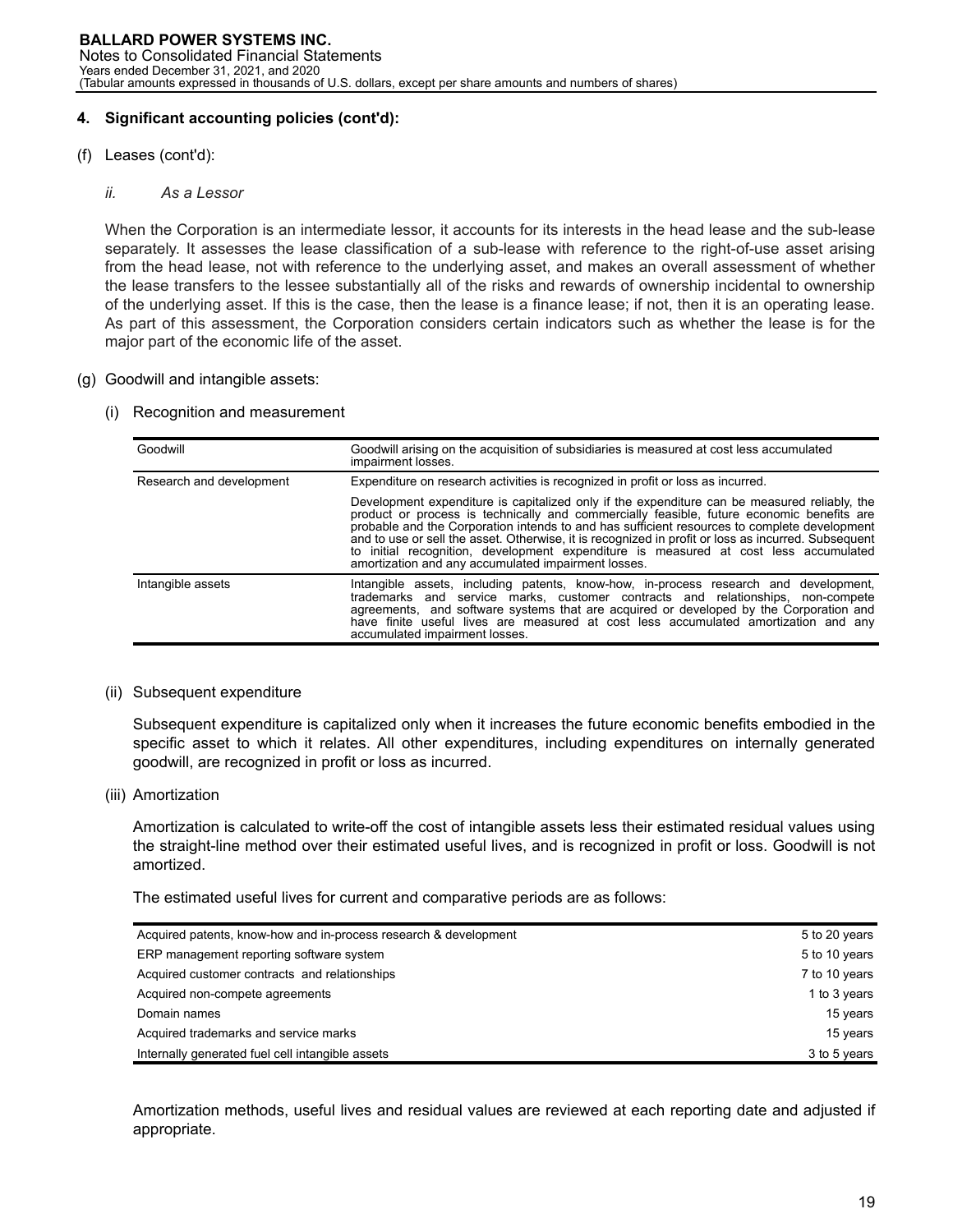## 4. Significant accounting policies (cont'd):

(f) Leases (cont'd):

*ii. As a Lessor*

When the Corporation is an intermediate lessor, it accounts for its interests in the head lease and the sub-lease separately. It assesses the lease classification of a sub-lease with reference to the right-of-use asset arising from the head lease, not with reference to the underlying asset, and makes an overall assessment of whether the lease transfers to the lessee substantially all of the risks and rewards of ownership incidental to ownership of the underlying asset. If this is the case, then the lease is a finance lease; if not, then it is an operating lease. As part of this assessment, the Corporation considers certain indicators such as whether the lease is for the major part of the economic life of the asset.

(g) Goodwill and intangible assets:

(i) Recognition and measurement

| | |
|---|---|
| Goodwill | Goodwill arising on the acquisition of subsidiaries is measured at cost less accumulated impairment losses. |
| Research and development | Expenditure on research activities is recognized in profit or loss as incurred.<br><br>Development expenditure is capitalized only if the expenditure can be measured reliably, the product or process is technically and commercially feasible, future economic benefits are probable and the Corporation intends to and has sufficient resources to complete development and to use or sell the asset. Otherwise, it is recognized in profit or loss as incurred. Subsequent to initial recognition, development expenditure is measured at cost less accumulated amortization and any accumulated impairment losses. |
| Intangible assets | Intangible assets, including patents, know-how, in-process research and development, trademarks and service marks, customer contracts and relationships, non-compete agreements, and software systems that are acquired or developed by the Corporation and have finite useful lives are measured at cost less accumulated amortization and any accumulated impairment losses. |

(ii) Subsequent expenditure

Subsequent expenditure is capitalized only when it increases the future economic benefits embodied in the specific asset to which it relates. All other expenditures, including expenditures on internally generated goodwill, are recognized in profit or loss as incurred.

(iii) Amortization

Amortization is calculated to write-off the cost of intangible assets less their estimated residual values using the straight-line method over their estimated useful lives, and is recognized in profit or loss. Goodwill is not amortized.

The estimated useful lives for current and comparative periods are as follows:

| | |
|---|---|
| Acquired patents, know-how and in-process research & development | 5 to 20 years |
| ERP management reporting software system | 5 to 10 years |
| Acquired customer contracts and relationships | 7 to 10 years |
| Acquired non-compete agreements | 1 to 3 years |
| Domain names | 15 years |
| Acquired trademarks and service marks | 15 years |
| Internally generated fuel cell intangible assets | 3 to 5 years |

Amortization methods, useful lives and residual values are reviewed at each reporting date and adjusted if appropriate.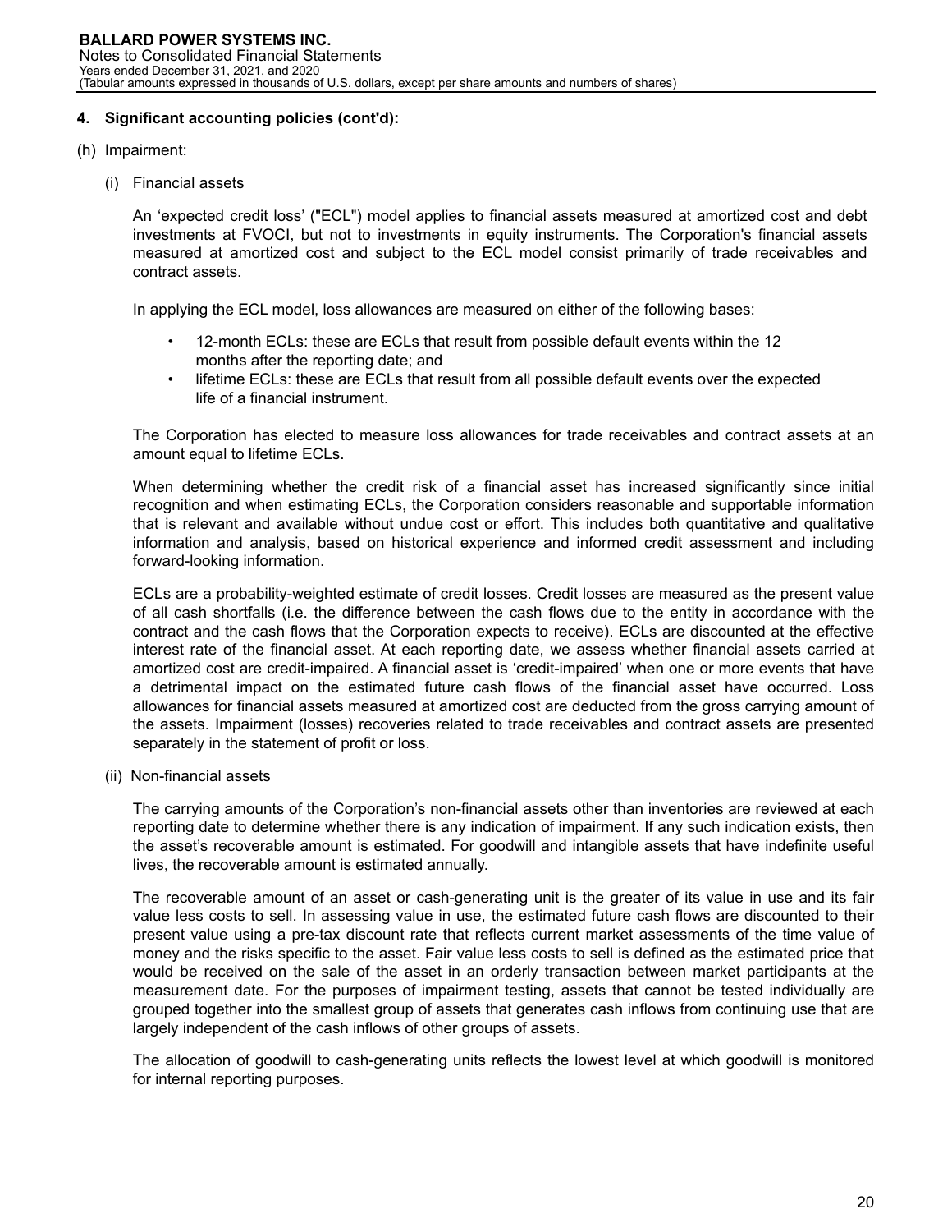## 4. Significant accounting policies (cont'd):

(h) Impairment:

(i) Financial assets

An 'expected credit loss' ("ECL") model applies to financial assets measured at amortized cost and debt investments at FVOCI, but not to investments in equity instruments. The Corporation's financial assets measured at amortized cost and subject to the ECL model consist primarily of trade receivables and contract assets.

In applying the ECL model, loss allowances are measured on either of the following bases:

- 12-month ECLs: these are ECLs that result from possible default events within the 12 months after the reporting date; and
- lifetime ECLs: these are ECLs that result from all possible default events over the expected life of a financial instrument.

The Corporation has elected to measure loss allowances for trade receivables and contract assets at an amount equal to lifetime ECLs.

When determining whether the credit risk of a financial asset has increased significantly since initial recognition and when estimating ECLs, the Corporation considers reasonable and supportable information that is relevant and available without undue cost or effort. This includes both quantitative and qualitative information and analysis, based on historical experience and informed credit assessment and including forward-looking information.

ECLs are a probability-weighted estimate of credit losses. Credit losses are measured as the present value of all cash shortfalls (i.e. the difference between the cash flows due to the entity in accordance with the contract and the cash flows that the Corporation expects to receive). ECLs are discounted at the effective interest rate of the financial asset. At each reporting date, we assess whether financial assets carried at amortized cost are credit-impaired. A financial asset is 'credit-impaired' when one or more events that have a detrimental impact on the estimated future cash flows of the financial asset have occurred. Loss allowances for financial assets measured at amortized cost are deducted from the gross carrying amount of the assets. Impairment (losses) recoveries related to trade receivables and contract assets are presented separately in the statement of profit or loss.

(ii) Non-financial assets

The carrying amounts of the Corporation's non-financial assets other than inventories are reviewed at each reporting date to determine whether there is any indication of impairment. If any such indication exists, then the asset's recoverable amount is estimated. For goodwill and intangible assets that have indefinite useful lives, the recoverable amount is estimated annually.

The recoverable amount of an asset or cash-generating unit is the greater of its value in use and its fair value less costs to sell. In assessing value in use, the estimated future cash flows are discounted to their present value using a pre-tax discount rate that reflects current market assessments of the time value of money and the risks specific to the asset. Fair value less costs to sell is defined as the estimated price that would be received on the sale of the asset in an orderly transaction between market participants at the measurement date. For the purposes of impairment testing, assets that cannot be tested individually are grouped together into the smallest group of assets that generates cash inflows from continuing use that are largely independent of the cash inflows of other groups of assets.

The allocation of goodwill to cash-generating units reflects the lowest level at which goodwill is monitored for internal reporting purposes.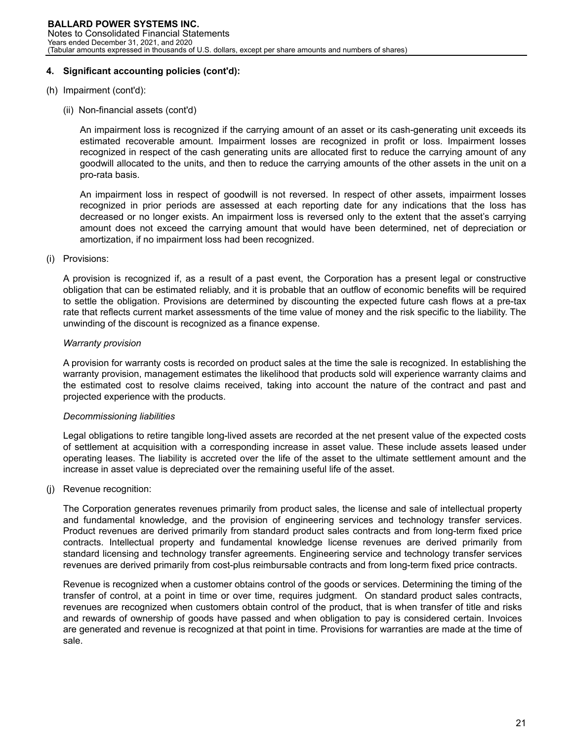### 4. Significant accounting policies (cont'd):

(h) Impairment (cont'd):

(ii) Non-financial assets (cont'd)

An impairment loss is recognized if the carrying amount of an asset or its cash-generating unit exceeds its estimated recoverable amount. Impairment losses are recognized in profit or loss. Impairment losses recognized in respect of the cash generating units are allocated first to reduce the carrying amount of any goodwill allocated to the units, and then to reduce the carrying amounts of the other assets in the unit on a pro-rata basis.

An impairment loss in respect of goodwill is not reversed. In respect of other assets, impairment losses recognized in prior periods are assessed at each reporting date for any indications that the loss has decreased or no longer exists. An impairment loss is reversed only to the extent that the asset's carrying amount does not exceed the carrying amount that would have been determined, net of depreciation or amortization, if no impairment loss had been recognized.

(i) Provisions:

A provision is recognized if, as a result of a past event, the Corporation has a present legal or constructive obligation that can be estimated reliably, and it is probable that an outflow of economic benefits will be required to settle the obligation. Provisions are determined by discounting the expected future cash flows at a pre-tax rate that reflects current market assessments of the time value of money and the risk specific to the liability. The unwinding of the discount is recognized as a finance expense.

*Warranty provision*

A provision for warranty costs is recorded on product sales at the time the sale is recognized. In establishing the warranty provision, management estimates the likelihood that products sold will experience warranty claims and the estimated cost to resolve claims received, taking into account the nature of the contract and past and projected experience with the products.

*Decommissioning liabilities*

Legal obligations to retire tangible long-lived assets are recorded at the net present value of the expected costs of settlement at acquisition with a corresponding increase in asset value. These include assets leased under operating leases. The liability is accreted over the life of the asset to the ultimate settlement amount and the increase in asset value is depreciated over the remaining useful life of the asset.

(j) Revenue recognition:

The Corporation generates revenues primarily from product sales, the license and sale of intellectual property and fundamental knowledge, and the provision of engineering services and technology transfer services. Product revenues are derived primarily from standard product sales contracts and from long-term fixed price contracts. Intellectual property and fundamental knowledge license revenues are derived primarily from standard licensing and technology transfer agreements. Engineering service and technology transfer services revenues are derived primarily from cost-plus reimbursable contracts and from long-term fixed price contracts.

Revenue is recognized when a customer obtains control of the goods or services. Determining the timing of the transfer of control, at a point in time or over time, requires judgment. On standard product sales contracts, revenues are recognized when customers obtain control of the product, that is when transfer of title and risks and rewards of ownership of goods have passed and when obligation to pay is considered certain. Invoices are generated and revenue is recognized at that point in time. Provisions for warranties are made at the time of sale.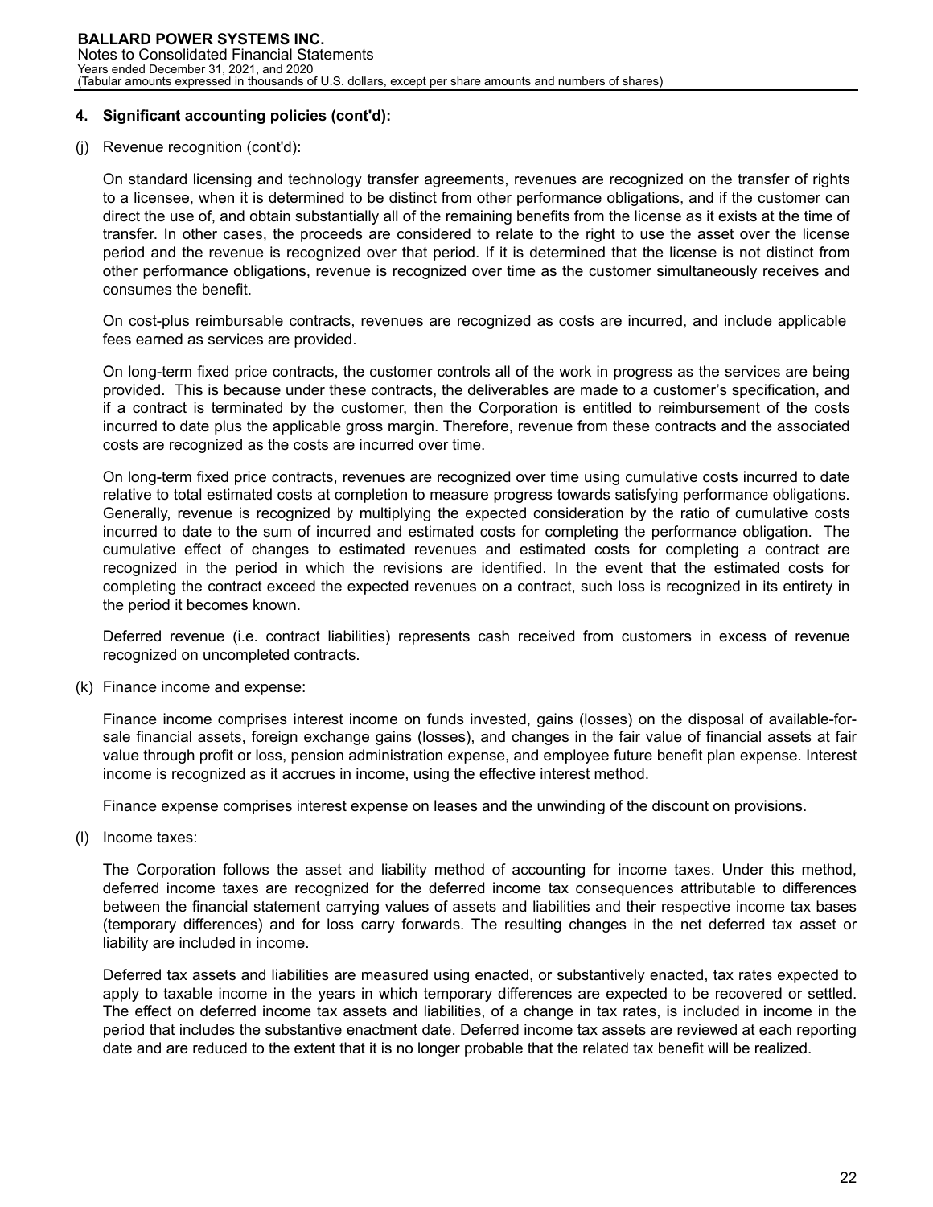## 4. Significant accounting policies (cont'd):

(j) Revenue recognition (cont'd):

On standard licensing and technology transfer agreements, revenues are recognized on the transfer of rights to a licensee, when it is determined to be distinct from other performance obligations, and if the customer can direct the use of, and obtain substantially all of the remaining benefits from the license as it exists at the time of transfer. In other cases, the proceeds are considered to relate to the right to use the asset over the license period and the revenue is recognized over that period. If it is determined that the license is not distinct from other performance obligations, revenue is recognized over time as the customer simultaneously receives and consumes the benefit.

On cost-plus reimbursable contracts, revenues are recognized as costs are incurred, and include applicable fees earned as services are provided.

On long-term fixed price contracts, the customer controls all of the work in progress as the services are being provided. This is because under these contracts, the deliverables are made to a customer's specification, and if a contract is terminated by the customer, then the Corporation is entitled to reimbursement of the costs incurred to date plus the applicable gross margin. Therefore, revenue from these contracts and the associated costs are recognized as the costs are incurred over time.

On long-term fixed price contracts, revenues are recognized over time using cumulative costs incurred to date relative to total estimated costs at completion to measure progress towards satisfying performance obligations. Generally, revenue is recognized by multiplying the expected consideration by the ratio of cumulative costs incurred to date to the sum of incurred and estimated costs for completing the performance obligation. The cumulative effect of changes to estimated revenues and estimated costs for completing a contract are recognized in the period in which the revisions are identified. In the event that the estimated costs for completing the contract exceed the expected revenues on a contract, such loss is recognized in its entirety in the period it becomes known.

Deferred revenue (i.e. contract liabilities) represents cash received from customers in excess of revenue recognized on uncompleted contracts.

(k) Finance income and expense:

Finance income comprises interest income on funds invested, gains (losses) on the disposal of available-for-sale financial assets, foreign exchange gains (losses), and changes in the fair value of financial assets at fair value through profit or loss, pension administration expense, and employee future benefit plan expense. Interest income is recognized as it accrues in income, using the effective interest method.

Finance expense comprises interest expense on leases and the unwinding of the discount on provisions.

(l) Income taxes:

The Corporation follows the asset and liability method of accounting for income taxes. Under this method, deferred income taxes are recognized for the deferred income tax consequences attributable to differences between the financial statement carrying values of assets and liabilities and their respective income tax bases (temporary differences) and for loss carry forwards. The resulting changes in the net deferred tax asset or liability are included in income.

Deferred tax assets and liabilities are measured using enacted, or substantively enacted, tax rates expected to apply to taxable income in the years in which temporary differences are expected to be recovered or settled. The effect on deferred income tax assets and liabilities, of a change in tax rates, is included in income in the period that includes the substantive enactment date. Deferred income tax assets are reviewed at each reporting date and are reduced to the extent that it is no longer probable that the related tax benefit will be realized.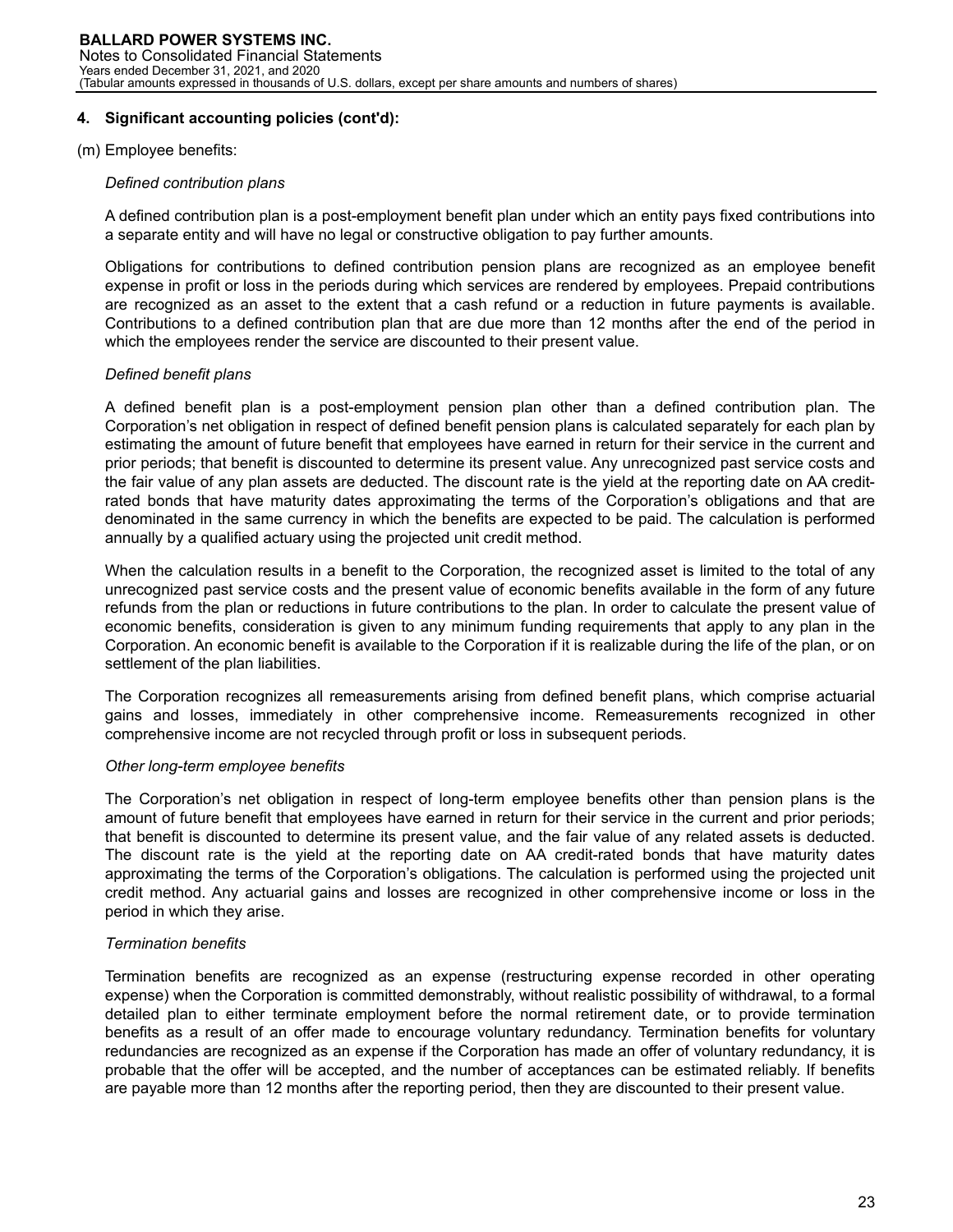## 4. Significant accounting policies (cont'd):

(m) Employee benefits:

*Defined contribution plans*

A defined contribution plan is a post-employment benefit plan under which an entity pays fixed contributions into a separate entity and will have no legal or constructive obligation to pay further amounts.

Obligations for contributions to defined contribution pension plans are recognized as an employee benefit expense in profit or loss in the periods during which services are rendered by employees. Prepaid contributions are recognized as an asset to the extent that a cash refund or a reduction in future payments is available. Contributions to a defined contribution plan that are due more than 12 months after the end of the period in which the employees render the service are discounted to their present value.

*Defined benefit plans*

A defined benefit plan is a post-employment pension plan other than a defined contribution plan. The Corporation's net obligation in respect of defined benefit pension plans is calculated separately for each plan by estimating the amount of future benefit that employees have earned in return for their service in the current and prior periods; that benefit is discounted to determine its present value. Any unrecognized past service costs and the fair value of any plan assets are deducted. The discount rate is the yield at the reporting date on AA credit-rated bonds that have maturity dates approximating the terms of the Corporation's obligations and that are denominated in the same currency in which the benefits are expected to be paid. The calculation is performed annually by a qualified actuary using the projected unit credit method.

When the calculation results in a benefit to the Corporation, the recognized asset is limited to the total of any unrecognized past service costs and the present value of economic benefits available in the form of any future refunds from the plan or reductions in future contributions to the plan. In order to calculate the present value of economic benefits, consideration is given to any minimum funding requirements that apply to any plan in the Corporation. An economic benefit is available to the Corporation if it is realizable during the life of the plan, or on settlement of the plan liabilities.

The Corporation recognizes all remeasurements arising from defined benefit plans, which comprise actuarial gains and losses, immediately in other comprehensive income. Remeasurements recognized in other comprehensive income are not recycled through profit or loss in subsequent periods.

*Other long-term employee benefits*

The Corporation's net obligation in respect of long-term employee benefits other than pension plans is the amount of future benefit that employees have earned in return for their service in the current and prior periods; that benefit is discounted to determine its present value, and the fair value of any related assets is deducted. The discount rate is the yield at the reporting date on AA credit-rated bonds that have maturity dates approximating the terms of the Corporation's obligations. The calculation is performed using the projected unit credit method. Any actuarial gains and losses are recognized in other comprehensive income or loss in the period in which they arise.

*Termination benefits*

Termination benefits are recognized as an expense (restructuring expense recorded in other operating expense) when the Corporation is committed demonstrably, without realistic possibility of withdrawal, to a formal detailed plan to either terminate employment before the normal retirement date, or to provide termination benefits as a result of an offer made to encourage voluntary redundancy. Termination benefits for voluntary redundancies are recognized as an expense if the Corporation has made an offer of voluntary redundancy, it is probable that the offer will be accepted, and the number of acceptances can be estimated reliably. If benefits are payable more than 12 months after the reporting period, then they are discounted to their present value.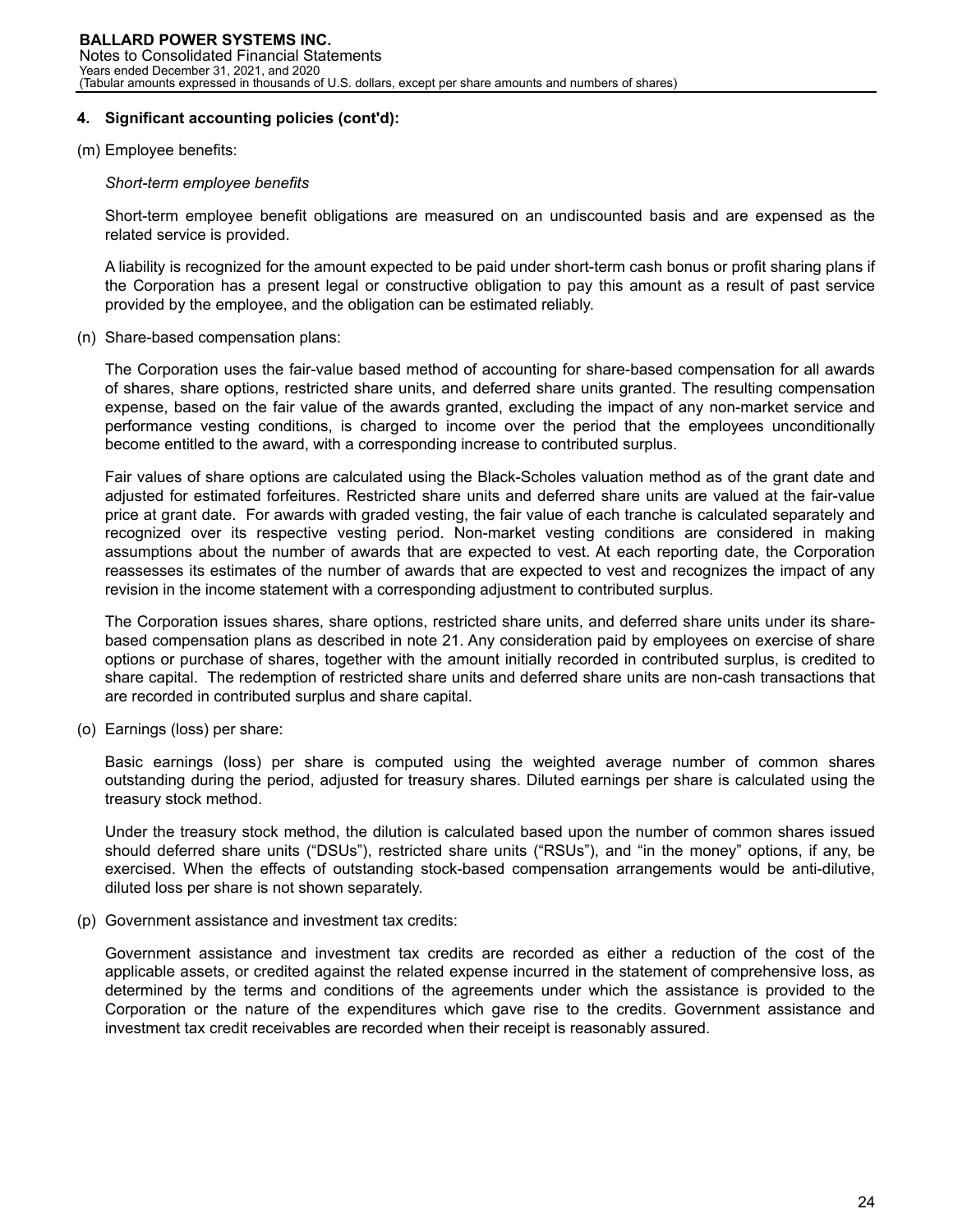## 4. Significant accounting policies (cont'd):

(m) Employee benefits:

*Short-term employee benefits*

Short-term employee benefit obligations are measured on an undiscounted basis and are expensed as the related service is provided.

A liability is recognized for the amount expected to be paid under short-term cash bonus or profit sharing plans if the Corporation has a present legal or constructive obligation to pay this amount as a result of past service provided by the employee, and the obligation can be estimated reliably.

(n) Share-based compensation plans:

The Corporation uses the fair-value based method of accounting for share-based compensation for all awards of shares, share options, restricted share units, and deferred share units granted. The resulting compensation expense, based on the fair value of the awards granted, excluding the impact of any non-market service and performance vesting conditions, is charged to income over the period that the employees unconditionally become entitled to the award, with a corresponding increase to contributed surplus.

Fair values of share options are calculated using the Black-Scholes valuation method as of the grant date and adjusted for estimated forfeitures. Restricted share units and deferred share units are valued at the fair-value price at grant date. For awards with graded vesting, the fair value of each tranche is calculated separately and recognized over its respective vesting period. Non-market vesting conditions are considered in making assumptions about the number of awards that are expected to vest. At each reporting date, the Corporation reassesses its estimates of the number of awards that are expected to vest and recognizes the impact of any revision in the income statement with a corresponding adjustment to contributed surplus.

The Corporation issues shares, share options, restricted share units, and deferred share units under its share-based compensation plans as described in note 21. Any consideration paid by employees on exercise of share options or purchase of shares, together with the amount initially recorded in contributed surplus, is credited to share capital. The redemption of restricted share units and deferred share units are non-cash transactions that are recorded in contributed surplus and share capital.

(o) Earnings (loss) per share:

Basic earnings (loss) per share is computed using the weighted average number of common shares outstanding during the period, adjusted for treasury shares. Diluted earnings per share is calculated using the treasury stock method.

Under the treasury stock method, the dilution is calculated based upon the number of common shares issued should deferred share units ("DSUs"), restricted share units ("RSUs"), and "in the money" options, if any, be exercised. When the effects of outstanding stock-based compensation arrangements would be anti-dilutive, diluted loss per share is not shown separately.

(p) Government assistance and investment tax credits:

Government assistance and investment tax credits are recorded as either a reduction of the cost of the applicable assets, or credited against the related expense incurred in the statement of comprehensive loss, as determined by the terms and conditions of the agreements under which the assistance is provided to the Corporation or the nature of the expenditures which gave rise to the credits. Government assistance and investment tax credit receivables are recorded when their receipt is reasonably assured.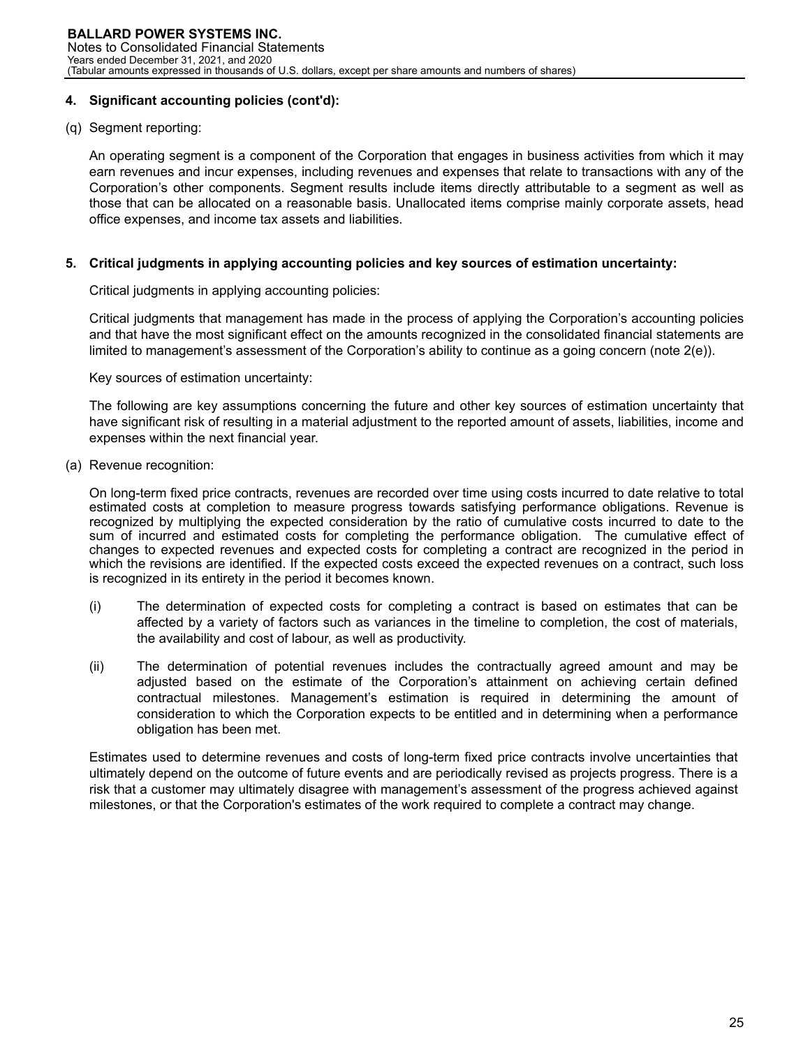## 4. Significant accounting policies (cont'd):

(q) Segment reporting:

An operating segment is a component of the Corporation that engages in business activities from which it may earn revenues and incur expenses, including revenues and expenses that relate to transactions with any of the Corporation's other components. Segment results include items directly attributable to a segment as well as those that can be allocated on a reasonable basis. Unallocated items comprise mainly corporate assets, head office expenses, and income tax assets and liabilities.

## 5. Critical judgments in applying accounting policies and key sources of estimation uncertainty:

Critical judgments in applying accounting policies:

Critical judgments that management has made in the process of applying the Corporation's accounting policies and that have the most significant effect on the amounts recognized in the consolidated financial statements are limited to management's assessment of the Corporation's ability to continue as a going concern (note 2(e)).

Key sources of estimation uncertainty:

The following are key assumptions concerning the future and other key sources of estimation uncertainty that have significant risk of resulting in a material adjustment to the reported amount of assets, liabilities, income and expenses within the next financial year.

(a) Revenue recognition:

On long-term fixed price contracts, revenues are recorded over time using costs incurred to date relative to total estimated costs at completion to measure progress towards satisfying performance obligations. Revenue is recognized by multiplying the expected consideration by the ratio of cumulative costs incurred to date to the sum of incurred and estimated costs for completing the performance obligation. The cumulative effect of changes to expected revenues and expected costs for completing a contract are recognized in the period in which the revisions are identified. If the expected costs exceed the expected revenues on a contract, such loss is recognized in its entirety in the period it becomes known.

(i) The determination of expected costs for completing a contract is based on estimates that can be affected by a variety of factors such as variances in the timeline to completion, the cost of materials, the availability and cost of labour, as well as productivity.

(ii) The determination of potential revenues includes the contractually agreed amount and may be adjusted based on the estimate of the Corporation's attainment on achieving certain defined contractual milestones. Management's estimation is required in determining the amount of consideration to which the Corporation expects to be entitled and in determining when a performance obligation has been met.

Estimates used to determine revenues and costs of long-term fixed price contracts involve uncertainties that ultimately depend on the outcome of future events and are periodically revised as projects progress. There is a risk that a customer may ultimately disagree with management's assessment of the progress achieved against milestones, or that the Corporation's estimates of the work required to complete a contract may change.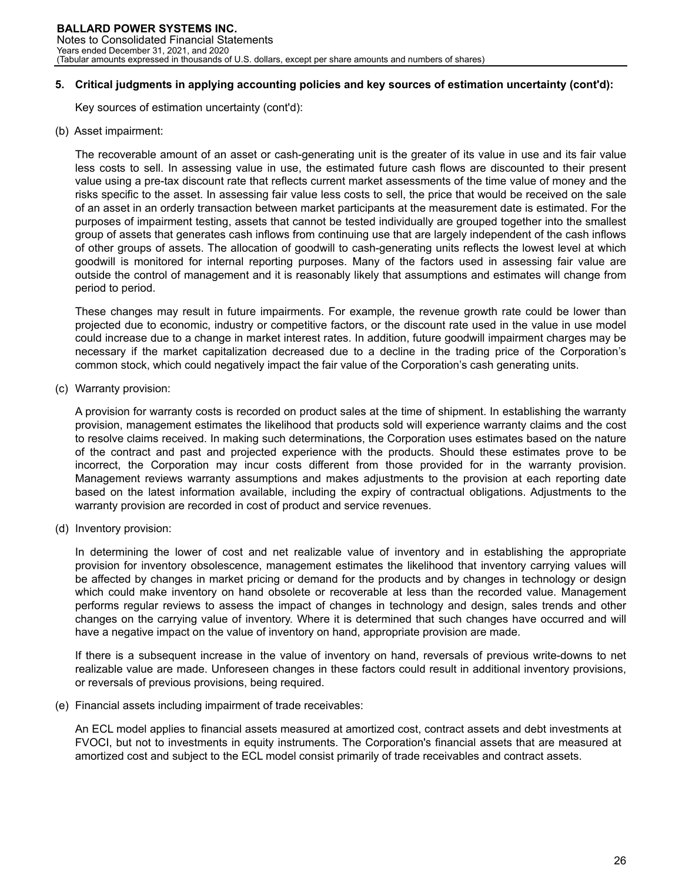### 5. Critical judgments in applying accounting policies and key sources of estimation uncertainty (cont'd):

Key sources of estimation uncertainty (cont'd):

(b) Asset impairment:

The recoverable amount of an asset or cash-generating unit is the greater of its value in use and its fair value less costs to sell. In assessing value in use, the estimated future cash flows are discounted to their present value using a pre-tax discount rate that reflects current market assessments of the time value of money and the risks specific to the asset. In assessing fair value less costs to sell, the price that would be received on the sale of an asset in an orderly transaction between market participants at the measurement date is estimated. For the purposes of impairment testing, assets that cannot be tested individually are grouped together into the smallest group of assets that generates cash inflows from continuing use that are largely independent of the cash inflows of other groups of assets. The allocation of goodwill to cash-generating units reflects the lowest level at which goodwill is monitored for internal reporting purposes. Many of the factors used in assessing fair value are outside the control of management and it is reasonably likely that assumptions and estimates will change from period to period.

These changes may result in future impairments. For example, the revenue growth rate could be lower than projected due to economic, industry or competitive factors, or the discount rate used in the value in use model could increase due to a change in market interest rates. In addition, future goodwill impairment charges may be necessary if the market capitalization decreased due to a decline in the trading price of the Corporation's common stock, which could negatively impact the fair value of the Corporation's cash generating units.

(c) Warranty provision:

A provision for warranty costs is recorded on product sales at the time of shipment. In establishing the warranty provision, management estimates the likelihood that products sold will experience warranty claims and the cost to resolve claims received. In making such determinations, the Corporation uses estimates based on the nature of the contract and past and projected experience with the products. Should these estimates prove to be incorrect, the Corporation may incur costs different from those provided for in the warranty provision. Management reviews warranty assumptions and makes adjustments to the provision at each reporting date based on the latest information available, including the expiry of contractual obligations. Adjustments to the warranty provision are recorded in cost of product and service revenues.

(d) Inventory provision:

In determining the lower of cost and net realizable value of inventory and in establishing the appropriate provision for inventory obsolescence, management estimates the likelihood that inventory carrying values will be affected by changes in market pricing or demand for the products and by changes in technology or design which could make inventory on hand obsolete or recoverable at less than the recorded value. Management performs regular reviews to assess the impact of changes in technology and design, sales trends and other changes on the carrying value of inventory. Where it is determined that such changes have occurred and will have a negative impact on the value of inventory on hand, appropriate provision are made.

If there is a subsequent increase in the value of inventory on hand, reversals of previous write-downs to net realizable value are made. Unforeseen changes in these factors could result in additional inventory provisions, or reversals of previous provisions, being required.

(e) Financial assets including impairment of trade receivables:

An ECL model applies to financial assets measured at amortized cost, contract assets and debt investments at FVOCI, but not to investments in equity instruments. The Corporation's financial assets that are measured at amortized cost and subject to the ECL model consist primarily of trade receivables and contract assets.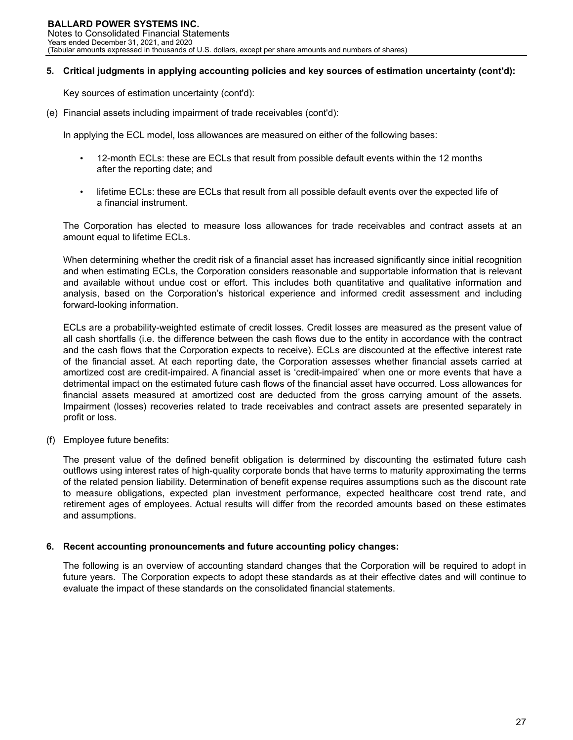## 5. Critical judgments in applying accounting policies and key sources of estimation uncertainty (cont'd):

Key sources of estimation uncertainty (cont'd):

(e) Financial assets including impairment of trade receivables (cont'd):

In applying the ECL model, loss allowances are measured on either of the following bases:

- 12-month ECLs: these are ECLs that result from possible default events within the 12 months after the reporting date; and
- lifetime ECLs: these are ECLs that result from all possible default events over the expected life of a financial instrument.

The Corporation has elected to measure loss allowances for trade receivables and contract assets at an amount equal to lifetime ECLs.

When determining whether the credit risk of a financial asset has increased significantly since initial recognition and when estimating ECLs, the Corporation considers reasonable and supportable information that is relevant and available without undue cost or effort. This includes both quantitative and qualitative information and analysis, based on the Corporation's historical experience and informed credit assessment and including forward-looking information.

ECLs are a probability-weighted estimate of credit losses. Credit losses are measured as the present value of all cash shortfalls (i.e. the difference between the cash flows due to the entity in accordance with the contract and the cash flows that the Corporation expects to receive). ECLs are discounted at the effective interest rate of the financial asset. At each reporting date, the Corporation assesses whether financial assets carried at amortized cost are credit-impaired. A financial asset is 'credit-impaired' when one or more events that have a detrimental impact on the estimated future cash flows of the financial asset have occurred. Loss allowances for financial assets measured at amortized cost are deducted from the gross carrying amount of the assets. Impairment (losses) recoveries related to trade receivables and contract assets are presented separately in profit or loss.

(f) Employee future benefits:

The present value of the defined benefit obligation is determined by discounting the estimated future cash outflows using interest rates of high-quality corporate bonds that have terms to maturity approximating the terms of the related pension liability. Determination of benefit expense requires assumptions such as the discount rate to measure obligations, expected plan investment performance, expected healthcare cost trend rate, and retirement ages of employees. Actual results will differ from the recorded amounts based on these estimates and assumptions.

## 6. Recent accounting pronouncements and future accounting policy changes:

The following is an overview of accounting standard changes that the Corporation will be required to adopt in future years. The Corporation expects to adopt these standards as at their effective dates and will continue to evaluate the impact of these standards on the consolidated financial statements.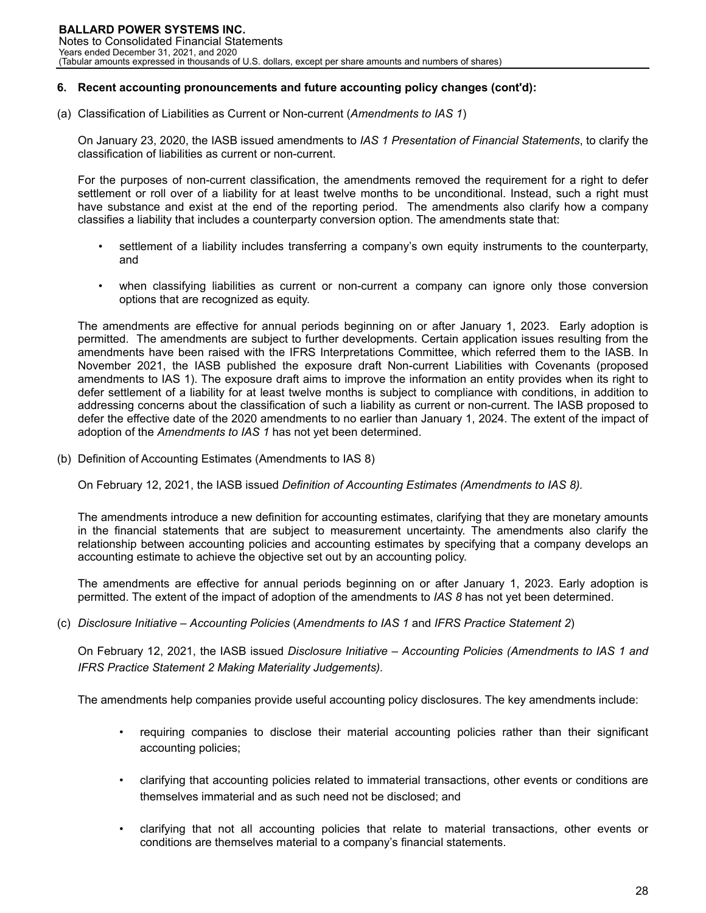### 6. Recent accounting pronouncements and future accounting policy changes (cont'd):

(a) Classification of Liabilities as Current or Non-current (*Amendments to IAS 1*)

On January 23, 2020, the IASB issued amendments to *IAS 1 Presentation of Financial Statements*, to clarify the classification of liabilities as current or non-current.

For the purposes of non-current classification, the amendments removed the requirement for a right to defer settlement or roll over of a liability for at least twelve months to be unconditional. Instead, such a right must have substance and exist at the end of the reporting period. The amendments also clarify how a company classifies a liability that includes a counterparty conversion option. The amendments state that:

- settlement of a liability includes transferring a company's own equity instruments to the counterparty, and
- when classifying liabilities as current or non-current a company can ignore only those conversion options that are recognized as equity.

The amendments are effective for annual periods beginning on or after January 1, 2023. Early adoption is permitted. The amendments are subject to further developments. Certain application issues resulting from the amendments have been raised with the IFRS Interpretations Committee, which referred them to the IASB. In November 2021, the IASB published the exposure draft Non-current Liabilities with Covenants (proposed amendments to IAS 1). The exposure draft aims to improve the information an entity provides when its right to defer settlement of a liability for at least twelve months is subject to compliance with conditions, in addition to addressing concerns about the classification of such a liability as current or non-current. The IASB proposed to defer the effective date of the 2020 amendments to no earlier than January 1, 2024. The extent of the impact of adoption of the *Amendments to IAS 1* has not yet been determined.

(b) Definition of Accounting Estimates (Amendments to IAS 8)

On February 12, 2021, the IASB issued *Definition of Accounting Estimates (Amendments to IAS 8).*

The amendments introduce a new definition for accounting estimates, clarifying that they are monetary amounts in the financial statements that are subject to measurement uncertainty. The amendments also clarify the relationship between accounting policies and accounting estimates by specifying that a company develops an accounting estimate to achieve the objective set out by an accounting policy.

The amendments are effective for annual periods beginning on or after January 1, 2023. Early adoption is permitted. The extent of the impact of adoption of the amendments to *IAS 8* has not yet been determined.

(c) *Disclosure Initiative – Accounting Policies* (*Amendments to IAS 1* and *IFRS Practice Statement 2*)

On February 12, 2021, the IASB issued *Disclosure Initiative – Accounting Policies (Amendments to IAS 1 and IFRS Practice Statement 2 Making Materiality Judgements).*

The amendments help companies provide useful accounting policy disclosures. The key amendments include:

- requiring companies to disclose their material accounting policies rather than their significant accounting policies;
- clarifying that accounting policies related to immaterial transactions, other events or conditions are themselves immaterial and as such need not be disclosed; and
- clarifying that not all accounting policies that relate to material transactions, other events or conditions are themselves material to a company's financial statements.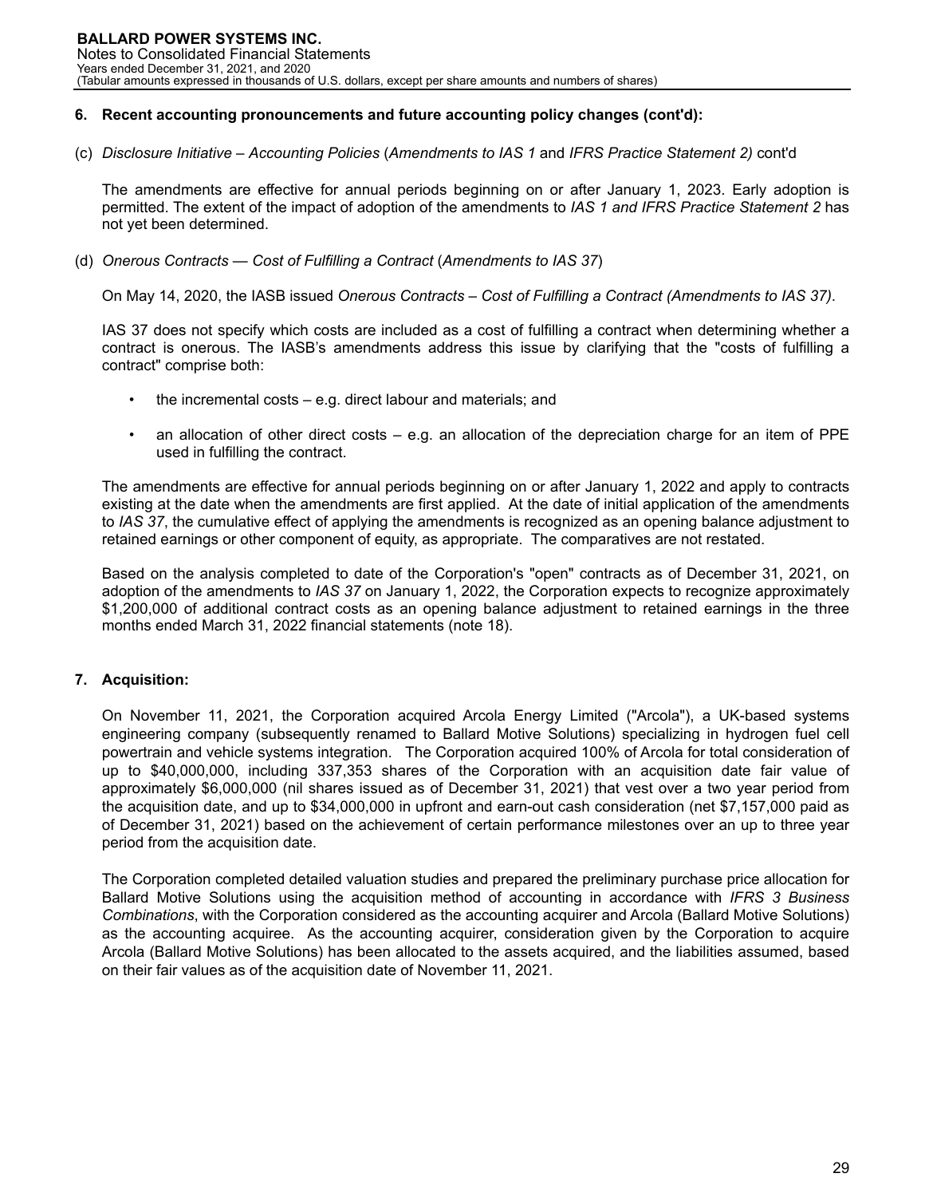## 6. Recent accounting pronouncements and future accounting policy changes (cont'd):

(c) *Disclosure Initiative – Accounting Policies* (*Amendments to IAS 1* and *IFRS Practice Statement 2)* cont'd

The amendments are effective for annual periods beginning on or after January 1, 2023. Early adoption is permitted. The extent of the impact of adoption of the amendments to *IAS 1 and IFRS Practice Statement 2* has not yet been determined.

(d) *Onerous Contracts — Cost of Fulfilling a Contract* (*Amendments to IAS 37*)

On May 14, 2020, the IASB issued *Onerous Contracts – Cost of Fulfilling a Contract (Amendments to IAS 37)*.

IAS 37 does not specify which costs are included as a cost of fulfilling a contract when determining whether a contract is onerous. The IASB's amendments address this issue by clarifying that the "costs of fulfilling a contract" comprise both:

- the incremental costs – e.g. direct labour and materials; and
- an allocation of other direct costs – e.g. an allocation of the depreciation charge for an item of PPE used in fulfilling the contract.

The amendments are effective for annual periods beginning on or after January 1, 2022 and apply to contracts existing at the date when the amendments are first applied. At the date of initial application of the amendments to *IAS 37*, the cumulative effect of applying the amendments is recognized as an opening balance adjustment to retained earnings or other component of equity, as appropriate. The comparatives are not restated.

Based on the analysis completed to date of the Corporation's "open" contracts as of December 31, 2021, on adoption of the amendments to *IAS 37* on January 1, 2022, the Corporation expects to recognize approximately $1,200,000 of additional contract costs as an opening balance adjustment to retained earnings in the three months ended March 31, 2022 financial statements (note 18).

## 7. Acquisition:

On November 11, 2021, the Corporation acquired Arcola Energy Limited ("Arcola"), a UK-based systems engineering company (subsequently renamed to Ballard Motive Solutions) specializing in hydrogen fuel cell powertrain and vehicle systems integration. The Corporation acquired 100% of Arcola for total consideration of up to $40,000,000, including 337,353 shares of the Corporation with an acquisition date fair value of approximately $6,000,000 (nil shares issued as of December 31, 2021) that vest over a two year period from the acquisition date, and up to $34,000,000 in upfront and earn-out cash consideration (net $7,157,000 paid as of December 31, 2021) based on the achievement of certain performance milestones over an up to three year period from the acquisition date.

The Corporation completed detailed valuation studies and prepared the preliminary purchase price allocation for Ballard Motive Solutions using the acquisition method of accounting in accordance with *IFRS 3 Business Combinations*, with the Corporation considered as the accounting acquirer and Arcola (Ballard Motive Solutions) as the accounting acquiree. As the accounting acquirer, consideration given by the Corporation to acquire Arcola (Ballard Motive Solutions) has been allocated to the assets acquired, and the liabilities assumed, based on their fair values as of the acquisition date of November 11, 2021.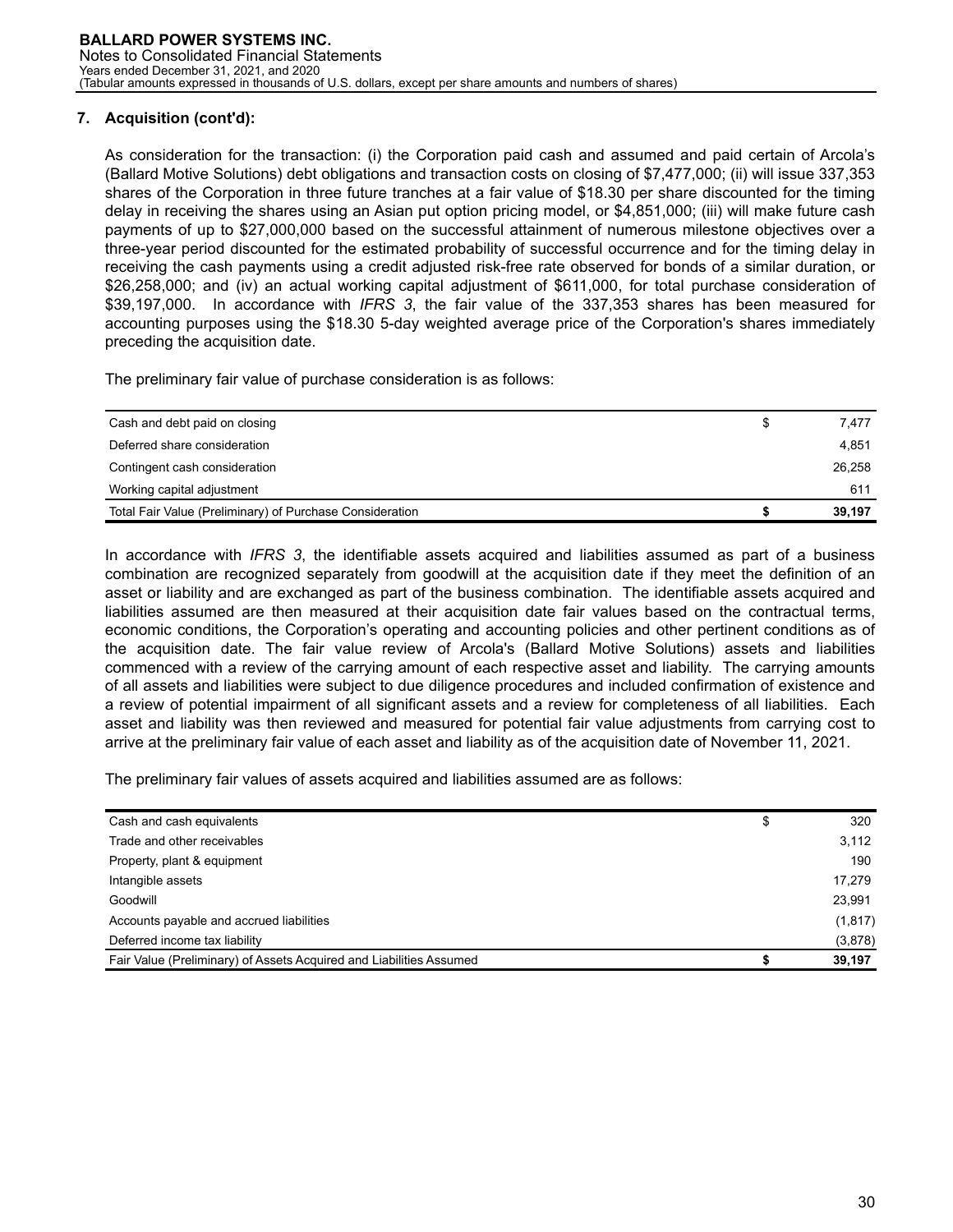## 7. Acquisition (cont'd):

As consideration for the transaction: (i) the Corporation paid cash and assumed and paid certain of Arcola's (Ballard Motive Solutions) debt obligations and transaction costs on closing of $7,477,000; (ii) will issue 337,353 shares of the Corporation in three future tranches at a fair value of $18.30 per share discounted for the timing delay in receiving the shares using an Asian put option pricing model, or $4,851,000; (iii) will make future cash payments of up to $27,000,000 based on the successful attainment of numerous milestone objectives over a three-year period discounted for the estimated probability of successful occurrence and for the timing delay in receiving the cash payments using a credit adjusted risk-free rate observed for bonds of a similar duration, or $26,258,000; and (iv) an actual working capital adjustment of $611,000, for total purchase consideration of $39,197,000. In accordance with *IFRS 3*, the fair value of the 337,353 shares has been measured for accounting purposes using the $18.30 5-day weighted average price of the Corporation's shares immediately preceding the acquisition date.

The preliminary fair value of purchase consideration is as follows:

| | | |
|---|---|---|
| Cash and debt paid on closing | $ | 7,477 |
| Deferred share consideration | | 4,851 |
| Contingent cash consideration | | 26,258 |
| Working capital adjustment | | 611 |
| Total Fair Value (Preliminary) of Purchase Consideration | **$** | **39,197** |

In accordance with *IFRS 3*, the identifiable assets acquired and liabilities assumed as part of a business combination are recognized separately from goodwill at the acquisition date if they meet the definition of an asset or liability and are exchanged as part of the business combination. The identifiable assets acquired and liabilities assumed are then measured at their acquisition date fair values based on the contractual terms, economic conditions, the Corporation's operating and accounting policies and other pertinent conditions as of the acquisition date. The fair value review of Arcola's (Ballard Motive Solutions) assets and liabilities commenced with a review of the carrying amount of each respective asset and liability. The carrying amounts of all assets and liabilities were subject to due diligence procedures and included confirmation of existence and a review of potential impairment of all significant assets and a review for completeness of all liabilities. Each asset and liability was then reviewed and measured for potential fair value adjustments from carrying cost to arrive at the preliminary fair value of each asset and liability as of the acquisition date of November 11, 2021.

The preliminary fair values of assets acquired and liabilities assumed are as follows:

| | | |
|---|---|---|
| Cash and cash equivalents | $ | 320 |
| Trade and other receivables | | 3,112 |
| Property, plant & equipment | | 190 |
| Intangible assets | | 17,279 |
| Goodwill | | 23,991 |
| Accounts payable and accrued liabilities | | (1,817) |
| Deferred income tax liability | | (3,878) |
| Fair Value (Preliminary) of Assets Acquired and Liabilities Assumed | **$** | **39,197** |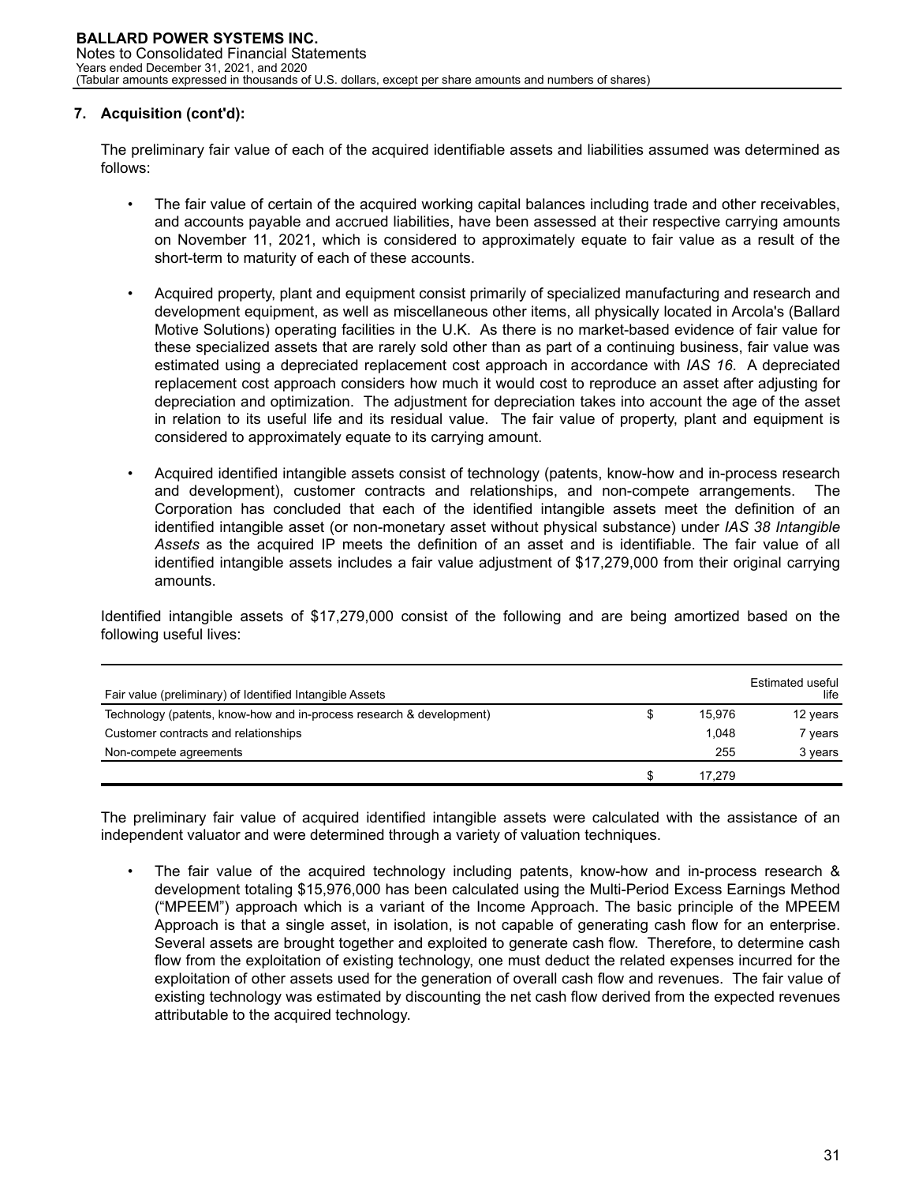## 7. Acquisition (cont'd):

The preliminary fair value of each of the acquired identifiable assets and liabilities assumed was determined as follows:

- The fair value of certain of the acquired working capital balances including trade and other receivables, and accounts payable and accrued liabilities, have been assessed at their respective carrying amounts on November 11, 2021, which is considered to approximately equate to fair value as a result of the short-term to maturity of each of these accounts.

- Acquired property, plant and equipment consist primarily of specialized manufacturing and research and development equipment, as well as miscellaneous other items, all physically located in Arcola's (Ballard Motive Solutions) operating facilities in the U.K. As there is no market-based evidence of fair value for these specialized assets that are rarely sold other than as part of a continuing business, fair value was estimated using a depreciated replacement cost approach in accordance with *IAS 16*. A depreciated replacement cost approach considers how much it would cost to reproduce an asset after adjusting for depreciation and optimization. The adjustment for depreciation takes into account the age of the asset in relation to its useful life and its residual value. The fair value of property, plant and equipment is considered to approximately equate to its carrying amount.

- Acquired identified intangible assets consist of technology (patents, know-how and in-process research and development), customer contracts and relationships, and non-compete arrangements. The Corporation has concluded that each of the identified intangible assets meet the definition of an identified intangible asset (or non-monetary asset without physical substance) under *IAS 38 Intangible Assets* as the acquired IP meets the definition of an asset and is identifiable. The fair value of all identified intangible assets includes a fair value adjustment of $17,279,000 from their original carrying amounts.

Identified intangible assets of $17,279,000 consist of the following and are being amortized based on the following useful lives:

| Fair value (preliminary) of Identified Intangible Assets | | | Estimated useful life |
|---|---|---|---|
| Technology (patents, know-how and in-process research & development) | $ | 15,976 | 12 years |
| Customer contracts and relationships | | 1,048 | 7 years |
| Non-compete agreements | | 255 | 3 years |
| | $ | 17,279 | |

The preliminary fair value of acquired identified intangible assets were calculated with the assistance of an independent valuator and were determined through a variety of valuation techniques.

- The fair value of the acquired technology including patents, know-how and in-process research & development totaling $15,976,000 has been calculated using the Multi-Period Excess Earnings Method ("MPEEM") approach which is a variant of the Income Approach. The basic principle of the MPEEM Approach is that a single asset, in isolation, is not capable of generating cash flow for an enterprise. Several assets are brought together and exploited to generate cash flow. Therefore, to determine cash flow from the exploitation of existing technology, one must deduct the related expenses incurred for the exploitation of other assets used for the generation of overall cash flow and revenues. The fair value of existing technology was estimated by discounting the net cash flow derived from the expected revenues attributable to the acquired technology.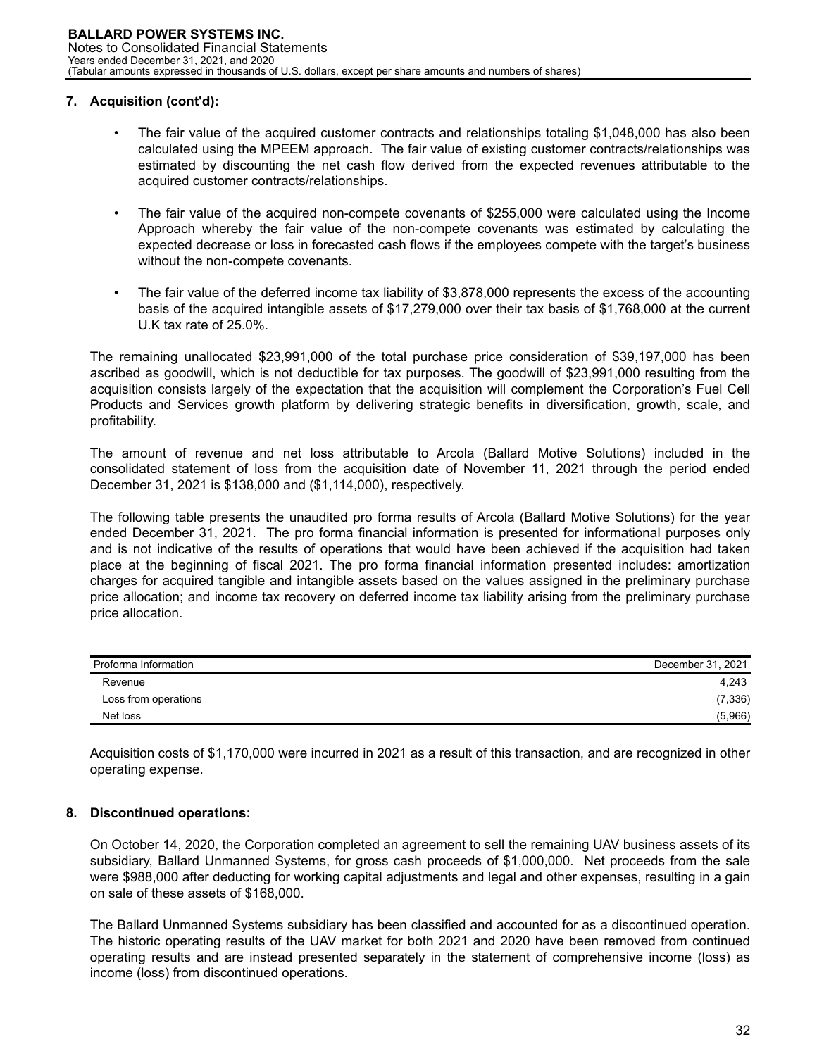## 7. Acquisition (cont'd):

- The fair value of the acquired customer contracts and relationships totaling $1,048,000 has also been calculated using the MPEEM approach. The fair value of existing customer contracts/relationships was estimated by discounting the net cash flow derived from the expected revenues attributable to the acquired customer contracts/relationships.

- The fair value of the acquired non-compete covenants of $255,000 were calculated using the Income Approach whereby the fair value of the non-compete covenants was estimated by calculating the expected decrease or loss in forecasted cash flows if the employees compete with the target's business without the non-compete covenants.

- The fair value of the deferred income tax liability of $3,878,000 represents the excess of the accounting basis of the acquired intangible assets of $17,279,000 over their tax basis of $1,768,000 at the current U.K tax rate of 25.0%.

The remaining unallocated $23,991,000 of the total purchase price consideration of $39,197,000 has been ascribed as goodwill, which is not deductible for tax purposes. The goodwill of $23,991,000 resulting from the acquisition consists largely of the expectation that the acquisition will complement the Corporation's Fuel Cell Products and Services growth platform by delivering strategic benefits in diversification, growth, scale, and profitability.

The amount of revenue and net loss attributable to Arcola (Ballard Motive Solutions) included in the consolidated statement of loss from the acquisition date of November 11, 2021 through the period ended December 31, 2021 is $138,000 and ($1,114,000), respectively.

The following table presents the unaudited pro forma results of Arcola (Ballard Motive Solutions) for the year ended December 31, 2021. The pro forma financial information is presented for informational purposes only and is not indicative of the results of operations that would have been achieved if the acquisition had taken place at the beginning of fiscal 2021. The pro forma financial information presented includes: amortization charges for acquired tangible and intangible assets based on the values assigned in the preliminary purchase price allocation; and income tax recovery on deferred income tax liability arising from the preliminary purchase price allocation.

| Proforma Information | December 31, 2021 |
|---|---|
| Revenue | 4,243 |
| Loss from operations | (7,336) |
| Net loss | (5,966) |

Acquisition costs of $1,170,000 were incurred in 2021 as a result of this transaction, and are recognized in other operating expense.

## 8. Discontinued operations:

On October 14, 2020, the Corporation completed an agreement to sell the remaining UAV business assets of its subsidiary, Ballard Unmanned Systems, for gross cash proceeds of $1,000,000. Net proceeds from the sale were $988,000 after deducting for working capital adjustments and legal and other expenses, resulting in a gain on sale of these assets of $168,000.

The Ballard Unmanned Systems subsidiary has been classified and accounted for as a discontinued operation. The historic operating results of the UAV market for both 2021 and 2020 have been removed from continued operating results and are instead presented separately in the statement of comprehensive income (loss) as income (loss) from discontinued operations.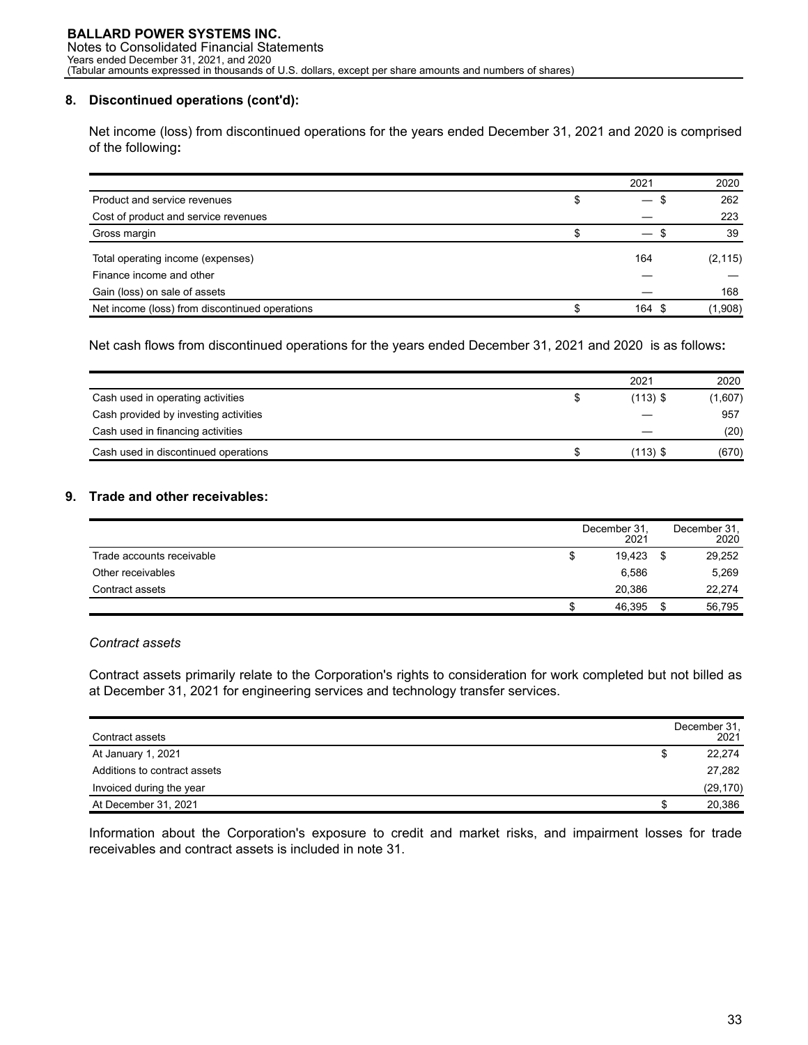## 8. Discontinued operations (cont'd):

Net income (loss) from discontinued operations for the years ended December 31, 2021 and 2020 is comprised of the following**:**

| | 2021 | 2020 |
|---|---|---|
| Product and service revenues | $ — | $ 262 |
| Cost of product and service revenues | — | 223 |
| Gross margin | $ — | $ 39 |
| Total operating income (expenses) | 164 | (2,115) |
| Finance income and other | — | — |
| Gain (loss) on sale of assets | — | 168 |
| Net income (loss) from discontinued operations | $ 164 | $ (1,908) |

Net cash flows from discontinued operations for the years ended December 31, 2021 and 2020 is as follows**:**

| | 2021 | 2020 |
|---|---|---|
| Cash used in operating activities | $ (113) | $ (1,607) |
| Cash provided by investing activities | — | 957 |
| Cash used in financing activities | — | (20) |
| Cash used in discontinued operations | $ (113) | $ (670) |

## 9. Trade and other receivables:

| | December 31, 2021 | December 31, 2020 |
|---|---|---|
| Trade accounts receivable | $ 19,423 | $ 29,252 |
| Other receivables | 6,586 | 5,269 |
| Contract assets | 20,386 | 22,274 |
| | $ 46,395 | $ 56,795 |

*Contract assets*

Contract assets primarily relate to the Corporation's rights to consideration for work completed but not billed as at December 31, 2021 for engineering services and technology transfer services.

| Contract assets | December 31, 2021 |
|---|---|
| At January 1, 2021 | $ 22,274 |
| Additions to contract assets | 27,282 |
| Invoiced during the year | (29,170) |
| At December 31, 2021 | $ 20,386 |

Information about the Corporation's exposure to credit and market risks, and impairment losses for trade receivables and contract assets is included in note 31.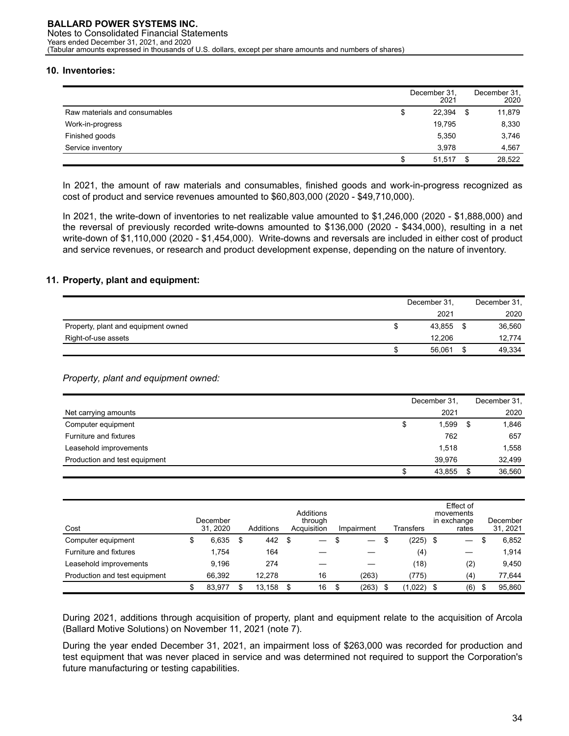## 10. Inventories:

| | December 31, 2021 | December 31, 2020 |
|---|---|---|
| Raw materials and consumables | $ 22,394 | $ 11,879 |
| Work-in-progress | 19,795 | 8,330 |
| Finished goods | 5,350 | 3,746 |
| Service inventory | 3,978 | 4,567 |
| | $ 51,517 | $ 28,522 |

In 2021, the amount of raw materials and consumables, finished goods and work-in-progress recognized as cost of product and service revenues amounted to $60,803,000 (2020 - $49,710,000).

In 2021, the write-down of inventories to net realizable value amounted to $1,246,000 (2020 - $1,888,000) and the reversal of previously recorded write-downs amounted to $136,000 (2020 - $434,000), resulting in a net write-down of $1,110,000 (2020 - $1,454,000). Write-downs and reversals are included in either cost of product and service revenues, or research and product development expense, depending on the nature of inventory.

## 11. Property, plant and equipment:

| | December 31, 2021 | December 31, 2020 |
|---|---|---|
| Property, plant and equipment owned | $ 43,855 | $ 36,560 |
| Right-of-use assets | 12,206 | 12,774 |
| | $ 56,061 | $ 49,334 |

*Property, plant and equipment owned:*

| Net carrying amounts | December 31, 2021 | December 31, 2020 |
|---|---|---|
| Computer equipment | $ 1,599 | $ 1,846 |
| Furniture and fixtures | 762 | 657 |
| Leasehold improvements | 1,518 | 1,558 |
| Production and test equipment | 39,976 | 32,499 |
| | $ 43,855 | $ 36,560 |

| Cost | December 31, 2020 | Additions | Additions through Acquisition | Impairment | Transfers | Effect of movements in exchange rates | December 31, 2021 |
|---|---|---|---|---|---|---|---|
| Computer equipment | $ 6,635 | $ 442 | $ — | $ — | $ (225) | $ — | $ 6,852 |
| Furniture and fixtures | 1,754 | 164 | — | — | (4) | — | 1,914 |
| Leasehold improvements | 9,196 | 274 | — | — | (18) | (2) | 9,450 |
| Production and test equipment | 66,392 | 12,278 | 16 | (263) | (775) | (4) | 77,644 |
| | $ 83,977 | $ 13,158 | $ 16 | $ (263) | $ (1,022) | $ (6) | $ 95,860 |

During 2021, additions through acquisition of property, plant and equipment relate to the acquisition of Arcola (Ballard Motive Solutions) on November 11, 2021 (note 7).

During the year ended December 31, 2021, an impairment loss of $263,000 was recorded for production and test equipment that was never placed in service and was determined not required to support the Corporation's future manufacturing or testing capabilities.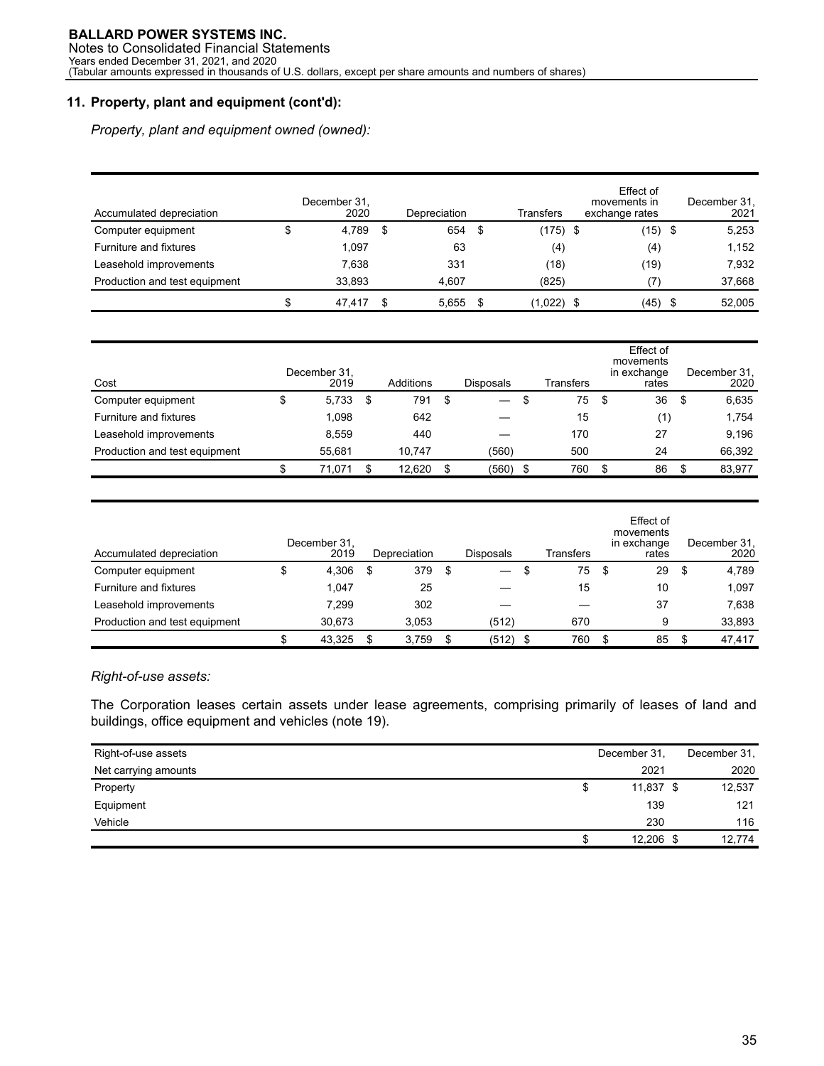## 11. Property, plant and equipment (cont'd):

*Property, plant and equipment owned (owned):*

| Accumulated depreciation | December 31, 2020 | Depreciation | Transfers | Effect of movements in exchange rates | December 31, 2021 |
|---|---|---|---|---|---|
| Computer equipment | $ 4,789 | $ 654 | $ (175) | $ (15) | $ 5,253 |
| Furniture and fixtures | 1,097 | 63 | (4) | (4) | 1,152 |
| Leasehold improvements | 7,638 | 331 | (18) | (19) | 7,932 |
| Production and test equipment | 33,893 | 4,607 | (825) | (7) | 37,668 |
| | $ 47,417 | $ 5,655 | $ (1,022) | $ (45) | $ 52,005 |

| Cost | December 31, 2019 | Additions | Disposals | Transfers | Effect of movements in exchange rates | December 31, 2020 |
|---|---|---|---|---|---|---|
| Computer equipment | $ 5,733 | $ 791 | $ — | $ 75 | $ 36 | $ 6,635 |
| Furniture and fixtures | 1,098 | 642 | — | 15 | (1) | 1,754 |
| Leasehold improvements | 8,559 | 440 | — | 170 | 27 | 9,196 |
| Production and test equipment | 55,681 | 10,747 | (560) | 500 | 24 | 66,392 |
| | $ 71,071 | $ 12,620 | $ (560) | $ 760 | $ 86 | $ 83,977 |

| Accumulated depreciation | December 31, 2019 | Depreciation | Disposals | Transfers | Effect of movements in exchange rates | December 31, 2020 |
|---|---|---|---|---|---|---|
| Computer equipment | $ 4,306 | $ 379 | $ — | $ 75 | $ 29 | $ 4,789 |
| Furniture and fixtures | 1,047 | 25 | — | 15 | 10 | 1,097 |
| Leasehold improvements | 7,299 | 302 | — | — | 37 | 7,638 |
| Production and test equipment | 30,673 | 3,053 | (512) | 670 | 9 | 33,893 |
| | $ 43,325 | $ 3,759 | $ (512) | $ 760 | $ 85 | $ 47,417 |

*Right-of-use assets:*

The Corporation leases certain assets under lease agreements, comprising primarily of leases of land and buildings, office equipment and vehicles (note 19).

| Right-of-use assets<br>Net carrying amounts | December 31, 2021 | December 31, 2020 |
|---|---|---|
| Property | $ 11,837 | $ 12,537 |
| Equipment | 139 | 121 |
| Vehicle | 230 | 116 |
| | $ 12,206 | $ 12,774 |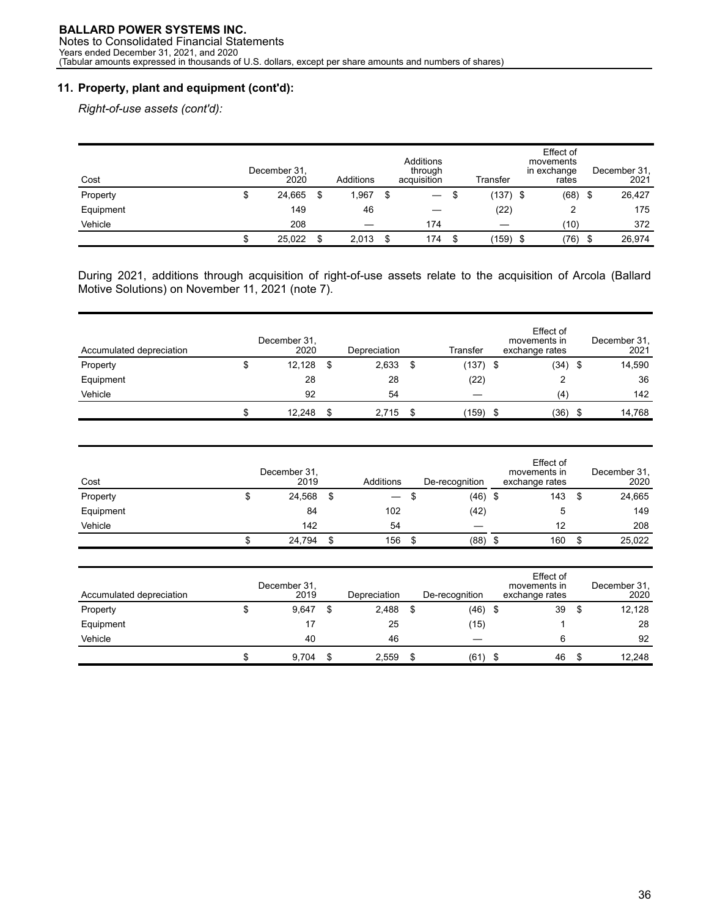## 11. Property, plant and equipment (cont'd):

*Right-of-use assets (cont'd):*

| Cost | December 31, 2020 | Additions | Additions through acquisition | Transfer | Effect of movements in exchange rates | December 31, 2021 |
|---|---|---|---|---|---|---|
| Property | $ 24,665 | $ 1,967 | $ — | $ (137) | $ (68) | $ 26,427 |
| Equipment | 149 | 46 | — | (22) | 2 | 175 |
| Vehicle | 208 | — | 174 | — | (10) | 372 |
| | $ 25,022 | $ 2,013 | $ 174 | $ (159) | $ (76) | $ 26,974 |

During 2021, additions through acquisition of right-of-use assets relate to the acquisition of Arcola (Ballard Motive Solutions) on November 11, 2021 (note 7).

| Accumulated depreciation | December 31, 2020 | Depreciation | Transfer | Effect of movements in exchange rates | December 31, 2021 |
|---|---|---|---|---|---|
| Property | $ 12,128 | $ 2,633 | $ (137) | $ (34) | $ 14,590 |
| Equipment | 28 | 28 | (22) | 2 | 36 |
| Vehicle | 92 | 54 | — | (4) | 142 |
| | $ 12,248 | $ 2,715 | $ (159) | $ (36) | $ 14,768 |

| Cost | December 31, 2019 | Additions | De-recognition | Effect of movements in exchange rates | December 31, 2020 |
|---|---|---|---|---|---|
| Property | $ 24,568 | $ — | $ (46) | $ 143 | $ 24,665 |
| Equipment | 84 | 102 | (42) | 5 | 149 |
| Vehicle | 142 | 54 | — | 12 | 208 |
| | $ 24,794 | $ 156 | $ (88) | $ 160 | $ 25,022 |

| Accumulated depreciation | December 31, 2019 | Depreciation | De-recognition | Effect of movements in exchange rates | December 31, 2020 |
|---|---|---|---|---|---|
| Property | $ 9,647 | $ 2,488 | $ (46) | $ 39 | $ 12,128 |
| Equipment | 17 | 25 | (15) | 1 | 28 |
| Vehicle | 40 | 46 | — | 6 | 92 |
| | $ 9,704 | $ 2,559 | $ (61) | $ 46 | $ 12,248 |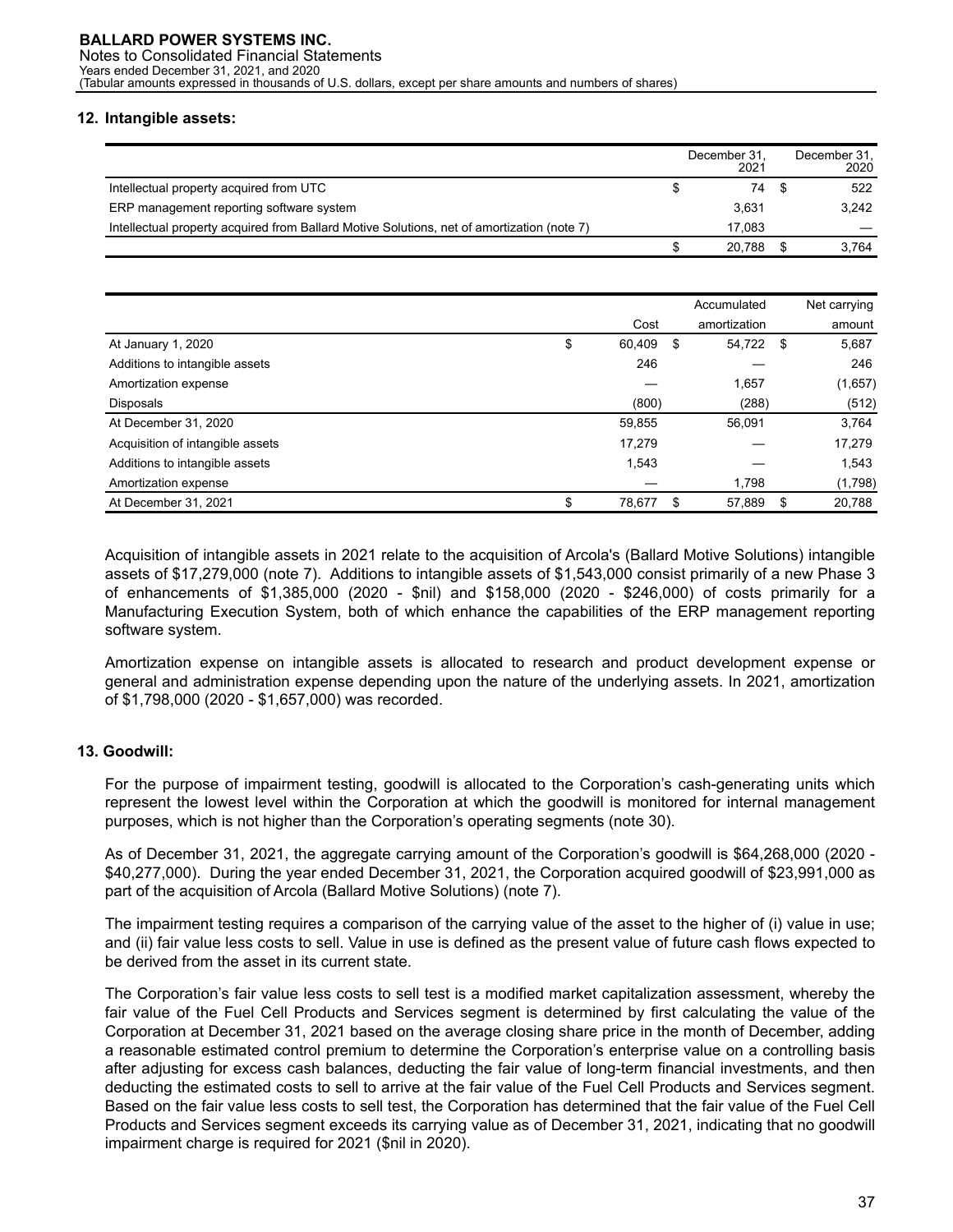## 12. Intangible assets:

| | December 31, 2021 | December 31, 2020 |
|---|---|---|
| Intellectual property acquired from UTC | $ 74 | $ 522 |
| ERP management reporting software system | 3,631 | 3,242 |
| Intellectual property acquired from Ballard Motive Solutions, net of amortization (note 7) | 17,083 | — |
| | $ 20,788 | $ 3,764 |

| | Cost | Accumulated amortization | Net carrying amount |
|---|---|---|---|
| At January 1, 2020 | $ 60,409 | $ 54,722 | $ 5,687 |
| Additions to intangible assets | 246 | — | 246 |
| Amortization expense | — | 1,657 | (1,657) |
| Disposals | (800) | (288) | (512) |
| At December 31, 2020 | 59,855 | 56,091 | 3,764 |
| Acquisition of intangible assets | 17,279 | — | 17,279 |
| Additions to intangible assets | 1,543 | — | 1,543 |
| Amortization expense | — | 1,798 | (1,798) |
| At December 31, 2021 | $ 78,677 | $ 57,889 | $ 20,788 |

Acquisition of intangible assets in 2021 relate to the acquisition of Arcola's (Ballard Motive Solutions) intangible assets of $17,279,000 (note 7). Additions to intangible assets of $1,543,000 consist primarily of a new Phase 3 of enhancements of $1,385,000 (2020 - $nil) and $158,000 (2020 - $246,000) of costs primarily for a Manufacturing Execution System, both of which enhance the capabilities of the ERP management reporting software system.

Amortization expense on intangible assets is allocated to research and product development expense or general and administration expense depending upon the nature of the underlying assets. In 2021, amortization of $1,798,000 (2020 - $1,657,000) was recorded.

## 13. Goodwill:

For the purpose of impairment testing, goodwill is allocated to the Corporation's cash-generating units which represent the lowest level within the Corporation at which the goodwill is monitored for internal management purposes, which is not higher than the Corporation's operating segments (note 30).

As of December 31, 2021, the aggregate carrying amount of the Corporation's goodwill is $64,268,000 (2020 - $40,277,000). During the year ended December 31, 2021, the Corporation acquired goodwill of $23,991,000 as part of the acquisition of Arcola (Ballard Motive Solutions) (note 7).

The impairment testing requires a comparison of the carrying value of the asset to the higher of (i) value in use; and (ii) fair value less costs to sell. Value in use is defined as the present value of future cash flows expected to be derived from the asset in its current state.

The Corporation's fair value less costs to sell test is a modified market capitalization assessment, whereby the fair value of the Fuel Cell Products and Services segment is determined by first calculating the value of the Corporation at December 31, 2021 based on the average closing share price in the month of December, adding a reasonable estimated control premium to determine the Corporation's enterprise value on a controlling basis after adjusting for excess cash balances, deducting the fair value of long-term financial investments, and then deducting the estimated costs to sell to arrive at the fair value of the Fuel Cell Products and Services segment. Based on the fair value less costs to sell test, the Corporation has determined that the fair value of the Fuel Cell Products and Services segment exceeds its carrying value as of December 31, 2021, indicating that no goodwill impairment charge is required for 2021 ($nil in 2020).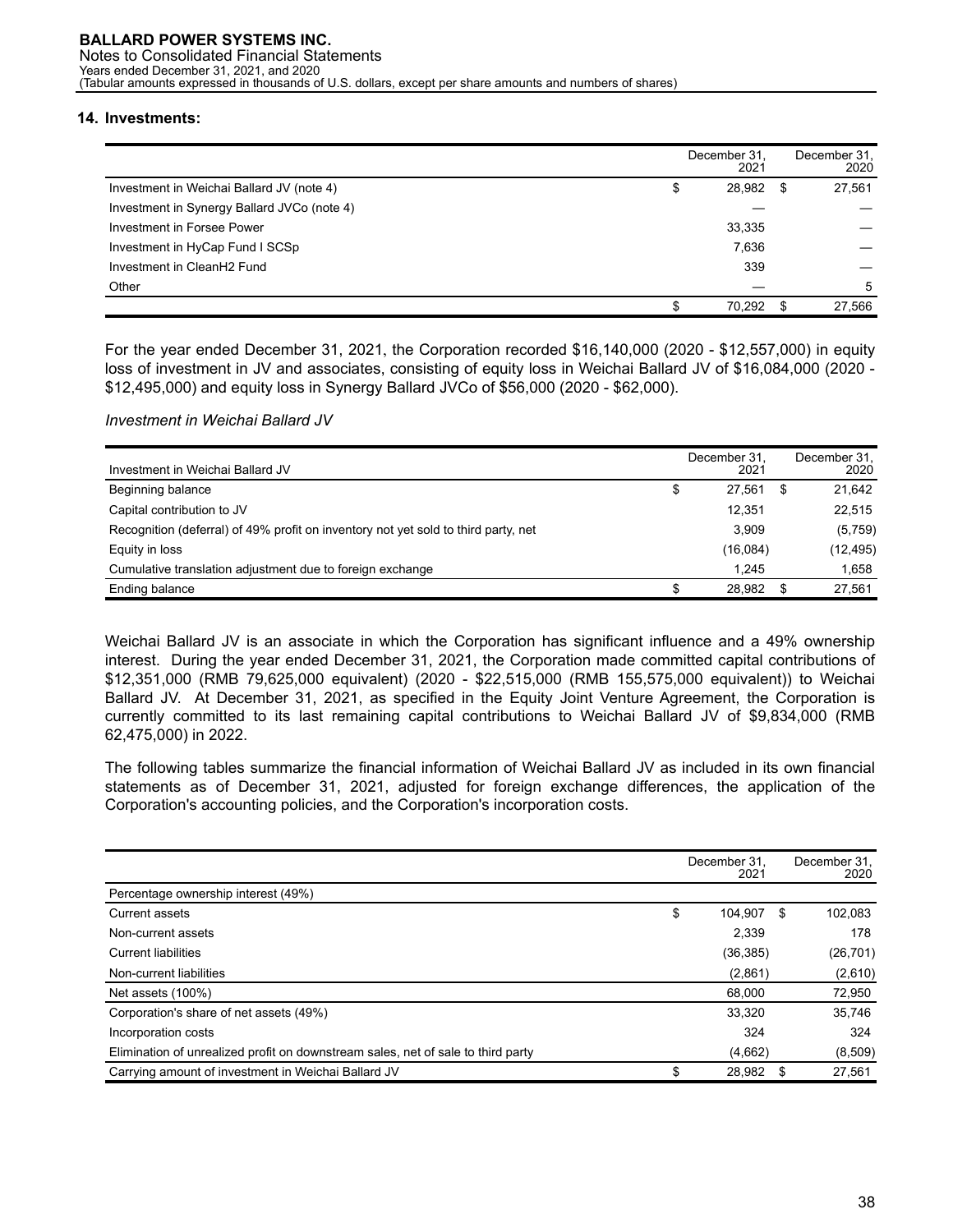## 14. Investments:

| | December 31, 2021 | December 31, 2020 |
|---|---|---|
| Investment in Weichai Ballard JV (note 4) | $ 28,982 | $ 27,561 |
| Investment in Synergy Ballard JVCo (note 4) | — | — |
| Investment in Forsee Power | 33,335 | — |
| Investment in HyCap Fund I SCSp | 7,636 | — |
| Investment in CleanH2 Fund | 339 | — |
| Other | — | 5 |
| | $ 70,292 | $ 27,566 |

For the year ended December 31, 2021, the Corporation recorded $16,140,000 (2020 - $12,557,000) in equity loss of investment in JV and associates, consisting of equity loss in Weichai Ballard JV of $16,084,000 (2020 - $12,495,000) and equity loss in Synergy Ballard JVCo of $56,000 (2020 - $62,000).

*Investment in Weichai Ballard JV*

| Investment in Weichai Ballard JV | December 31, 2021 | December 31, 2020 |
|---|---|---|
| Beginning balance | $ 27,561 | $ 21,642 |
| Capital contribution to JV | 12,351 | 22,515 |
| Recognition (deferral) of 49% profit on inventory not yet sold to third party, net | 3,909 | (5,759) |
| Equity in loss | (16,084) | (12,495) |
| Cumulative translation adjustment due to foreign exchange | 1,245 | 1,658 |
| Ending balance | $ 28,982 | $ 27,561 |

Weichai Ballard JV is an associate in which the Corporation has significant influence and a 49% ownership interest. During the year ended December 31, 2021, the Corporation made committed capital contributions of $12,351,000 (RMB 79,625,000 equivalent) (2020 - $22,515,000 (RMB 155,575,000 equivalent)) to Weichai Ballard JV. At December 31, 2021, as specified in the Equity Joint Venture Agreement, the Corporation is currently committed to its last remaining capital contributions to Weichai Ballard JV of $9,834,000 (RMB 62,475,000) in 2022.

The following tables summarize the financial information of Weichai Ballard JV as included in its own financial statements as of December 31, 2021, adjusted for foreign exchange differences, the application of the Corporation's accounting policies, and the Corporation's incorporation costs.

| | December 31, 2021 | December 31, 2020 |
|---|---|---|
| Percentage ownership interest (49%) | | |
| Current assets | $ 104,907 | $ 102,083 |
| Non-current assets | 2,339 | 178 |
| Current liabilities | (36,385) | (26,701) |
| Non-current liabilities | (2,861) | (2,610) |
| Net assets (100%) | 68,000 | 72,950 |
| Corporation's share of net assets (49%) | 33,320 | 35,746 |
| Incorporation costs | 324 | 324 |
| Elimination of unrealized profit on downstream sales, net of sale to third party | (4,662) | (8,509) |
| Carrying amount of investment in Weichai Ballard JV | $ 28,982 | $ 27,561 |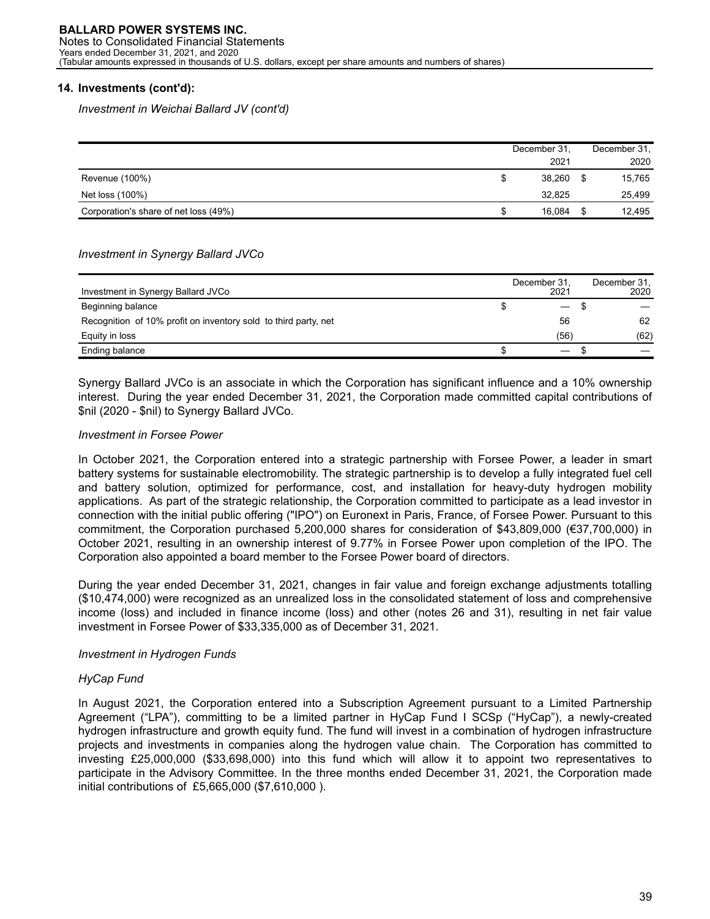## 14. Investments (cont'd):

*Investment in Weichai Ballard JV (cont'd)*

| | December 31, 2021 | December 31, 2020 |
|---|---|---|
| Revenue (100%) | $ 38,260 | $ 15,765 |
| Net loss (100%) | 32,825 | 25,499 |
| Corporation's share of net loss (49%) | $ 16,084 | $ 12,495 |

*Investment in Synergy Ballard JVCo*

| Investment in Synergy Ballard JVCo | December 31, 2021 | December 31, 2020 |
|---|---|---|
| Beginning balance | $ — | $ — |
| Recognition of 10% profit on inventory sold to third party, net | 56 | 62 |
| Equity in loss | (56) | (62) |
| Ending balance | $ — | $ — |

Synergy Ballard JVCo is an associate in which the Corporation has significant influence and a 10% ownership interest. During the year ended December 31, 2021, the Corporation made committed capital contributions of $nil (2020 - $nil) to Synergy Ballard JVCo.

*Investment in Forsee Power*

In October 2021, the Corporation entered into a strategic partnership with Forsee Power, a leader in smart battery systems for sustainable electromobility. The strategic partnership is to develop a fully integrated fuel cell and battery solution, optimized for performance, cost, and installation for heavy-duty hydrogen mobility applications. As part of the strategic relationship, the Corporation committed to participate as a lead investor in connection with the initial public offering ("IPO") on Euronext in Paris, France, of Forsee Power. Pursuant to this commitment, the Corporation purchased 5,200,000 shares for consideration of $43,809,000 (€37,700,000) in October 2021, resulting in an ownership interest of 9.77% in Forsee Power upon completion of the IPO. The Corporation also appointed a board member to the Forsee Power board of directors.

During the year ended December 31, 2021, changes in fair value and foreign exchange adjustments totalling ($10,474,000) were recognized as an unrealized loss in the consolidated statement of loss and comprehensive income (loss) and included in finance income (loss) and other (notes 26 and 31), resulting in net fair value investment in Forsee Power of $33,335,000 as of December 31, 2021.

*Investment in Hydrogen Funds*

*HyCap Fund*

In August 2021, the Corporation entered into a Subscription Agreement pursuant to a Limited Partnership Agreement ("LPA"), committing to be a limited partner in HyCap Fund I SCSp ("HyCap"), a newly-created hydrogen infrastructure and growth equity fund. The fund will invest in a combination of hydrogen infrastructure projects and investments in companies along the hydrogen value chain. The Corporation has committed to investing £25,000,000 ($33,698,000) into this fund which will allow it to appoint two representatives to participate in the Advisory Committee. In the three months ended December 31, 2021, the Corporation made initial contributions of £5,665,000 ($7,610,000 ).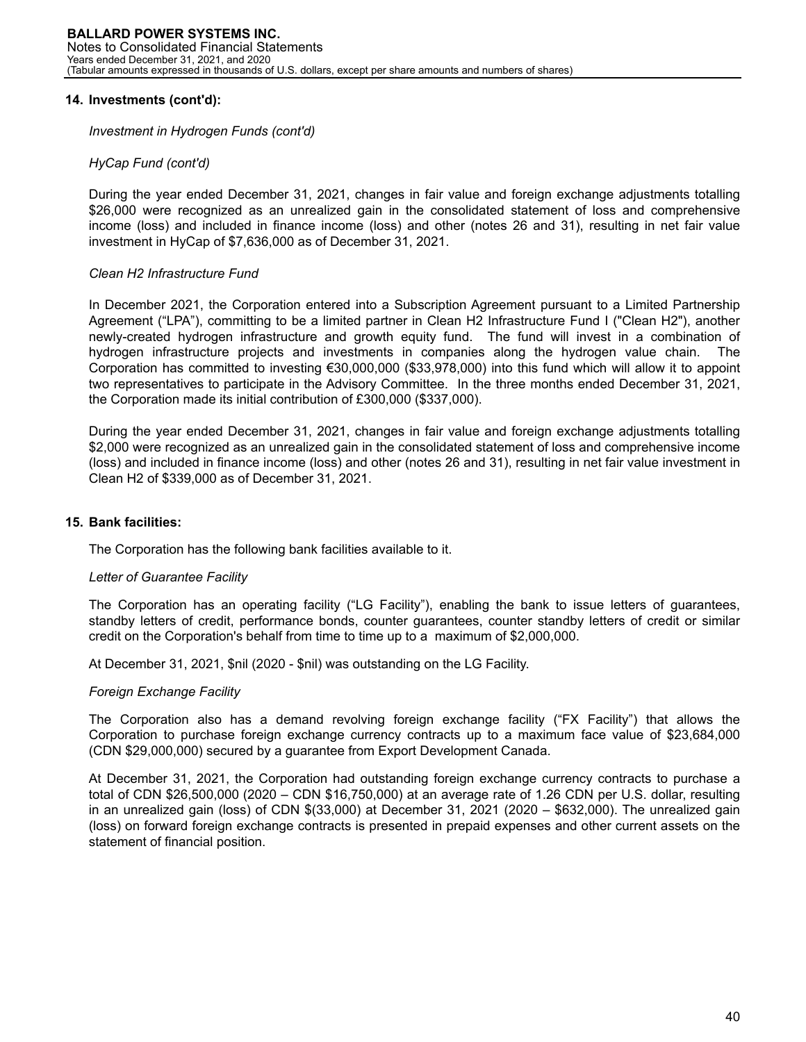## 14. Investments (cont'd):

*Investment in Hydrogen Funds (cont'd)*

*HyCap Fund (cont'd)*

During the year ended December 31, 2021, changes in fair value and foreign exchange adjustments totalling $26,000 were recognized as an unrealized gain in the consolidated statement of loss and comprehensive income (loss) and included in finance income (loss) and other (notes 26 and 31), resulting in net fair value investment in HyCap of $7,636,000 as of December 31, 2021.

*Clean H2 Infrastructure Fund*

In December 2021, the Corporation entered into a Subscription Agreement pursuant to a Limited Partnership Agreement ("LPA"), committing to be a limited partner in Clean H2 Infrastructure Fund I ("Clean H2"), another newly-created hydrogen infrastructure and growth equity fund. The fund will invest in a combination of hydrogen infrastructure projects and investments in companies along the hydrogen value chain. The Corporation has committed to investing €30,000,000 ($33,978,000) into this fund which will allow it to appoint two representatives to participate in the Advisory Committee. In the three months ended December 31, 2021, the Corporation made its initial contribution of £300,000 ($337,000).

During the year ended December 31, 2021, changes in fair value and foreign exchange adjustments totalling $2,000 were recognized as an unrealized gain in the consolidated statement of loss and comprehensive income (loss) and included in finance income (loss) and other (notes 26 and 31), resulting in net fair value investment in Clean H2 of $339,000 as of December 31, 2021.

## 15. Bank facilities:

The Corporation has the following bank facilities available to it.

*Letter of Guarantee Facility*

The Corporation has an operating facility ("LG Facility"), enabling the bank to issue letters of guarantees, standby letters of credit, performance bonds, counter guarantees, counter standby letters of credit or similar credit on the Corporation's behalf from time to time up to a maximum of $2,000,000.

At December 31, 2021, $nil (2020 - $nil) was outstanding on the LG Facility.

*Foreign Exchange Facility*

The Corporation also has a demand revolving foreign exchange facility ("FX Facility") that allows the Corporation to purchase foreign exchange currency contracts up to a maximum face value of $23,684,000 (CDN $29,000,000) secured by a guarantee from Export Development Canada.

At December 31, 2021, the Corporation had outstanding foreign exchange currency contracts to purchase a total of CDN $26,500,000 (2020 – CDN $16,750,000) at an average rate of 1.26 CDN per U.S. dollar, resulting in an unrealized gain (loss) of CDN $(33,000) at December 31, 2021 (2020 – $632,000). The unrealized gain (loss) on forward foreign exchange contracts is presented in prepaid expenses and other current assets on the statement of financial position.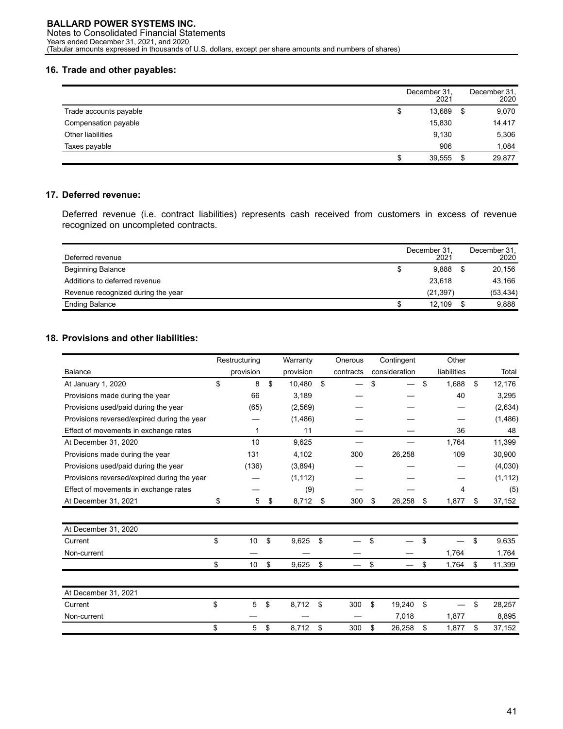## 16. Trade and other payables:

| | December 31, 2021 | December 31, 2020 |
|---|---|---|
| Trade accounts payable | $ 13,689 | $ 9,070 |
| Compensation payable | 15,830 | 14,417 |
| Other liabilities | 9,130 | 5,306 |
| Taxes payable | 906 | 1,084 |
| | $ 39,555 | $ 29,877 |

## 17. Deferred revenue:

Deferred revenue (i.e. contract liabilities) represents cash received from customers in excess of revenue recognized on uncompleted contracts.

| Deferred revenue | December 31, 2021 | December 31, 2020 |
|---|---|---|
| Beginning Balance | $ 9,888 | $ 20,156 |
| Additions to deferred revenue | 23,618 | 43,166 |
| Revenue recognized during the year | (21,397) | (53,434) |
| Ending Balance | $ 12,109 | $ 9,888 |

## 18. Provisions and other liabilities:

| Balance | Restructuring provision | Warranty provision | Onerous contracts | Contingent consideration | Other liabilities | Total |
|---|---|---|---|---|---|---|
| At January 1, 2020 | $ 8 | $ 10,480 | $ — | $ — | $ 1,688 | $ 12,176 |
| Provisions made during the year | 66 | 3,189 | — | — | 40 | 3,295 |
| Provisions used/paid during the year | (65) | (2,569) | — | — | — | (2,634) |
| Provisions reversed/expired during the year | — | (1,486) | — | — | — | (1,486) |
| Effect of movements in exchange rates | 1 | 11 | — | — | 36 | 48 |
| At December 31, 2020 | 10 | 9,625 | — | — | 1,764 | 11,399 |
| Provisions made during the year | 131 | 4,102 | 300 | 26,258 | 109 | 30,900 |
| Provisions used/paid during the year | (136) | (3,894) | — | — | — | (4,030) |
| Provisions reversed/expired during the year | — | (1,112) | — | — | — | (1,112) |
| Effect of movements in exchange rates | — | (9) | — | — | 4 | (5) |
| At December 31, 2021 | $ 5 | $ 8,712 | $ 300 | $ 26,258 | $ 1,877 | $ 37,152 |

| At December 31, 2020 | Restructuring provision | Warranty provision | Onerous contracts | Contingent consideration | Other liabilities | Total |
|---|---|---|---|---|---|---|
| Current | $ 10 | $ 9,625 | $ — | $ — | $ — | $ 9,635 |
| Non-current | — | — | — | — | 1,764 | 1,764 |
| | $ 10 | $ 9,625 | $ — | $ — | $ 1,764 | $ 11,399 |

| At December 31, 2021 | Restructuring provision | Warranty provision | Onerous contracts | Contingent consideration | Other liabilities | Total |
|---|---|---|---|---|---|---|
| Current | $ 5 | $ 8,712 | $ 300 | $ 19,240 | $ — | $ 28,257 |
| Non-current | — | — | — | 7,018 | 1,877 | 8,895 |
| | $ 5 | $ 8,712 | $ 300 | $ 26,258 | $ 1,877 | $ 37,152 |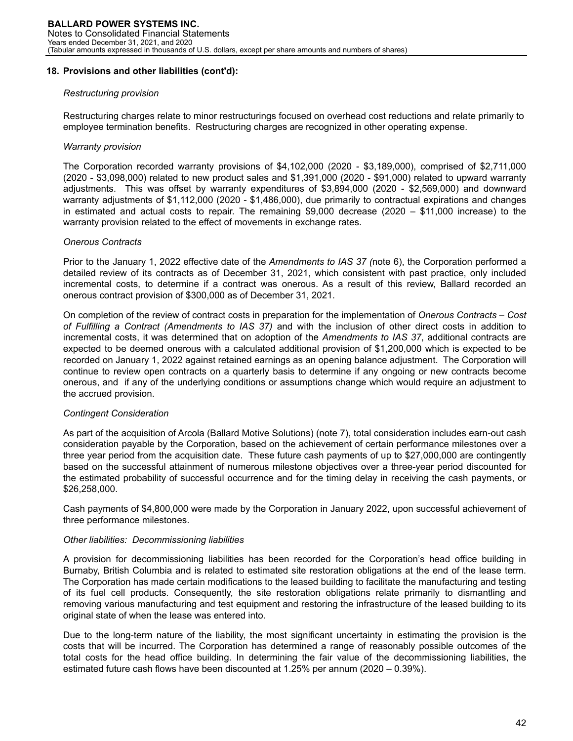## 18. Provisions and other liabilities (cont'd):

*Restructuring provision*

Restructuring charges relate to minor restructurings focused on overhead cost reductions and relate primarily to employee termination benefits. Restructuring charges are recognized in other operating expense.

*Warranty provision*

The Corporation recorded warranty provisions of $4,102,000 (2020 - $3,189,000), comprised of $2,711,000 (2020 - $3,098,000) related to new product sales and $1,391,000 (2020 - $91,000) related to upward warranty adjustments. This was offset by warranty expenditures of $3,894,000 (2020 - $2,569,000) and downward warranty adjustments of $1,112,000 (2020 - $1,486,000), due primarily to contractual expirations and changes in estimated and actual costs to repair. The remaining $9,000 decrease (2020 – $11,000 increase) to the warranty provision related to the effect of movements in exchange rates.

*Onerous Contracts*

Prior to the January 1, 2022 effective date of the *Amendments to IAS 37 (*note 6), the Corporation performed a detailed review of its contracts as of December 31, 2021, which consistent with past practice, only included incremental costs, to determine if a contract was onerous. As a result of this review, Ballard recorded an onerous contract provision of $300,000 as of December 31, 2021.

On completion of the review of contract costs in preparation for the implementation of *Onerous Contracts – Cost of Fulfilling a Contract (Amendments to IAS 37)* and with the inclusion of other direct costs in addition to incremental costs, it was determined that on adoption of the *Amendments to IAS 37*, additional contracts are expected to be deemed onerous with a calculated additional provision of $1,200,000 which is expected to be recorded on January 1, 2022 against retained earnings as an opening balance adjustment. The Corporation will continue to review open contracts on a quarterly basis to determine if any ongoing or new contracts become onerous, and if any of the underlying conditions or assumptions change which would require an adjustment to the accrued provision.

*Contingent Consideration*

As part of the acquisition of Arcola (Ballard Motive Solutions) (note 7), total consideration includes earn-out cash consideration payable by the Corporation, based on the achievement of certain performance milestones over a three year period from the acquisition date. These future cash payments of up to $27,000,000 are contingently based on the successful attainment of numerous milestone objectives over a three-year period discounted for the estimated probability of successful occurrence and for the timing delay in receiving the cash payments, or $26,258,000.

Cash payments of $4,800,000 were made by the Corporation in January 2022, upon successful achievement of three performance milestones.

*Other liabilities: Decommissioning liabilities*

A provision for decommissioning liabilities has been recorded for the Corporation's head office building in Burnaby, British Columbia and is related to estimated site restoration obligations at the end of the lease term. The Corporation has made certain modifications to the leased building to facilitate the manufacturing and testing of its fuel cell products. Consequently, the site restoration obligations relate primarily to dismantling and removing various manufacturing and test equipment and restoring the infrastructure of the leased building to its original state of when the lease was entered into.

Due to the long-term nature of the liability, the most significant uncertainty in estimating the provision is the costs that will be incurred. The Corporation has determined a range of reasonably possible outcomes of the total costs for the head office building. In determining the fair value of the decommissioning liabilities, the estimated future cash flows have been discounted at 1.25% per annum (2020 – 0.39%).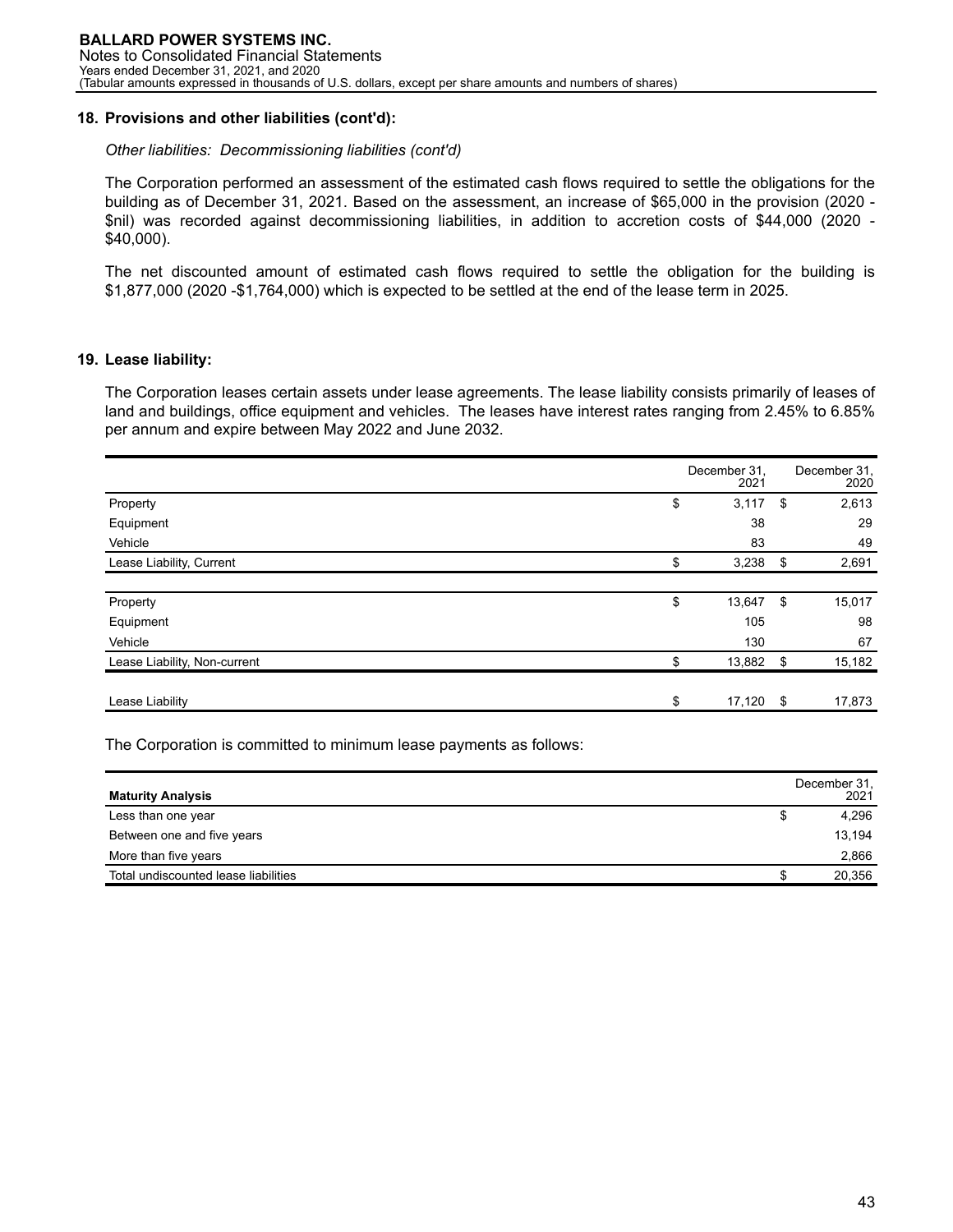## 18. Provisions and other liabilities (cont'd):

*Other liabilities: Decommissioning liabilities (cont'd)*

The Corporation performed an assessment of the estimated cash flows required to settle the obligations for the building as of December 31, 2021. Based on the assessment, an increase of $65,000 in the provision (2020 - $nil) was recorded against decommissioning liabilities, in addition to accretion costs of $44,000 (2020 - $40,000).

The net discounted amount of estimated cash flows required to settle the obligation for the building is $1,877,000 (2020 -$1,764,000) which is expected to be settled at the end of the lease term in 2025.

## 19. Lease liability:

The Corporation leases certain assets under lease agreements. The lease liability consists primarily of leases of land and buildings, office equipment and vehicles. The leases have interest rates ranging from 2.45% to 6.85% per annum and expire between May 2022 and June 2032.

| | December 31, 2021 | December 31, 2020 |
|---|---|---|
| Property | $ 3,117 | $ 2,613 |
| Equipment | 38 | 29 |
| Vehicle | 83 | 49 |
| Lease Liability, Current | $ 3,238 | $ 2,691 |
| | | |
| Property | $ 13,647 | $ 15,017 |
| Equipment | 105 | 98 |
| Vehicle | 130 | 67 |
| Lease Liability, Non-current | $ 13,882 | $ 15,182 |
| | | |
| Lease Liability | $ 17,120 | $ 17,873 |

The Corporation is committed to minimum lease payments as follows:

| Maturity Analysis | December 31, 2021 |
|---|---|
| Less than one year | $ 4,296 |
| Between one and five years | 13,194 |
| More than five years | 2,866 |
| Total undiscounted lease liabilities | $ 20,356 |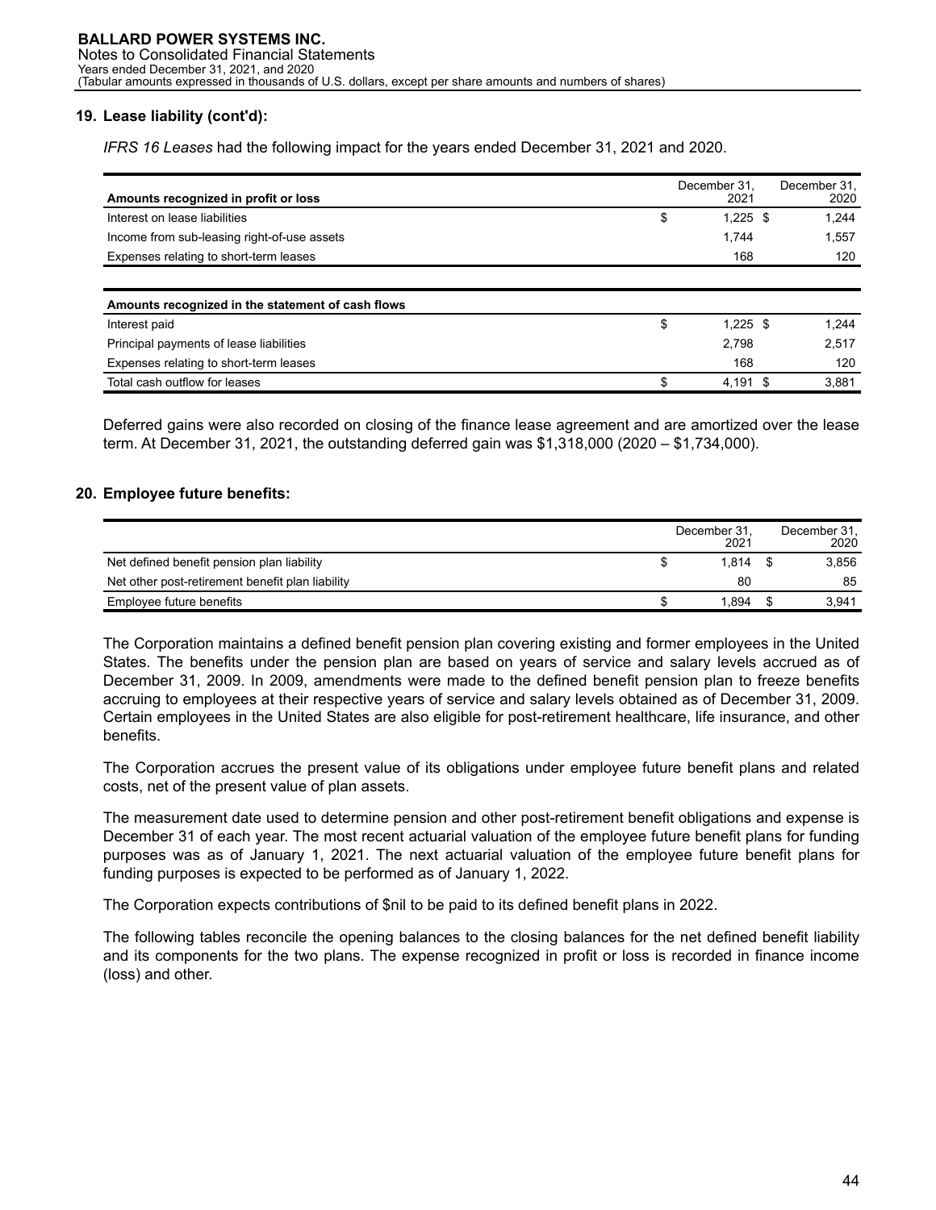## 19. Lease liability (cont'd):

*IFRS 16 Leases* had the following impact for the years ended December 31, 2021 and 2020.

| Amounts recognized in profit or loss | December 31, 2021 | December 31, 2020 |
|---|---|---|
| Interest on lease liabilities | $ 1,225 | $ 1,244 |
| Income from sub-leasing right-of-use assets | 1,744 | 1,557 |
| Expenses relating to short-term leases | 168 | 120 |

| Amounts recognized in the statement of cash flows | December 31, 2021 | December 31, 2020 |
|---|---|---|
| Interest paid | $ 1,225 | $ 1,244 |
| Principal payments of lease liabilities | 2,798 | 2,517 |
| Expenses relating to short-term leases | 168 | 120 |
| Total cash outflow for leases | $ 4,191 | $ 3,881 |

Deferred gains were also recorded on closing of the finance lease agreement and are amortized over the lease term. At December 31, 2021, the outstanding deferred gain was $1,318,000 (2020 – $1,734,000).

## 20. Employee future benefits:

| | December 31, 2021 | December 31, 2020 |
|---|---|---|
| Net defined benefit pension plan liability | $ 1,814 | $ 3,856 |
| Net other post-retirement benefit plan liability | 80 | 85 |
| Employee future benefits | $ 1,894 | $ 3,941 |

The Corporation maintains a defined benefit pension plan covering existing and former employees in the United States. The benefits under the pension plan are based on years of service and salary levels accrued as of December 31, 2009. In 2009, amendments were made to the defined benefit pension plan to freeze benefits accruing to employees at their respective years of service and salary levels obtained as of December 31, 2009. Certain employees in the United States are also eligible for post-retirement healthcare, life insurance, and other benefits.

The Corporation accrues the present value of its obligations under employee future benefit plans and related costs, net of the present value of plan assets.

The measurement date used to determine pension and other post-retirement benefit obligations and expense is December 31 of each year. The most recent actuarial valuation of the employee future benefit plans for funding purposes was as of January 1, 2021. The next actuarial valuation of the employee future benefit plans for funding purposes is expected to be performed as of January 1, 2022.

The Corporation expects contributions of $nil to be paid to its defined benefit plans in 2022.

The following tables reconcile the opening balances to the closing balances for the net defined benefit liability and its components for the two plans. The expense recognized in profit or loss is recorded in finance income (loss) and other.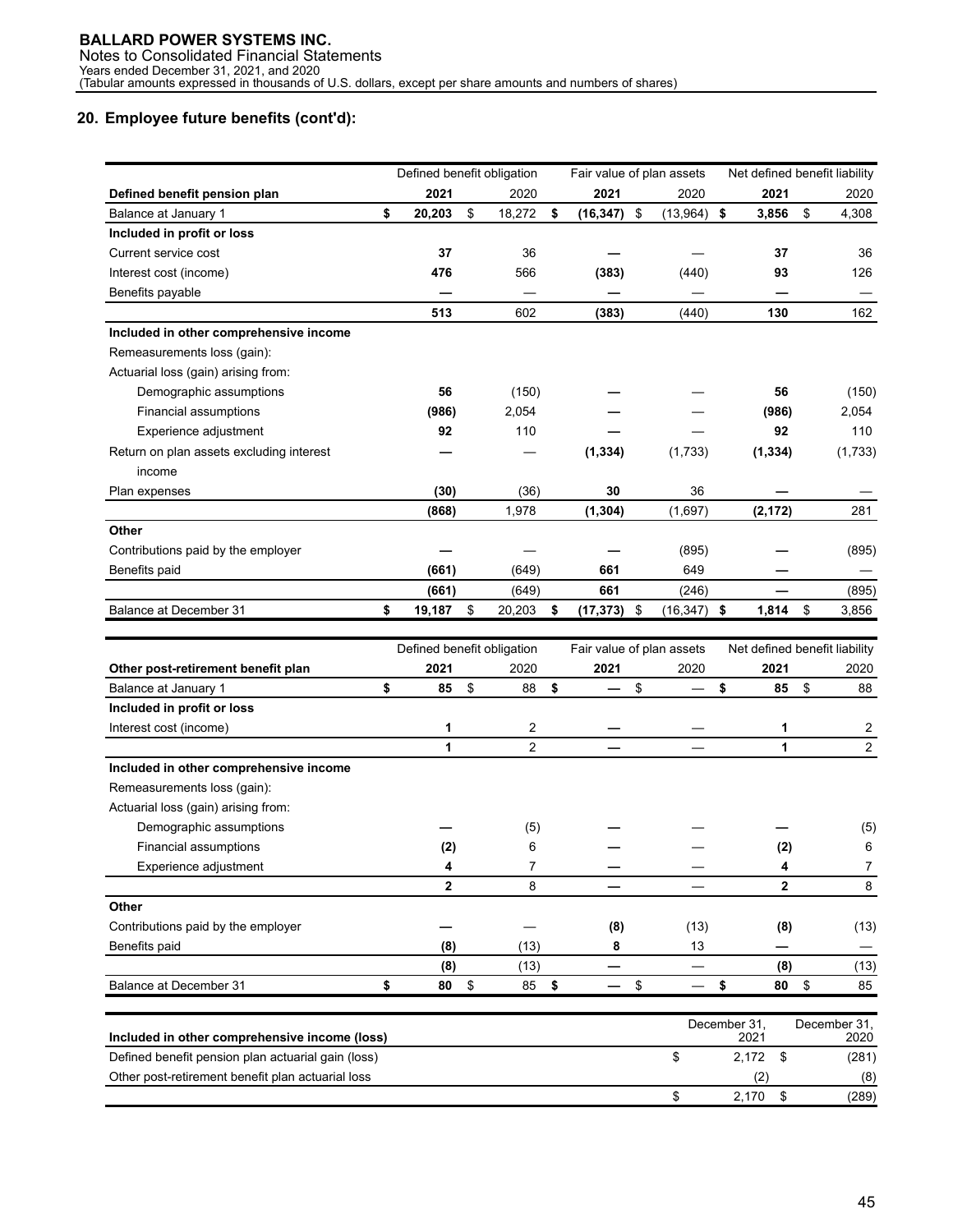## 20. Employee future benefits (cont'd):

| Defined benefit pension plan | Defined benefit obligation 2021 | Defined benefit obligation 2020 | Fair value of plan assets 2021 | Fair value of plan assets 2020 | Net defined benefit liability 2021 | Net defined benefit liability 2020 |
|---|---|---|---|---|---|---|
| Balance at January 1 | **$ 20,203** | $ 18,272 | **$ (16,347)** | $ (13,964) | **$ 3,856** | $ 4,308 |
| **Included in profit or loss** | | | | | | |
| Current service cost | **37** | 36 | **—** | — | **37** | 36 |
| Interest cost (income) | **476** | 566 | **(383)** | (440) | **93** | 126 |
| Benefits payable | **—** | — | **—** | — | **—** | — |
| | **513** | 602 | **(383)** | (440) | **130** | 162 |
| **Included in other comprehensive income** | | | | | | |
| Remeasurements loss (gain): | | | | | | |
| Actuarial loss (gain) arising from: | | | | | | |
| Demographic assumptions | **56** | (150) | **—** | — | **56** | (150) |
| Financial assumptions | **(986)** | 2,054 | **—** | — | **(986)** | 2,054 |
| Experience adjustment | **92** | 110 | **—** | — | **92** | 110 |
| Return on plan assets excluding interest income | **—** | — | **(1,334)** | (1,733) | **(1,334)** | (1,733) |
| Plan expenses | **(30)** | (36) | **30** | 36 | **—** | — |
| | **(868)** | 1,978 | **(1,304)** | (1,697) | **(2,172)** | 281 |
| **Other** | | | | | | |
| Contributions paid by the employer | **—** | — | **—** | (895) | **—** | (895) |
| Benefits paid | **(661)** | (649) | **661** | 649 | **—** | — |
| | **(661)** | (649) | **661** | (246) | **—** | (895) |
| Balance at December 31 | **$ 19,187** | $ 20,203 | **$ (17,373)** | $ (16,347) | **$ 1,814** | $ 3,856 |

| Other post-retirement benefit plan | Defined benefit obligation 2021 | Defined benefit obligation 2020 | Fair value of plan assets 2021 | Fair value of plan assets 2020 | Net defined benefit liability 2021 | Net defined benefit liability 2020 |
|---|---|---|---|---|---|---|
| Balance at January 1 | **$ 85** | $ 88 | **$ —** | $ — | **$ 85** | $ 88 |
| **Included in profit or loss** | | | | | | |
| Interest cost (income) | **1** | 2 | **—** | — | **1** | 2 |
| | **1** | 2 | **—** | — | **1** | 2 |
| **Included in other comprehensive income** | | | | | | |
| Remeasurements loss (gain): | | | | | | |
| Actuarial loss (gain) arising from: | | | | | | |
| Demographic assumptions | **—** | (5) | **—** | — | **—** | (5) |
| Financial assumptions | **(2)** | 6 | **—** | — | **(2)** | 6 |
| Experience adjustment | **4** | 7 | **—** | — | **4** | 7 |
| | **2** | 8 | **—** | — | **2** | 8 |
| **Other** | | | | | | |
| Contributions paid by the employer | **—** | — | **(8)** | (13) | **(8)** | (13) |
| Benefits paid | **(8)** | (13) | **8** | 13 | **—** | — |
| | **(8)** | (13) | **—** | — | **(8)** | (13) |
| Balance at December 31 | **$ 80** | $ 85 | **$ —** | $ — | **$ 80** | $ 85 |

| Included in other comprehensive income (loss) | December 31, 2021 | December 31, 2020 |
|---|---|---|
| Defined benefit pension plan actuarial gain (loss) | $ 2,172 | $ (281) |
| Other post-retirement benefit plan actuarial loss | (2) | (8) |
| | $ 2,170 | $ (289) |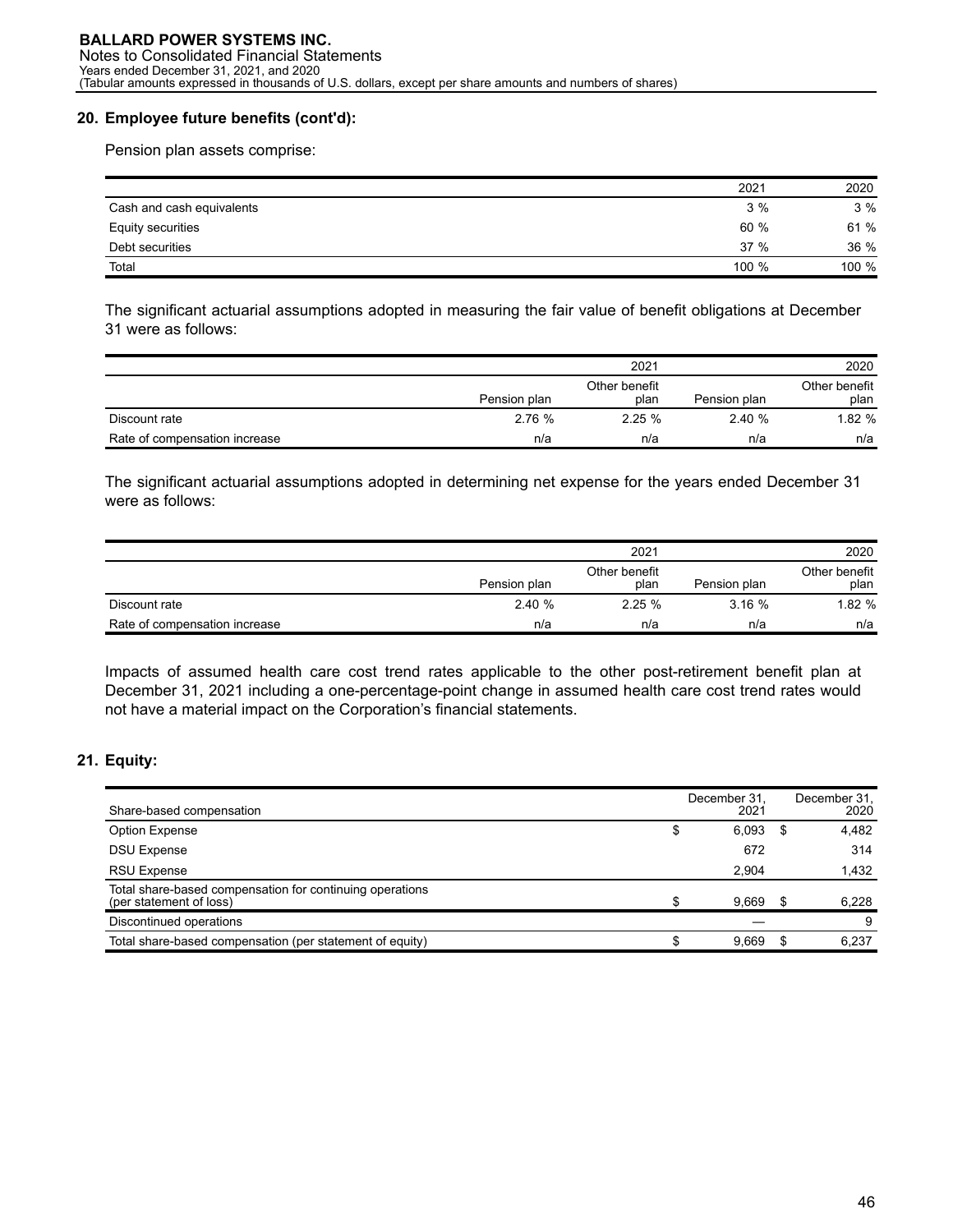## 20. Employee future benefits (cont'd):

Pension plan assets comprise:

| | 2021 | 2020 |
|---|---|---|
| Cash and cash equivalents | 3 % | 3 % |
| Equity securities | 60 % | 61 % |
| Debt securities | 37 % | 36 % |
| Total | 100 % | 100 % |

The significant actuarial assumptions adopted in measuring the fair value of benefit obligations at December 31 were as follows:

| | 2021 | | 2020 | |
|---|---|---|---|---|
| | Pension plan | Other benefit plan | Pension plan | Other benefit plan |
| Discount rate | 2.76 % | 2.25 % | 2.40 % | 1.82 % |
| Rate of compensation increase | n/a | n/a | n/a | n/a |

The significant actuarial assumptions adopted in determining net expense for the years ended December 31 were as follows:

| | 2021 | | 2020 | |
|---|---|---|---|---|
| | Pension plan | Other benefit plan | Pension plan | Other benefit plan |
| Discount rate | 2.40 % | 2.25 % | 3.16 % | 1.82 % |
| Rate of compensation increase | n/a | n/a | n/a | n/a |

Impacts of assumed health care cost trend rates applicable to the other post-retirement benefit plan at December 31, 2021 including a one-percentage-point change in assumed health care cost trend rates would not have a material impact on the Corporation's financial statements.

## 21. Equity:

| Share-based compensation | December 31, 2021 | December 31, 2020 |
|---|---|---|
| Option Expense | $ 6,093 | $ 4,482 |
| DSU Expense | 672 | 314 |
| RSU Expense | 2,904 | 1,432 |
| Total share-based compensation for continuing operations (per statement of loss) | $ 9,669 | $ 6,228 |
| Discontinued operations | — | 9 |
| Total share-based compensation (per statement of equity) | $ 9,669 | $ 6,237 |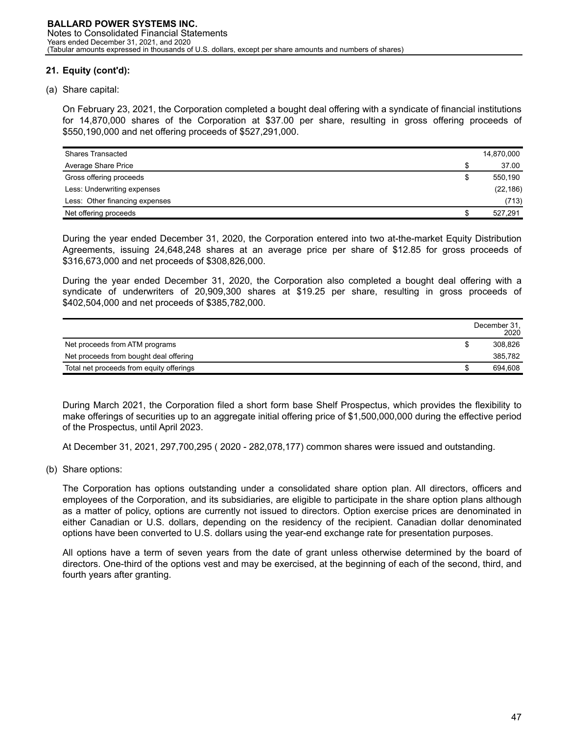## 21. Equity (cont'd):

(a) Share capital:

On February 23, 2021, the Corporation completed a bought deal offering with a syndicate of financial institutions for 14,870,000 shares of the Corporation at $37.00 per share, resulting in gross offering proceeds of $550,190,000 and net offering proceeds of $527,291,000.

| | | |
|---|---|---|
| Shares Transacted | | 14,870,000 |
| Average Share Price | $ | 37.00 |
| Gross offering proceeds | $ | 550,190 |
| Less: Underwriting expenses | | (22,186) |
| Less: Other financing expenses | | (713) |
| Net offering proceeds | $ | 527,291 |

During the year ended December 31, 2020, the Corporation entered into two at-the-market Equity Distribution Agreements, issuing 24,648,248 shares at an average price per share of $12.85 for gross proceeds of $316,673,000 and net proceeds of $308,826,000.

During the year ended December 31, 2020, the Corporation also completed a bought deal offering with a syndicate of underwriters of 20,909,300 shares at $19.25 per share, resulting in gross proceeds of $402,504,000 and net proceeds of $385,782,000.

| | | December 31, 2020 |
|---|---|---|
| Net proceeds from ATM programs | $ | 308,826 |
| Net proceeds from bought deal offering | | 385,782 |
| Total net proceeds from equity offerings | $ | 694,608 |

During March 2021, the Corporation filed a short form base Shelf Prospectus, which provides the flexibility to make offerings of securities up to an aggregate initial offering price of $1,500,000,000 during the effective period of the Prospectus, until April 2023.

At December 31, 2021, 297,700,295 ( 2020 - 282,078,177) common shares were issued and outstanding.

(b) Share options:

The Corporation has options outstanding under a consolidated share option plan. All directors, officers and employees of the Corporation, and its subsidiaries, are eligible to participate in the share option plans although as a matter of policy, options are currently not issued to directors. Option exercise prices are denominated in either Canadian or U.S. dollars, depending on the residency of the recipient. Canadian dollar denominated options have been converted to U.S. dollars using the year-end exchange rate for presentation purposes.

All options have a term of seven years from the date of grant unless otherwise determined by the board of directors. One-third of the options vest and may be exercised, at the beginning of each of the second, third, and fourth years after granting.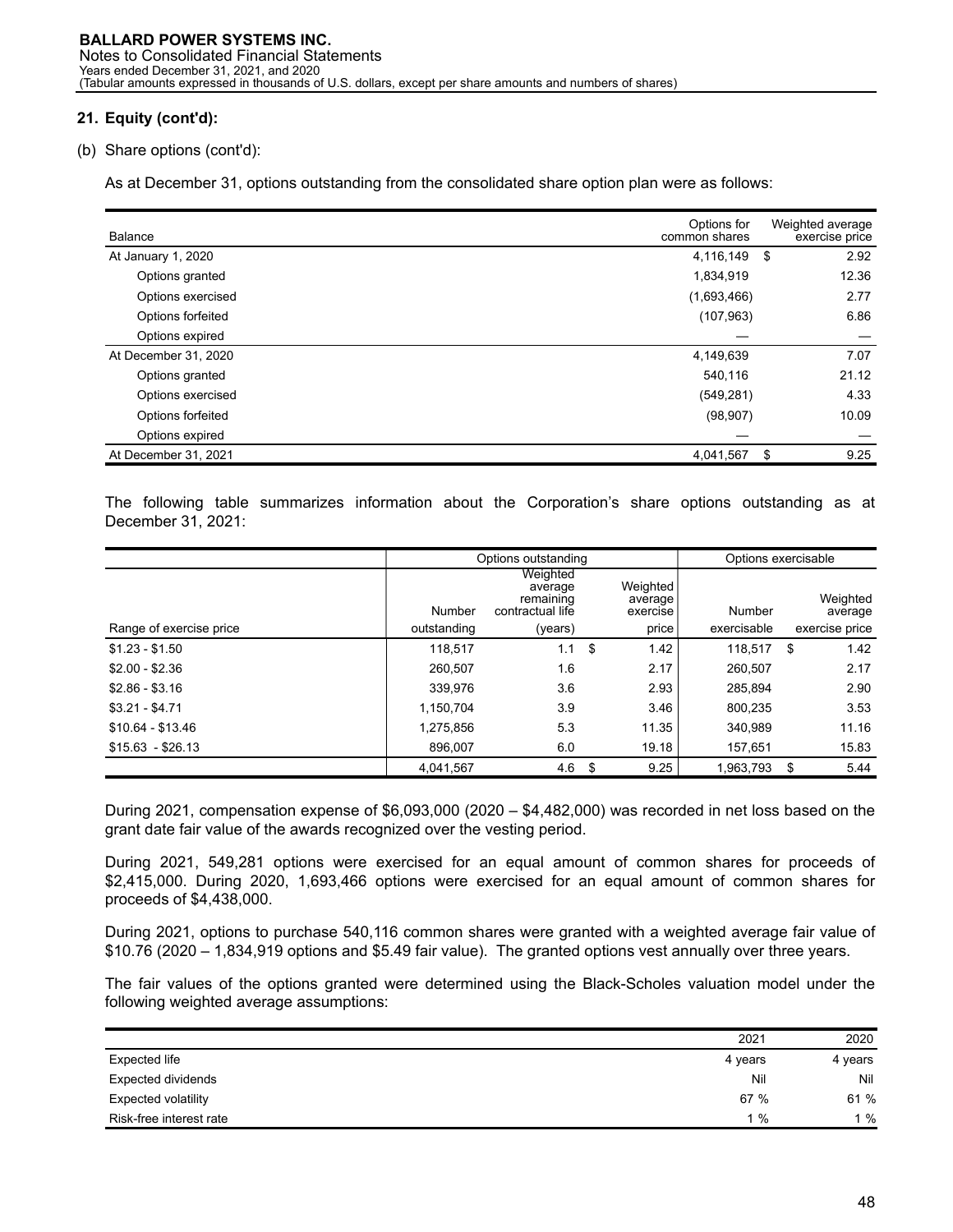## 21. Equity (cont'd):

(b) Share options (cont'd):

As at December 31, options outstanding from the consolidated share option plan were as follows:

| Balance | Options for common shares | Weighted average exercise price |
|---|---|---|
| At January 1, 2020 | 4,116,149 | $ 2.92 |
| Options granted | 1,834,919 | 12.36 |
| Options exercised | (1,693,466) | 2.77 |
| Options forfeited | (107,963) | 6.86 |
| Options expired | — | — |
| At December 31, 2020 | 4,149,639 | 7.07 |
| Options granted | 540,116 | 21.12 |
| Options exercised | (549,281) | 4.33 |
| Options forfeited | (98,907) | 10.09 |
| Options expired | — | — |
| At December 31, 2021 | 4,041,567 | $ 9.25 |

The following table summarizes information about the Corporation's share options outstanding as at December 31, 2021:

| | Options outstanding | | | Options exercisable | |
|---|---|---|---|---|---|
| Range of exercise price | Number outstanding | Weighted average remaining contractual life (years) | Weighted average exercise price | Number exercisable | Weighted average exercise price |
| $1.23 - $1.50 | 118,517 | 1.1 | $ 1.42 | 118,517 | $ 1.42 |
| $2.00 - $2.36 | 260,507 | 1.6 | 2.17 | 260,507 | 2.17 |
| $2.86 - $3.16 | 339,976 | 3.6 | 2.93 | 285,894 | 2.90 |
| $3.21 - $4.71 | 1,150,704 | 3.9 | 3.46 | 800,235 | 3.53 |
| $10.64 - $13.46 | 1,275,856 | 5.3 | 11.35 | 340,989 | 11.16 |
| $15.63 - $26.13 | 896,007 | 6.0 | 19.18 | 157,651 | 15.83 |
| | 4,041,567 | 4.6 | $ 9.25 | 1,963,793 | $ 5.44 |

During 2021, compensation expense of $6,093,000 (2020 – $4,482,000) was recorded in net loss based on the grant date fair value of the awards recognized over the vesting period.

During 2021, 549,281 options were exercised for an equal amount of common shares for proceeds of $2,415,000. During 2020, 1,693,466 options were exercised for an equal amount of common shares for proceeds of $4,438,000.

During 2021, options to purchase 540,116 common shares were granted with a weighted average fair value of $10.76 (2020 – 1,834,919 options and $5.49 fair value). The granted options vest annually over three years.

The fair values of the options granted were determined using the Black-Scholes valuation model under the following weighted average assumptions:

| | 2021 | 2020 |
|---|---|---|
| Expected life | 4 years | 4 years |
| Expected dividends | Nil | Nil |
| Expected volatility | 67 % | 61 % |
| Risk-free interest rate | 1 % | 1 % |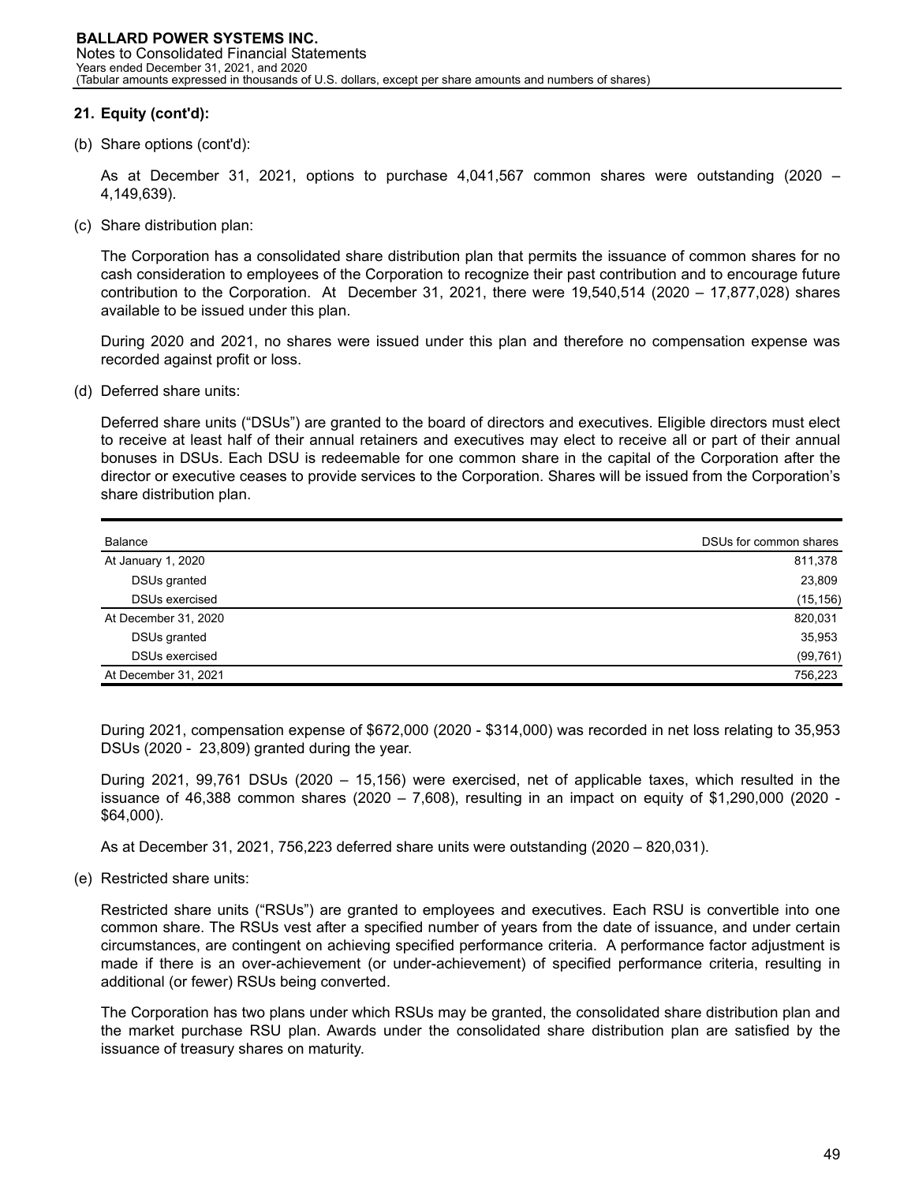## 21. Equity (cont'd):

(b) Share options (cont'd):

As at December 31, 2021, options to purchase 4,041,567 common shares were outstanding (2020 – 4,149,639).

(c) Share distribution plan:

The Corporation has a consolidated share distribution plan that permits the issuance of common shares for no cash consideration to employees of the Corporation to recognize their past contribution and to encourage future contribution to the Corporation. At December 31, 2021, there were 19,540,514 (2020 – 17,877,028) shares available to be issued under this plan.

During 2020 and 2021, no shares were issued under this plan and therefore no compensation expense was recorded against profit or loss.

(d) Deferred share units:

Deferred share units ("DSUs") are granted to the board of directors and executives. Eligible directors must elect to receive at least half of their annual retainers and executives may elect to receive all or part of their annual bonuses in DSUs. Each DSU is redeemable for one common share in the capital of the Corporation after the director or executive ceases to provide services to the Corporation. Shares will be issued from the Corporation's share distribution plan.

| Balance | DSUs for common shares |
|---|---|
| At January 1, 2020 | 811,378 |
| DSUs granted | 23,809 |
| DSUs exercised | (15,156) |
| At December 31, 2020 | 820,031 |
| DSUs granted | 35,953 |
| DSUs exercised | (99,761) |
| At December 31, 2021 | 756,223 |

During 2021, compensation expense of $672,000 (2020 - $314,000) was recorded in net loss relating to 35,953 DSUs (2020 - 23,809) granted during the year.

During 2021, 99,761 DSUs (2020 – 15,156) were exercised, net of applicable taxes, which resulted in the issuance of 46,388 common shares (2020 – 7,608), resulting in an impact on equity of $1,290,000 (2020 - $64,000).

As at December 31, 2021, 756,223 deferred share units were outstanding (2020 – 820,031).

(e) Restricted share units:

Restricted share units ("RSUs") are granted to employees and executives. Each RSU is convertible into one common share. The RSUs vest after a specified number of years from the date of issuance, and under certain circumstances, are contingent on achieving specified performance criteria. A performance factor adjustment is made if there is an over-achievement (or under-achievement) of specified performance criteria, resulting in additional (or fewer) RSUs being converted.

The Corporation has two plans under which RSUs may be granted, the consolidated share distribution plan and the market purchase RSU plan. Awards under the consolidated share distribution plan are satisfied by the issuance of treasury shares on maturity.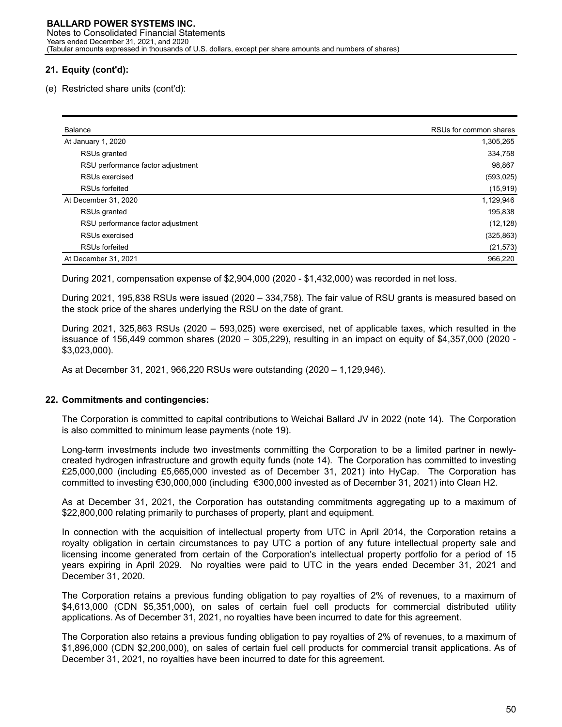**21. Equity (cont'd):**

(e) Restricted share units (cont'd):

| Balance | RSUs for common shares |
|---|---|
| At January 1, 2020 | 1,305,265 |
| RSUs granted | 334,758 |
| RSU performance factor adjustment | 98,867 |
| RSUs exercised | (593,025) |
| RSUs forfeited | (15,919) |
| At December 31, 2020 | 1,129,946 |
| RSUs granted | 195,838 |
| RSU performance factor adjustment | (12,128) |
| RSUs exercised | (325,863) |
| RSUs forfeited | (21,573) |
| At December 31, 2021 | 966,220 |

During 2021, compensation expense of $2,904,000 (2020 - $1,432,000) was recorded in net loss.

During 2021, 195,838 RSUs were issued (2020 – 334,758). The fair value of RSU grants is measured based on the stock price of the shares underlying the RSU on the date of grant.

During 2021, 325,863 RSUs (2020 – 593,025) were exercised, net of applicable taxes, which resulted in the issuance of 156,449 common shares (2020 – 305,229), resulting in an impact on equity of $4,357,000 (2020 - $3,023,000).

As at December 31, 2021, 966,220 RSUs were outstanding (2020 – 1,129,946).

**22. Commitments and contingencies:**

The Corporation is committed to capital contributions to Weichai Ballard JV in 2022 (note 14). The Corporation is also committed to minimum lease payments (note 19).

Long-term investments include two investments committing the Corporation to be a limited partner in newly-created hydrogen infrastructure and growth equity funds (note 14). The Corporation has committed to investing £25,000,000 (including £5,665,000 invested as of December 31, 2021) into HyCap. The Corporation has committed to investing €30,000,000 (including €300,000 invested as of December 31, 2021) into Clean H2.

As at December 31, 2021, the Corporation has outstanding commitments aggregating up to a maximum of $22,800,000 relating primarily to purchases of property, plant and equipment.

In connection with the acquisition of intellectual property from UTC in April 2014, the Corporation retains a royalty obligation in certain circumstances to pay UTC a portion of any future intellectual property sale and licensing income generated from certain of the Corporation's intellectual property portfolio for a period of 15 years expiring in April 2029. No royalties were paid to UTC in the years ended December 31, 2021 and December 31, 2020.

The Corporation retains a previous funding obligation to pay royalties of 2% of revenues, to a maximum of $4,613,000 (CDN $5,351,000), on sales of certain fuel cell products for commercial distributed utility applications. As of December 31, 2021, no royalties have been incurred to date for this agreement.

The Corporation also retains a previous funding obligation to pay royalties of 2% of revenues, to a maximum of $1,896,000 (CDN $2,200,000), on sales of certain fuel cell products for commercial transit applications. As of December 31, 2021, no royalties have been incurred to date for this agreement.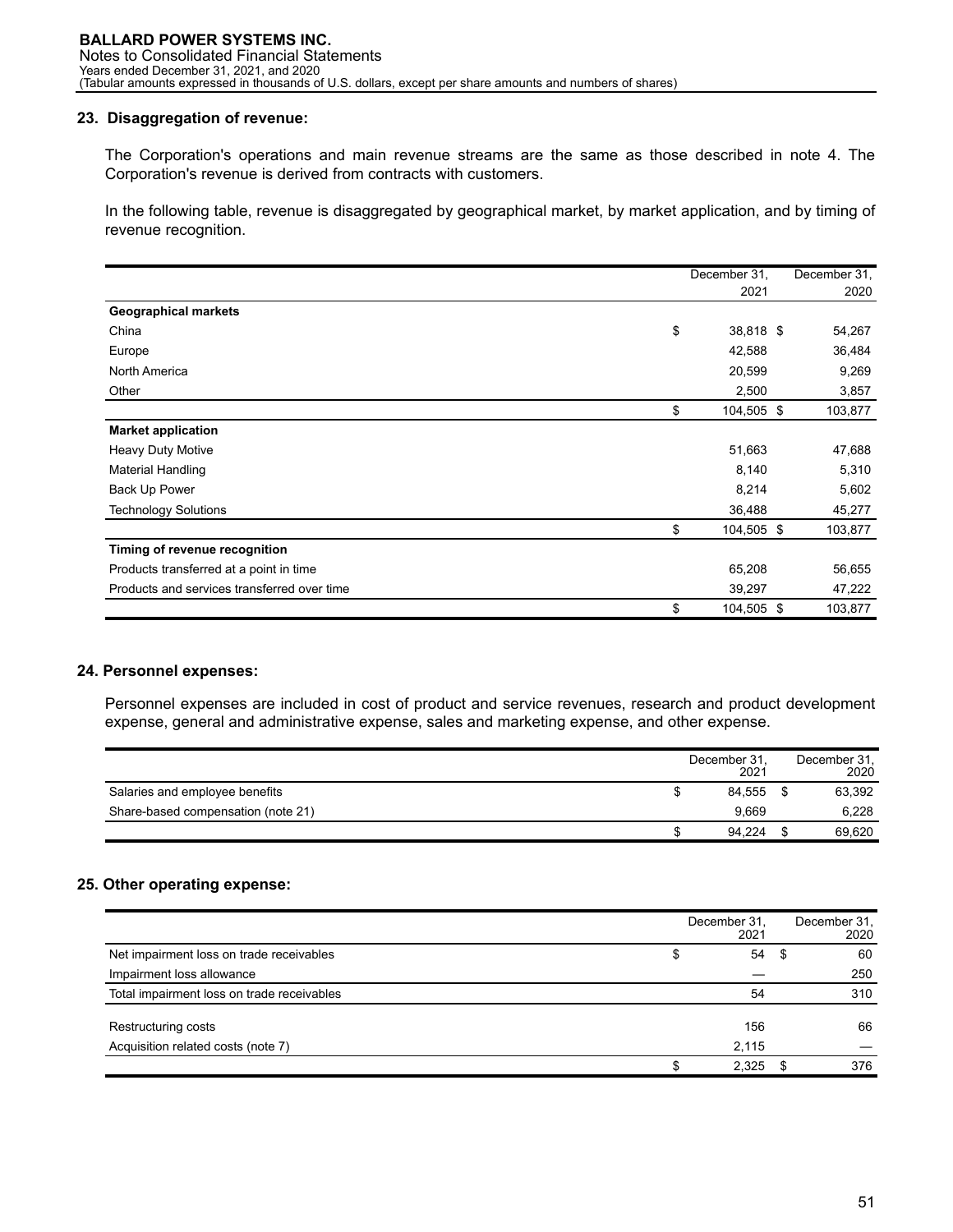## 23. Disaggregation of revenue:

The Corporation's operations and main revenue streams are the same as those described in note 4. The Corporation's revenue is derived from contracts with customers.

In the following table, revenue is disaggregated by geographical market, by market application, and by timing of revenue recognition.

| | December 31, 2021 | December 31, 2020 |
|---|---|---|
| **Geographical markets** | | |
| China | $ 38,818 | $ 54,267 |
| Europe | 42,588 | 36,484 |
| North America | 20,599 | 9,269 |
| Other | 2,500 | 3,857 |
| | $ 104,505 | $ 103,877 |
| **Market application** | | |
| Heavy Duty Motive | 51,663 | 47,688 |
| Material Handling | 8,140 | 5,310 |
| Back Up Power | 8,214 | 5,602 |
| Technology Solutions | 36,488 | 45,277 |
| | $ 104,505 | $ 103,877 |
| **Timing of revenue recognition** | | |
| Products transferred at a point in time | 65,208 | 56,655 |
| Products and services transferred over time | 39,297 | 47,222 |
| | $ 104,505 | $ 103,877 |

## 24. Personnel expenses:

Personnel expenses are included in cost of product and service revenues, research and product development expense, general and administrative expense, sales and marketing expense, and other expense.

| | December 31, 2021 | December 31, 2020 |
|---|---|---|
| Salaries and employee benefits | $ 84,555 | $ 63,392 |
| Share-based compensation (note 21) | 9,669 | 6,228 |
| | $ 94,224 | $ 69,620 |

## 25. Other operating expense:

| | December 31, 2021 | December 31, 2020 |
|---|---|---|
| Net impairment loss on trade receivables | $ 54 | $ 60 |
| Impairment loss allowance | — | 250 |
| Total impairment loss on trade receivables | 54 | 310 |
| Restructuring costs | 156 | 66 |
| Acquisition related costs (note 7) | 2,115 | — |
| | $ 2,325 | $ 376 |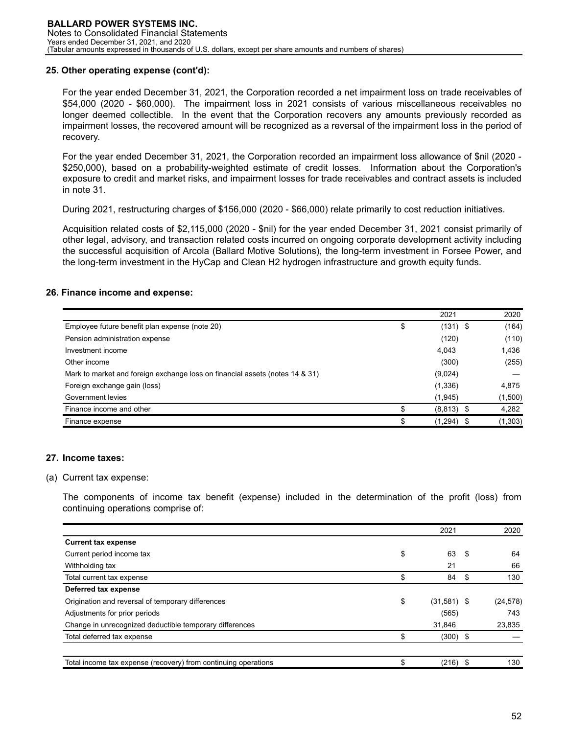## 25. Other operating expense (cont'd):

For the year ended December 31, 2021, the Corporation recorded a net impairment loss on trade receivables of $54,000 (2020 - $60,000). The impairment loss in 2021 consists of various miscellaneous receivables no longer deemed collectible. In the event that the Corporation recovers any amounts previously recorded as impairment losses, the recovered amount will be recognized as a reversal of the impairment loss in the period of recovery.

For the year ended December 31, 2021, the Corporation recorded an impairment loss allowance of $nil (2020 - $250,000), based on a probability-weighted estimate of credit losses. Information about the Corporation's exposure to credit and market risks, and impairment losses for trade receivables and contract assets is included in note 31.

During 2021, restructuring charges of $156,000 (2020 - $66,000) relate primarily to cost reduction initiatives.

Acquisition related costs of $2,115,000 (2020 - $nil) for the year ended December 31, 2021 consist primarily of other legal, advisory, and transaction related costs incurred on ongoing corporate development activity including the successful acquisition of Arcola (Ballard Motive Solutions), the long-term investment in Forsee Power, and the long-term investment in the HyCap and Clean H2 hydrogen infrastructure and growth equity funds.

## 26. Finance income and expense:

| | 2021 | 2020 |
|---|---|---|
| Employee future benefit plan expense (note 20) | $ (131) | $ (164) |
| Pension administration expense | (120) | (110) |
| Investment income | 4,043 | 1,436 |
| Other income | (300) | (255) |
| Mark to market and foreign exchange loss on financial assets (notes 14 & 31) | (9,024) | — |
| Foreign exchange gain (loss) | (1,336) | 4,875 |
| Government levies | (1,945) | (1,500) |
| Finance income and other | $ (8,813) | $ 4,282 |
| Finance expense | $ (1,294) | $ (1,303) |

## 27. Income taxes:

(a) Current tax expense:

The components of income tax benefit (expense) included in the determination of the profit (loss) from continuing operations comprise of:

| | 2021 | 2020 |
|---|---|---|
| **Current tax expense** | | |
| Current period income tax | $ 63 | $ 64 |
| Withholding tax | 21 | 66 |
| Total current tax expense | $ 84 | $ 130 |
| **Deferred tax expense** | | |
| Origination and reversal of temporary differences | $ (31,581) | $ (24,578) |
| Adjustments for prior periods | (565) | 743 |
| Change in unrecognized deductible temporary differences | 31,846 | 23,835 |
| Total deferred tax expense | $ (300) | $ — |
| | | |
| Total income tax expense (recovery) from continuing operations | $ (216) | $ 130 |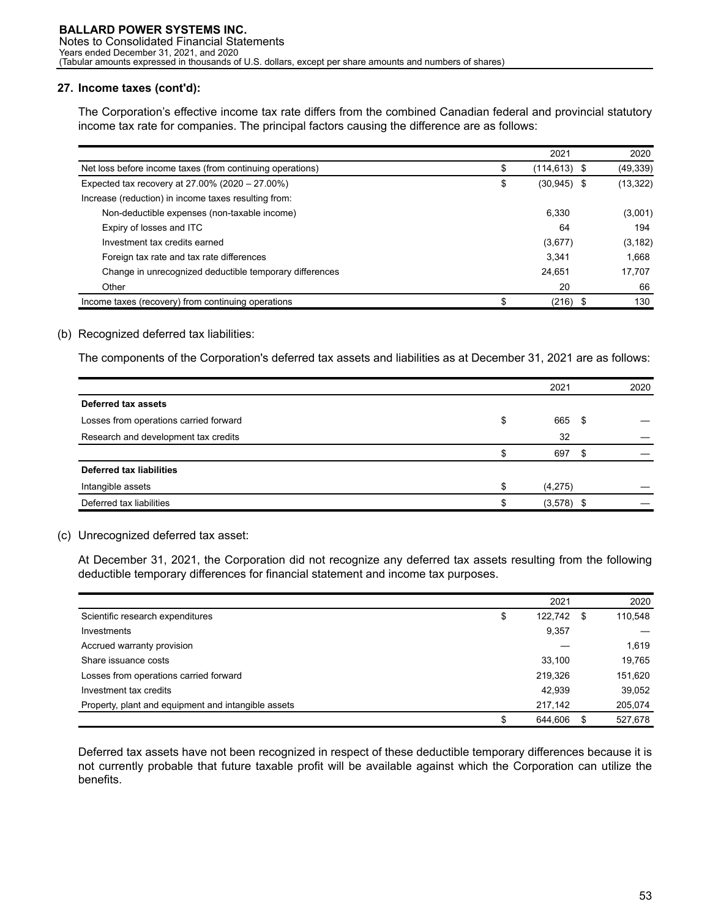### 27. Income taxes (cont'd):

The Corporation's effective income tax rate differs from the combined Canadian federal and provincial statutory income tax rate for companies. The principal factors causing the difference are as follows:

| | 2021 | 2020 |
|---|---|---|
| Net loss before income taxes (from continuing operations) | $ (114,613) | $ (49,339) |
| Expected tax recovery at 27.00% (2020 – 27.00%) | $ (30,945) | $ (13,322) |
| Increase (reduction) in income taxes resulting from: | | |
| Non-deductible expenses (non-taxable income) | 6,330 | (3,001) |
| Expiry of losses and ITC | 64 | 194 |
| Investment tax credits earned | (3,677) | (3,182) |
| Foreign tax rate and tax rate differences | 3,341 | 1,668 |
| Change in unrecognized deductible temporary differences | 24,651 | 17,707 |
| Other | 20 | 66 |
| Income taxes (recovery) from continuing operations | $ (216) | $ 130 |

(b) Recognized deferred tax liabilities:

The components of the Corporation's deferred tax assets and liabilities as at December 31, 2021 are as follows:

| | 2021 | 2020 |
|---|---|---|
| **Deferred tax assets** | | |
| Losses from operations carried forward | $ 665 | $ — |
| Research and development tax credits | 32 | — |
| | $ 697 | $ — |
| **Deferred tax liabilities** | | |
| Intangible assets | $ (4,275) | — |
| Deferred tax liabilities | $ (3,578) | $ — |

(c) Unrecognized deferred tax asset:

At December 31, 2021, the Corporation did not recognize any deferred tax assets resulting from the following deductible temporary differences for financial statement and income tax purposes.

| | 2021 | 2020 |
|---|---|---|
| Scientific research expenditures | $ 122,742 | $ 110,548 |
| Investments | 9,357 | — |
| Accrued warranty provision | — | 1,619 |
| Share issuance costs | 33,100 | 19,765 |
| Losses from operations carried forward | 219,326 | 151,620 |
| Investment tax credits | 42,939 | 39,052 |
| Property, plant and equipment and intangible assets | 217,142 | 205,074 |
| | $ 644,606 | $ 527,678 |

Deferred tax assets have not been recognized in respect of these deductible temporary differences because it is not currently probable that future taxable profit will be available against which the Corporation can utilize the benefits.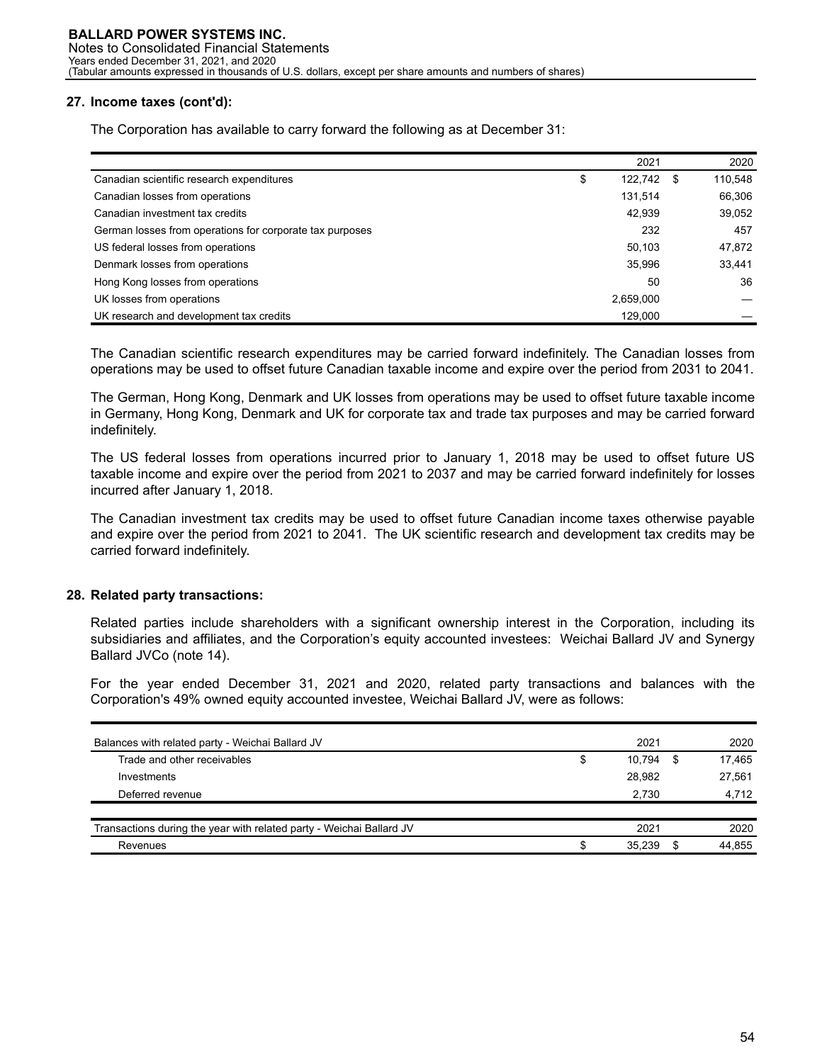## 27. Income taxes (cont'd):

The Corporation has available to carry forward the following as at December 31:

| | 2021 | 2020 |
|---|---|---|
| Canadian scientific research expenditures | $ 122,742 | $ 110,548 |
| Canadian losses from operations | 131,514 | 66,306 |
| Canadian investment tax credits | 42,939 | 39,052 |
| German losses from operations for corporate tax purposes | 232 | 457 |
| US federal losses from operations | 50,103 | 47,872 |
| Denmark losses from operations | 35,996 | 33,441 |
| Hong Kong losses from operations | 50 | 36 |
| UK losses from operations | 2,659,000 | — |
| UK research and development tax credits | 129,000 | — |

The Canadian scientific research expenditures may be carried forward indefinitely. The Canadian losses from operations may be used to offset future Canadian taxable income and expire over the period from 2031 to 2041.

The German, Hong Kong, Denmark and UK losses from operations may be used to offset future taxable income in Germany, Hong Kong, Denmark and UK for corporate tax and trade tax purposes and may be carried forward indefinitely.

The US federal losses from operations incurred prior to January 1, 2018 may be used to offset future US taxable income and expire over the period from 2021 to 2037 and may be carried forward indefinitely for losses incurred after January 1, 2018.

The Canadian investment tax credits may be used to offset future Canadian income taxes otherwise payable and expire over the period from 2021 to 2041. The UK scientific research and development tax credits may be carried forward indefinitely.

## 28. Related party transactions:

Related parties include shareholders with a significant ownership interest in the Corporation, including its subsidiaries and affiliates, and the Corporation's equity accounted investees: Weichai Ballard JV and Synergy Ballard JVCo (note 14).

For the year ended December 31, 2021 and 2020, related party transactions and balances with the Corporation's 49% owned equity accounted investee, Weichai Ballard JV, were as follows:

| Balances with related party - Weichai Ballard JV | 2021 | 2020 |
|---|---|---|
| Trade and other receivables | $ 10,794 | $ 17,465 |
| Investments | 28,982 | 27,561 |
| Deferred revenue | 2,730 | 4,712 |

| Transactions during the year with related party - Weichai Ballard JV | 2021 | 2020 |
|---|---|---|
| Revenues | $ 35,239 | $ 44,855 |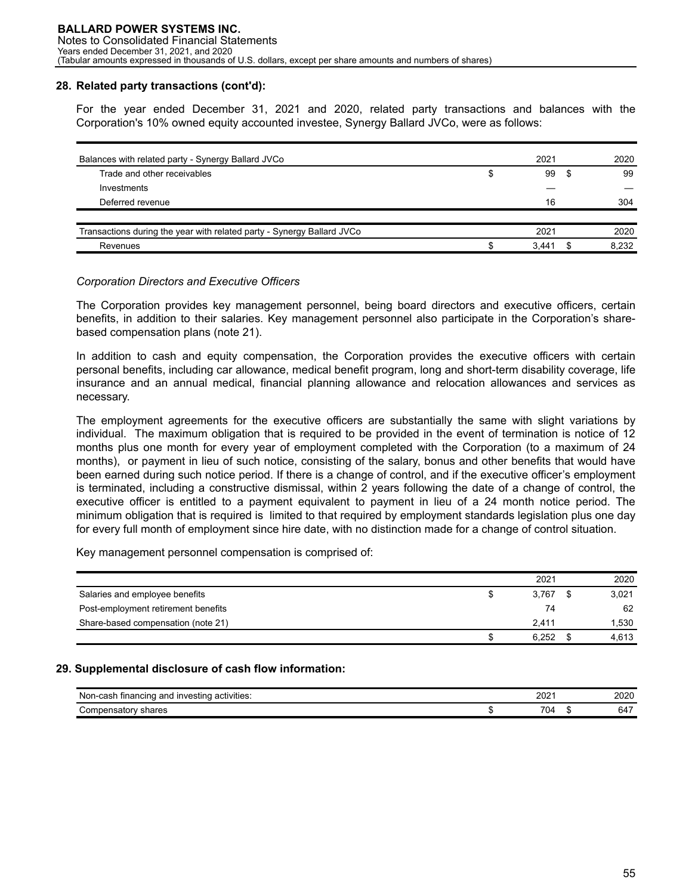## 28. Related party transactions (cont'd):

For the year ended December 31, 2021 and 2020, related party transactions and balances with the Corporation's 10% owned equity accounted investee, Synergy Ballard JVCo, were as follows:

| Balances with related party - Synergy Ballard JVCo | 2021 | 2020 |
|---|---|---|
| Trade and other receivables | $ 99 | $ 99 |
| Investments | — | — |
| Deferred revenue | 16 | 304 |

| Transactions during the year with related party - Synergy Ballard JVCo | 2021 | 2020 |
|---|---|---|
| Revenues | $ 3,441 | $ 8,232 |

*Corporation Directors and Executive Officers*

The Corporation provides key management personnel, being board directors and executive officers, certain benefits, in addition to their salaries. Key management personnel also participate in the Corporation's share-based compensation plans (note 21).

In addition to cash and equity compensation, the Corporation provides the executive officers with certain personal benefits, including car allowance, medical benefit program, long and short-term disability coverage, life insurance and an annual medical, financial planning allowance and relocation allowances and services as necessary.

The employment agreements for the executive officers are substantially the same with slight variations by individual. The maximum obligation that is required to be provided in the event of termination is notice of 12 months plus one month for every year of employment completed with the Corporation (to a maximum of 24 months), or payment in lieu of such notice, consisting of the salary, bonus and other benefits that would have been earned during such notice period. If there is a change of control, and if the executive officer's employment is terminated, including a constructive dismissal, within 2 years following the date of a change of control, the executive officer is entitled to a payment equivalent to payment in lieu of a 24 month notice period. The minimum obligation that is required is limited to that required by employment standards legislation plus one day for every full month of employment since hire date, with no distinction made for a change of control situation.

Key management personnel compensation is comprised of:

| | 2021 | 2020 |
|---|---|---|
| Salaries and employee benefits | $ 3,767 | $ 3,021 |
| Post-employment retirement benefits | 74 | 62 |
| Share-based compensation (note 21) | 2,411 | 1,530 |
| | $ 6,252 | $ 4,613 |

## 29. Supplemental disclosure of cash flow information:

| Non-cash financing and investing activities: | 2021 | 2020 |
|---|---|---|
| Compensatory shares | $ 704 | $ 647 |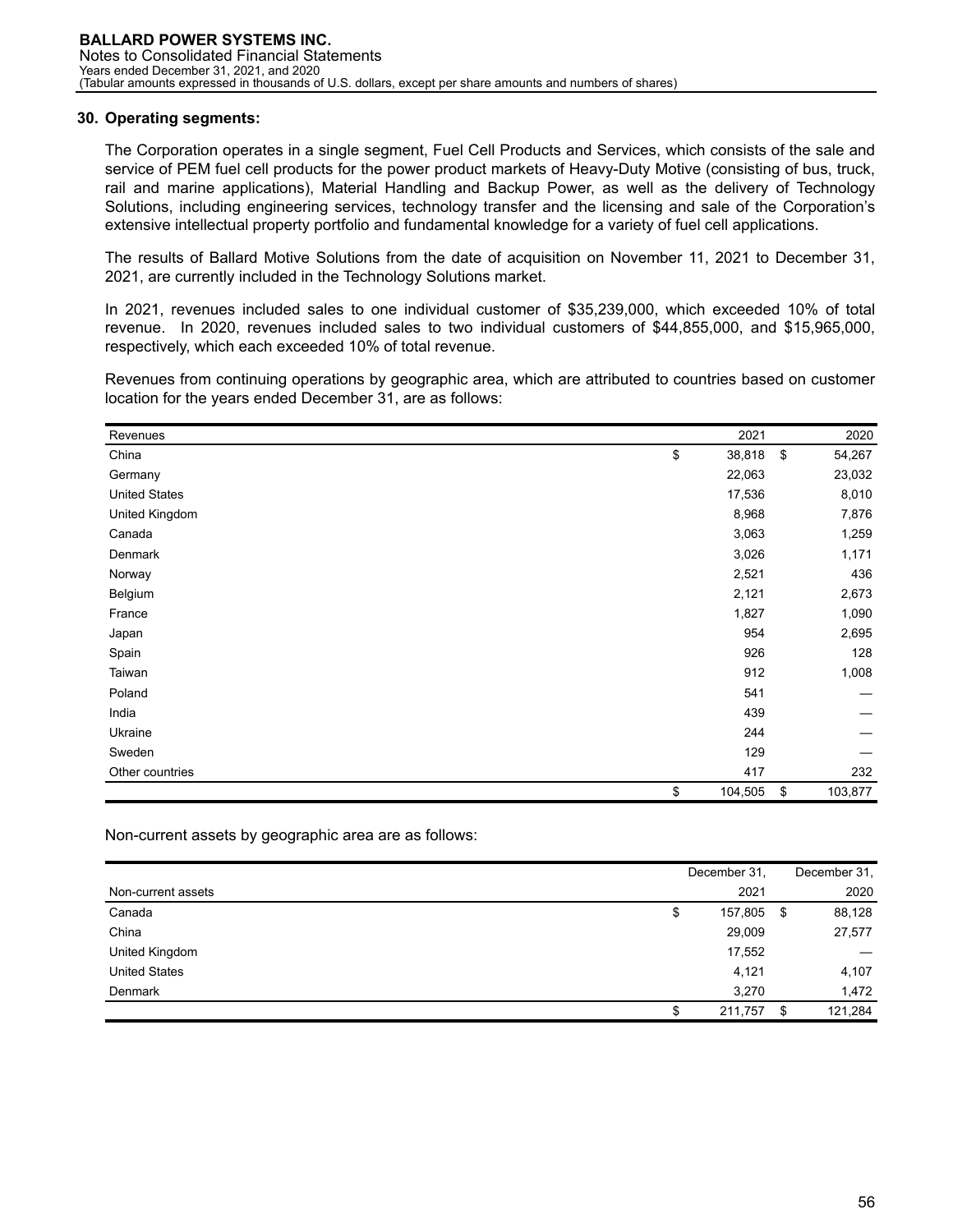## 30. Operating segments:

The Corporation operates in a single segment, Fuel Cell Products and Services, which consists of the sale and service of PEM fuel cell products for the power product markets of Heavy-Duty Motive (consisting of bus, truck, rail and marine applications), Material Handling and Backup Power, as well as the delivery of Technology Solutions, including engineering services, technology transfer and the licensing and sale of the Corporation's extensive intellectual property portfolio and fundamental knowledge for a variety of fuel cell applications.

The results of Ballard Motive Solutions from the date of acquisition on November 11, 2021 to December 31, 2021, are currently included in the Technology Solutions market.

In 2021, revenues included sales to one individual customer of $35,239,000, which exceeded 10% of total revenue. In 2020, revenues included sales to two individual customers of $44,855,000, and $15,965,000, respectively, which each exceeded 10% of total revenue.

Revenues from continuing operations by geographic area, which are attributed to countries based on customer location for the years ended December 31, are as follows:

| Revenues | 2021 | 2020 |
|---|---|---|
| China | $ 38,818 | $ 54,267 |
| Germany | 22,063 | 23,032 |
| United States | 17,536 | 8,010 |
| United Kingdom | 8,968 | 7,876 |
| Canada | 3,063 | 1,259 |
| Denmark | 3,026 | 1,171 |
| Norway | 2,521 | 436 |
| Belgium | 2,121 | 2,673 |
| France | 1,827 | 1,090 |
| Japan | 954 | 2,695 |
| Spain | 926 | 128 |
| Taiwan | 912 | 1,008 |
| Poland | 541 | — |
| India | 439 | — |
| Ukraine | 244 | — |
| Sweden | 129 | — |
| Other countries | 417 | 232 |
| | $ 104,505 | $ 103,877 |

Non-current assets by geographic area are as follows:

| Non-current assets | December 31, 2021 | December 31, 2020 |
|---|---|---|
| Canada | $ 157,805 | $ 88,128 |
| China | 29,009 | 27,577 |
| United Kingdom | 17,552 | — |
| United States | 4,121 | 4,107 |
| Denmark | 3,270 | 1,472 |
| | $ 211,757 | $ 121,284 |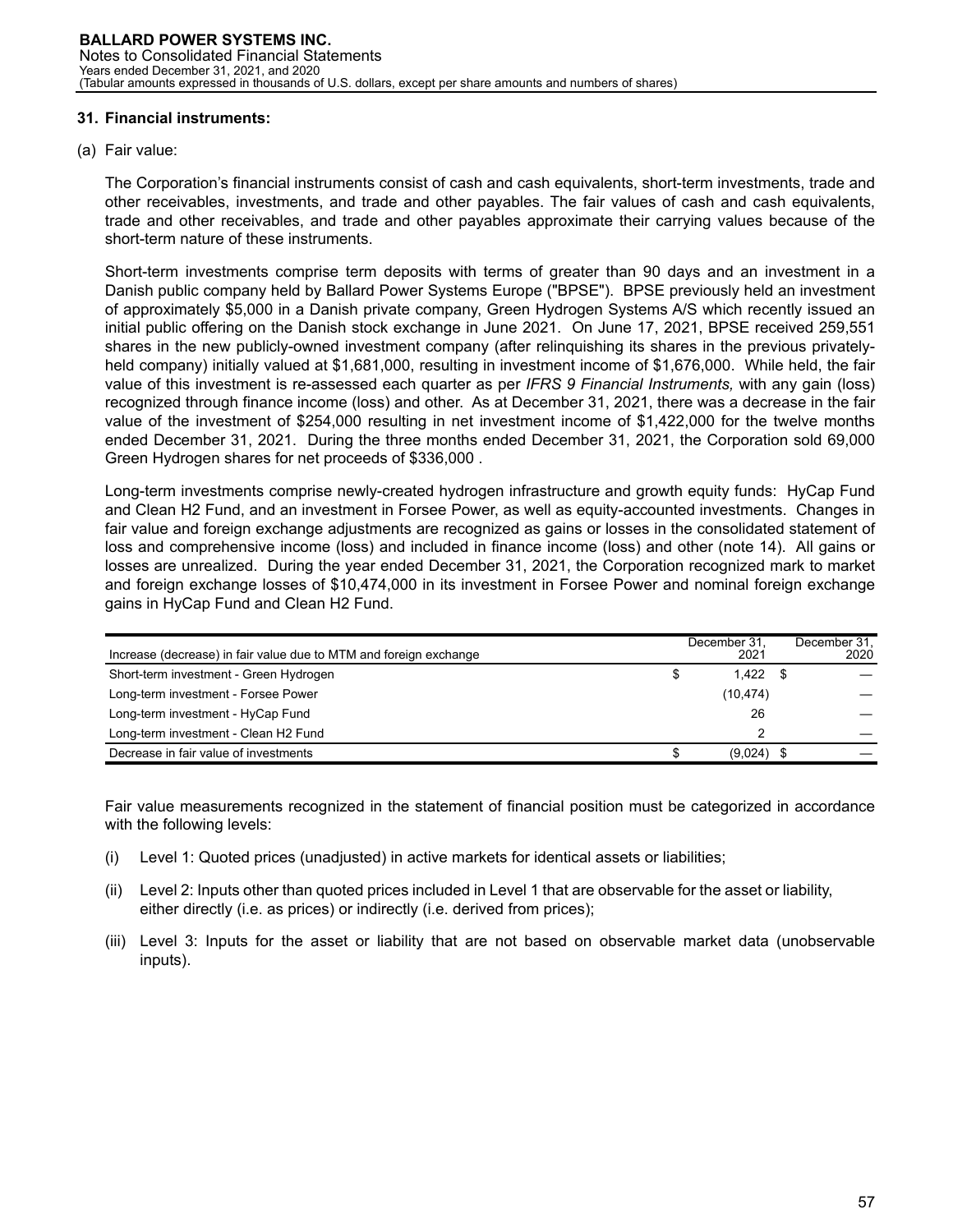## 31. Financial instruments:

(a) Fair value:

The Corporation's financial instruments consist of cash and cash equivalents, short-term investments, trade and other receivables, investments, and trade and other payables. The fair values of cash and cash equivalents, trade and other receivables, and trade and other payables approximate their carrying values because of the short-term nature of these instruments.

Short-term investments comprise term deposits with terms of greater than 90 days and an investment in a Danish public company held by Ballard Power Systems Europe ("BPSE"). BPSE previously held an investment of approximately $5,000 in a Danish private company, Green Hydrogen Systems A/S which recently issued an initial public offering on the Danish stock exchange in June 2021. On June 17, 2021, BPSE received 259,551 shares in the new publicly-owned investment company (after relinquishing its shares in the previous privately-held company) initially valued at $1,681,000, resulting in investment income of $1,676,000. While held, the fair value of this investment is re-assessed each quarter as per *IFRS 9 Financial Instruments,* with any gain (loss) recognized through finance income (loss) and other. As at December 31, 2021, there was a decrease in the fair value of the investment of $254,000 resulting in net investment income of $1,422,000 for the twelve months ended December 31, 2021. During the three months ended December 31, 2021, the Corporation sold 69,000 Green Hydrogen shares for net proceeds of $336,000 .

Long-term investments comprise newly-created hydrogen infrastructure and growth equity funds: HyCap Fund and Clean H2 Fund, and an investment in Forsee Power, as well as equity-accounted investments. Changes in fair value and foreign exchange adjustments are recognized as gains or losses in the consolidated statement of loss and comprehensive income (loss) and included in finance income (loss) and other (note 14). All gains or losses are unrealized. During the year ended December 31, 2021, the Corporation recognized mark to market and foreign exchange losses of $10,474,000 in its investment in Forsee Power and nominal foreign exchange gains in HyCap Fund and Clean H2 Fund.

| Increase (decrease) in fair value due to MTM and foreign exchange | December 31, 2021 | December 31, 2020 |
|---|---|---|
| Short-term investment - Green Hydrogen | $ 1,422 | $ — |
| Long-term investment - Forsee Power | (10,474) | — |
| Long-term investment - HyCap Fund | 26 | — |
| Long-term investment - Clean H2 Fund | 2 | — |
| Decrease in fair value of investments | $ (9,024) | $ — |

Fair value measurements recognized in the statement of financial position must be categorized in accordance with the following levels:

(i) Level 1: Quoted prices (unadjusted) in active markets for identical assets or liabilities;

(ii) Level 2: Inputs other than quoted prices included in Level 1 that are observable for the asset or liability, either directly (i.e. as prices) or indirectly (i.e. derived from prices);

(iii) Level 3: Inputs for the asset or liability that are not based on observable market data (unobservable inputs).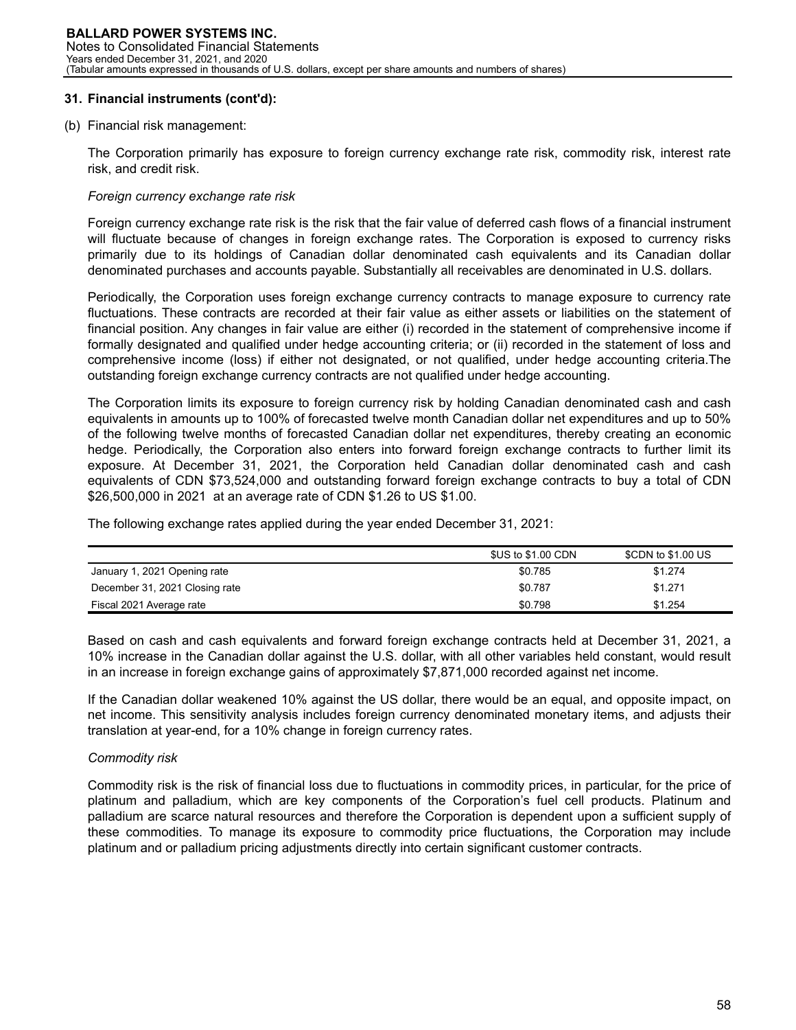### 31. Financial instruments (cont'd):

(b) Financial risk management:

The Corporation primarily has exposure to foreign currency exchange rate risk, commodity risk, interest rate risk, and credit risk.

*Foreign currency exchange rate risk*

Foreign currency exchange rate risk is the risk that the fair value of deferred cash flows of a financial instrument will fluctuate because of changes in foreign exchange rates. The Corporation is exposed to currency risks primarily due to its holdings of Canadian dollar denominated cash equivalents and its Canadian dollar denominated purchases and accounts payable. Substantially all receivables are denominated in U.S. dollars.

Periodically, the Corporation uses foreign exchange currency contracts to manage exposure to currency rate fluctuations. These contracts are recorded at their fair value as either assets or liabilities on the statement of financial position. Any changes in fair value are either (i) recorded in the statement of comprehensive income if formally designated and qualified under hedge accounting criteria; or (ii) recorded in the statement of loss and comprehensive income (loss) if either not designated, or not qualified, under hedge accounting criteria.The outstanding foreign exchange currency contracts are not qualified under hedge accounting.

The Corporation limits its exposure to foreign currency risk by holding Canadian denominated cash and cash equivalents in amounts up to 100% of forecasted twelve month Canadian dollar net expenditures and up to 50% of the following twelve months of forecasted Canadian dollar net expenditures, thereby creating an economic hedge. Periodically, the Corporation also enters into forward foreign exchange contracts to further limit its exposure. At December 31, 2021, the Corporation held Canadian dollar denominated cash and cash equivalents of CDN $73,524,000 and outstanding forward foreign exchange contracts to buy a total of CDN $26,500,000 in 2021 at an average rate of CDN $1.26 to US $1.00.

The following exchange rates applied during the year ended December 31, 2021:

| | $US to $1.00 CDN | $CDN to $1.00 US |
|---|---|---|
| January 1, 2021 Opening rate | $0.785 | $1.274 |
| December 31, 2021 Closing rate | $0.787 | $1.271 |
| Fiscal 2021 Average rate | $0.798 | $1.254 |

Based on cash and cash equivalents and forward foreign exchange contracts held at December 31, 2021, a 10% increase in the Canadian dollar against the U.S. dollar, with all other variables held constant, would result in an increase in foreign exchange gains of approximately $7,871,000 recorded against net income.

If the Canadian dollar weakened 10% against the US dollar, there would be an equal, and opposite impact, on net income. This sensitivity analysis includes foreign currency denominated monetary items, and adjusts their translation at year-end, for a 10% change in foreign currency rates.

*Commodity risk*

Commodity risk is the risk of financial loss due to fluctuations in commodity prices, in particular, for the price of platinum and palladium, which are key components of the Corporation's fuel cell products. Platinum and palladium are scarce natural resources and therefore the Corporation is dependent upon a sufficient supply of these commodities. To manage its exposure to commodity price fluctuations, the Corporation may include platinum and or palladium pricing adjustments directly into certain significant customer contracts.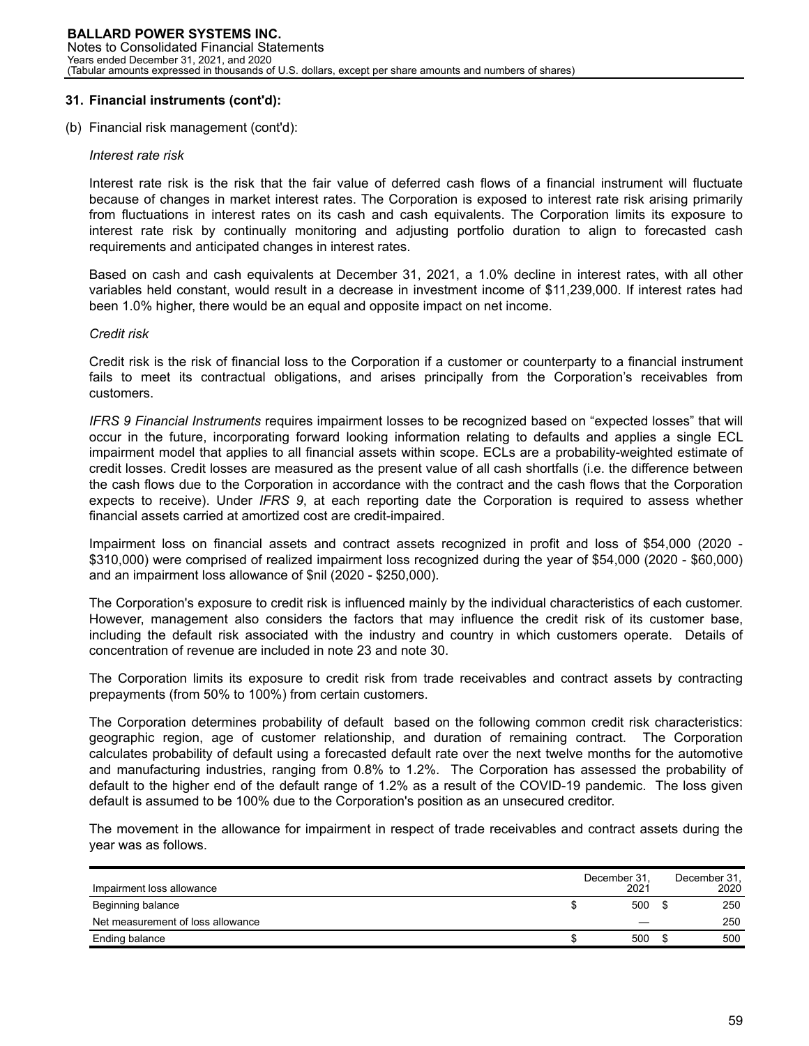## 31. Financial instruments (cont'd):

(b) Financial risk management (cont'd):

*Interest rate risk*

Interest rate risk is the risk that the fair value of deferred cash flows of a financial instrument will fluctuate because of changes in market interest rates. The Corporation is exposed to interest rate risk arising primarily from fluctuations in interest rates on its cash and cash equivalents. The Corporation limits its exposure to interest rate risk by continually monitoring and adjusting portfolio duration to align to forecasted cash requirements and anticipated changes in interest rates.

Based on cash and cash equivalents at December 31, 2021, a 1.0% decline in interest rates, with all other variables held constant, would result in a decrease in investment income of $11,239,000. If interest rates had been 1.0% higher, there would be an equal and opposite impact on net income.

*Credit risk*

Credit risk is the risk of financial loss to the Corporation if a customer or counterparty to a financial instrument fails to meet its contractual obligations, and arises principally from the Corporation's receivables from customers.

*IFRS 9 Financial Instruments* requires impairment losses to be recognized based on "expected losses" that will occur in the future, incorporating forward looking information relating to defaults and applies a single ECL impairment model that applies to all financial assets within scope. ECLs are a probability-weighted estimate of credit losses. Credit losses are measured as the present value of all cash shortfalls (i.e. the difference between the cash flows due to the Corporation in accordance with the contract and the cash flows that the Corporation expects to receive). Under *IFRS 9*, at each reporting date the Corporation is required to assess whether financial assets carried at amortized cost are credit-impaired.

Impairment loss on financial assets and contract assets recognized in profit and loss of $54,000 (2020 - $310,000) were comprised of realized impairment loss recognized during the year of $54,000 (2020 - $60,000) and an impairment loss allowance of $nil (2020 - $250,000).

The Corporation's exposure to credit risk is influenced mainly by the individual characteristics of each customer. However, management also considers the factors that may influence the credit risk of its customer base, including the default risk associated with the industry and country in which customers operate. Details of concentration of revenue are included in note 23 and note 30.

The Corporation limits its exposure to credit risk from trade receivables and contract assets by contracting prepayments (from 50% to 100%) from certain customers.

The Corporation determines probability of default based on the following common credit risk characteristics: geographic region, age of customer relationship, and duration of remaining contract. The Corporation calculates probability of default using a forecasted default rate over the next twelve months for the automotive and manufacturing industries, ranging from 0.8% to 1.2%. The Corporation has assessed the probability of default to the higher end of the default range of 1.2% as a result of the COVID-19 pandemic. The loss given default is assumed to be 100% due to the Corporation's position as an unsecured creditor.

The movement in the allowance for impairment in respect of trade receivables and contract assets during the year was as follows.

| Impairment loss allowance | December 31, 2021 | December 31, 2020 |
|---|---|---|
| Beginning balance | $ 500 | $ 250 |
| Net measurement of loss allowance | — | 250 |
| Ending balance | $ 500 | $ 500 |